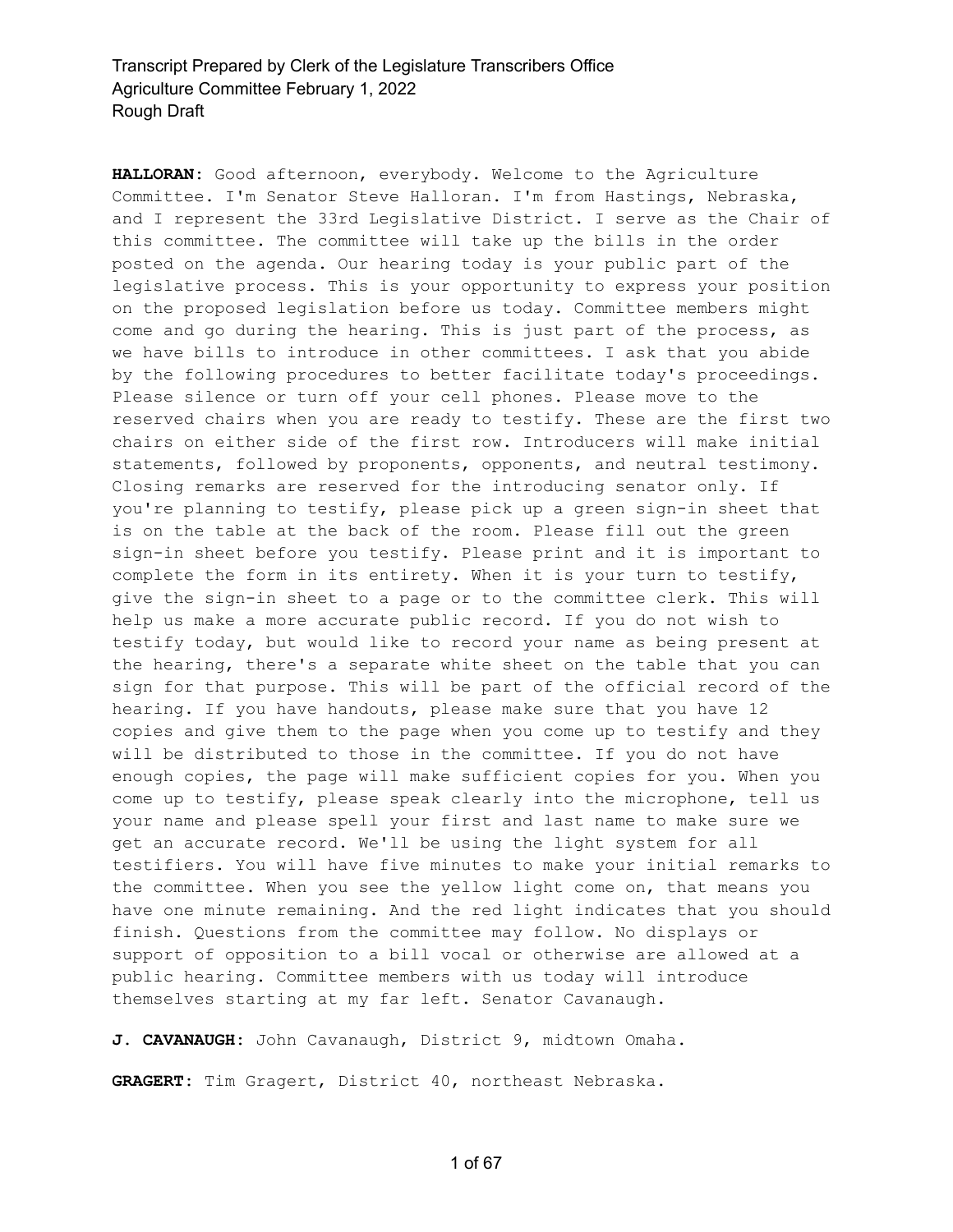**HALLORAN:** Good afternoon, everybody. Welcome to the Agriculture Committee. I'm Senator Steve Halloran. I'm from Hastings, Nebraska, and I represent the 33rd Legislative District. I serve as the Chair of this committee. The committee will take up the bills in the order posted on the agenda. Our hearing today is your public part of the legislative process. This is your opportunity to express your position on the proposed legislation before us today. Committee members might come and go during the hearing. This is just part of the process, as we have bills to introduce in other committees. I ask that you abide by the following procedures to better facilitate today's proceedings. Please silence or turn off your cell phones. Please move to the reserved chairs when you are ready to testify. These are the first two chairs on either side of the first row. Introducers will make initial statements, followed by proponents, opponents, and neutral testimony. Closing remarks are reserved for the introducing senator only. If you're planning to testify, please pick up a green sign-in sheet that is on the table at the back of the room. Please fill out the green sign-in sheet before you testify. Please print and it is important to complete the form in its entirety. When it is your turn to testify, give the sign-in sheet to a page or to the committee clerk. This will help us make a more accurate public record. If you do not wish to testify today, but would like to record your name as being present at the hearing, there's a separate white sheet on the table that you can sign for that purpose. This will be part of the official record of the hearing. If you have handouts, please make sure that you have 12 copies and give them to the page when you come up to testify and they will be distributed to those in the committee. If you do not have enough copies, the page will make sufficient copies for you. When you come up to testify, please speak clearly into the microphone, tell us your name and please spell your first and last name to make sure we get an accurate record. We'll be using the light system for all testifiers. You will have five minutes to make your initial remarks to the committee. When you see the yellow light come on, that means you have one minute remaining. And the red light indicates that you should finish. Questions from the committee may follow. No displays or support of opposition to a bill vocal or otherwise are allowed at a public hearing. Committee members with us today will introduce themselves starting at my far left. Senator Cavanaugh.

**J. CAVANAUGH:** John Cavanaugh, District 9, midtown Omaha.

**GRAGERT:** Tim Gragert, District 40, northeast Nebraska.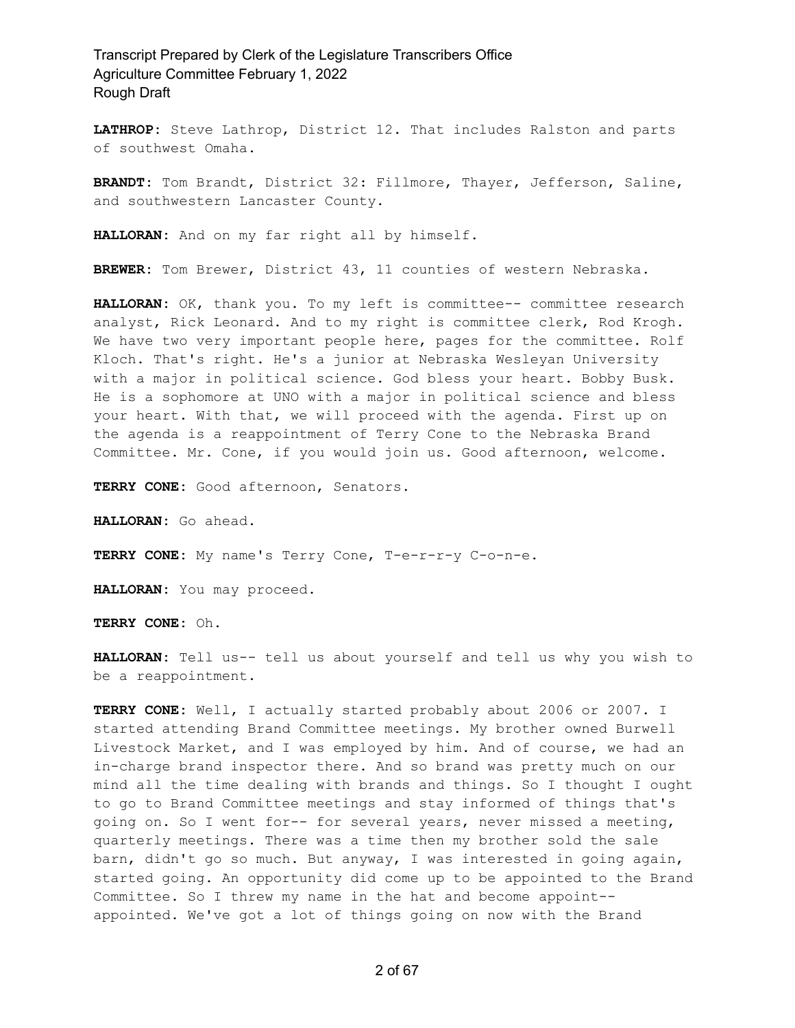**LATHROP:** Steve Lathrop, District 12. That includes Ralston and parts of southwest Omaha.

**BRANDT:** Tom Brandt, District 32: Fillmore, Thayer, Jefferson, Saline, and southwestern Lancaster County.

**HALLORAN:** And on my far right all by himself.

**BREWER:** Tom Brewer, District 43, 11 counties of western Nebraska.

**HALLORAN:** OK, thank you. To my left is committee-- committee research analyst, Rick Leonard. And to my right is committee clerk, Rod Krogh. We have two very important people here, pages for the committee. Rolf Kloch. That's right. He's a junior at Nebraska Wesleyan University with a major in political science. God bless your heart. Bobby Busk. He is a sophomore at UNO with a major in political science and bless your heart. With that, we will proceed with the agenda. First up on the agenda is a reappointment of Terry Cone to the Nebraska Brand Committee. Mr. Cone, if you would join us. Good afternoon, welcome.

**TERRY CONE:** Good afternoon, Senators.

**HALLORAN:** Go ahead.

**TERRY CONE:** My name's Terry Cone, T-e-r-r-y C-o-n-e.

**HALLORAN:** You may proceed.

**TERRY CONE:** Oh.

**HALLORAN:** Tell us-- tell us about yourself and tell us why you wish to be a reappointment.

**TERRY CONE:** Well, I actually started probably about 2006 or 2007. I started attending Brand Committee meetings. My brother owned Burwell Livestock Market, and I was employed by him. And of course, we had an in-charge brand inspector there. And so brand was pretty much on our mind all the time dealing with brands and things. So I thought I ought to go to Brand Committee meetings and stay informed of things that's going on. So I went for-- for several years, never missed a meeting, quarterly meetings. There was a time then my brother sold the sale barn, didn't go so much. But anyway, I was interested in going again, started going. An opportunity did come up to be appointed to the Brand Committee. So I threw my name in the hat and become appoint-- appointed. We've got a lot of things going on now with the Brand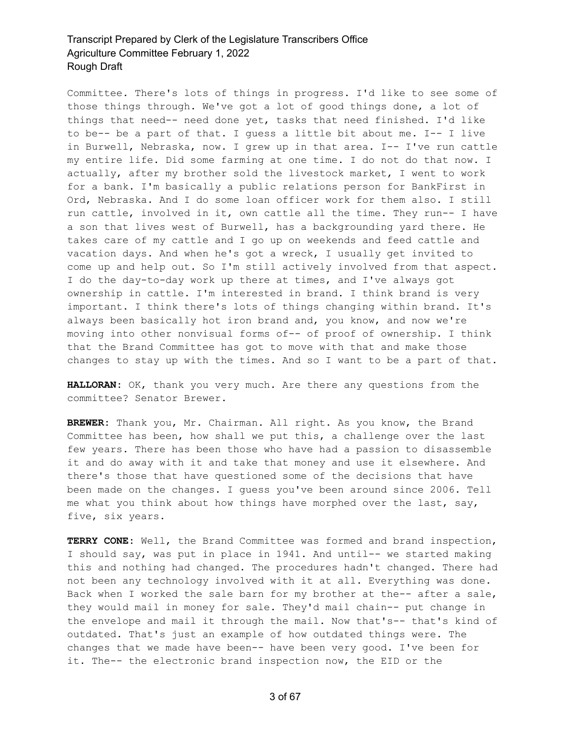Committee. There's lots of things in progress. I'd like to see some of those things through. We've got a lot of good things done, a lot of things that need-- need done yet, tasks that need finished. I'd like to be-- be a part of that. I guess a little bit about me. I-- I live in Burwell, Nebraska, now. I grew up in that area. I-- I've run cattle my entire life. Did some farming at one time. I do not do that now. I actually, after my brother sold the livestock market, I went to work for a bank. I'm basically a public relations person for BankFirst in Ord, Nebraska. And I do some loan officer work for them also. I still run cattle, involved in it, own cattle all the time. They run-- I have a son that lives west of Burwell, has a backgrounding yard there. He takes care of my cattle and I go up on weekends and feed cattle and vacation days. And when he's got a wreck, I usually get invited to come up and help out. So I'm still actively involved from that aspect. I do the day-to-day work up there at times, and I've always got ownership in cattle. I'm interested in brand. I think brand is very important. I think there's lots of things changing within brand. It's always been basically hot iron brand and, you know, and now we're moving into other nonvisual forms of-- of proof of ownership. I think that the Brand Committee has got to move with that and make those changes to stay up with the times. And so I want to be a part of that.

**HALLORAN:** OK, thank you very much. Are there any questions from the committee? Senator Brewer.

**BREWER:** Thank you, Mr. Chairman. All right. As you know, the Brand Committee has been, how shall we put this, a challenge over the last few years. There has been those who have had a passion to disassemble it and do away with it and take that money and use it elsewhere. And there's those that have questioned some of the decisions that have been made on the changes. I guess you've been around since 2006. Tell me what you think about how things have morphed over the last, say, five, six years.

**TERRY CONE:** Well, the Brand Committee was formed and brand inspection, I should say, was put in place in 1941. And until-- we started making this and nothing had changed. The procedures hadn't changed. There had not been any technology involved with it at all. Everything was done. Back when I worked the sale barn for my brother at the-- after a sale, they would mail in money for sale. They'd mail chain-- put change in the envelope and mail it through the mail. Now that's-- that's kind of outdated. That's just an example of how outdated things were. The changes that we made have been-- have been very good. I've been for it. The-- the electronic brand inspection now, the EID or the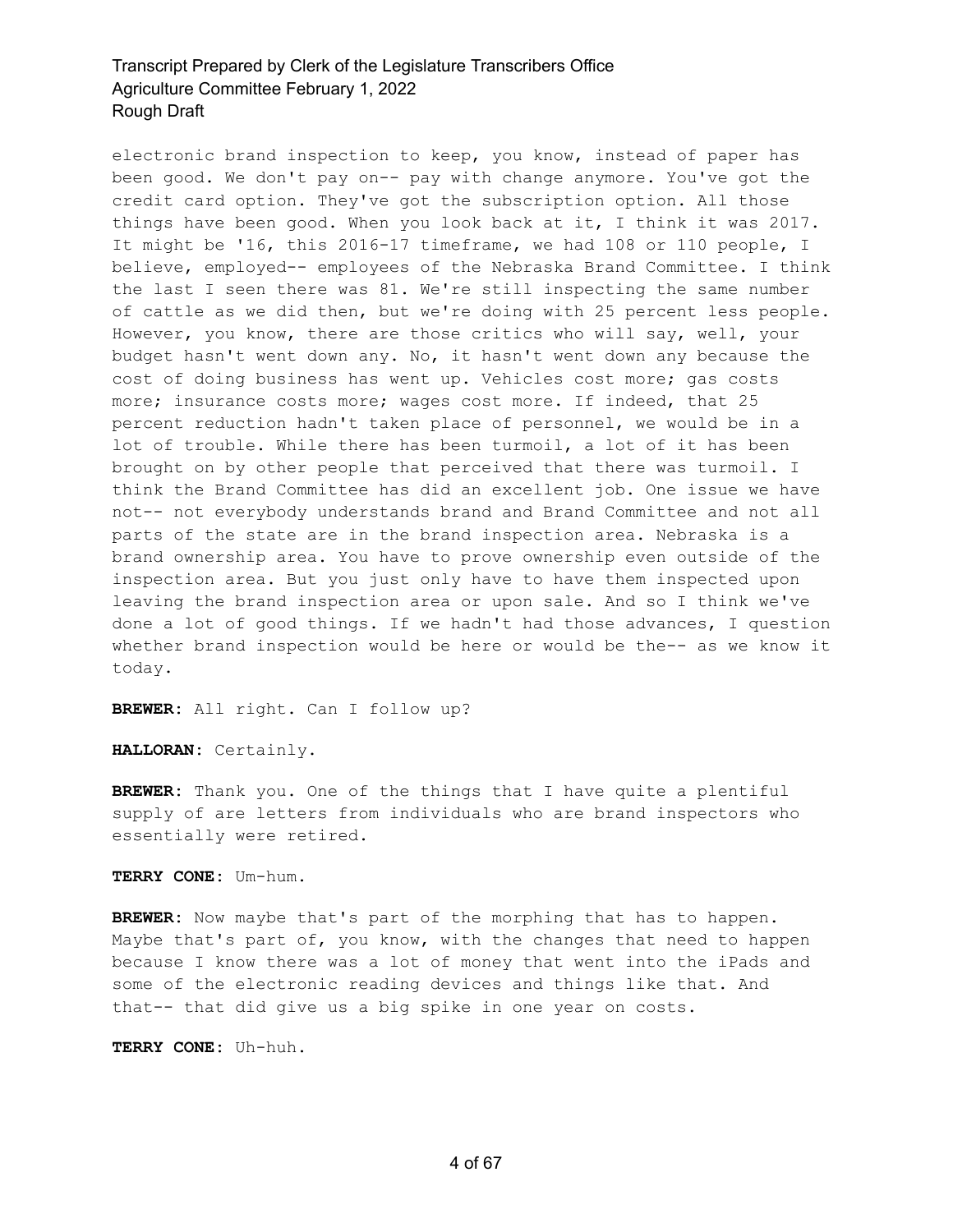electronic brand inspection to keep, you know, instead of paper has been good. We don't pay on-- pay with change anymore. You've got the credit card option. They've got the subscription option. All those things have been good. When you look back at it, I think it was 2017. It might be '16, this 2016-17 timeframe, we had 108 or 110 people, I believe, employed-- employees of the Nebraska Brand Committee. I think the last I seen there was 81. We're still inspecting the same number of cattle as we did then, but we're doing with 25 percent less people. However, you know, there are those critics who will say, well, your budget hasn't went down any. No, it hasn't went down any because the cost of doing business has went up. Vehicles cost more; gas costs more; insurance costs more; wages cost more. If indeed, that 25 percent reduction hadn't taken place of personnel, we would be in a lot of trouble. While there has been turmoil, a lot of it has been brought on by other people that perceived that there was turmoil. I think the Brand Committee has did an excellent job. One issue we have not-- not everybody understands brand and Brand Committee and not all parts of the state are in the brand inspection area. Nebraska is a brand ownership area. You have to prove ownership even outside of the inspection area. But you just only have to have them inspected upon leaving the brand inspection area or upon sale. And so I think we've done a lot of good things. If we hadn't had those advances, I question whether brand inspection would be here or would be the-- as we know it today.

**BREWER:** All right. Can I follow up?

**HALLORAN:** Certainly.

**BREWER:** Thank you. One of the things that I have quite a plentiful supply of are letters from individuals who are brand inspectors who essentially were retired.

**TERRY CONE:** Um-hum.

**BREWER:** Now maybe that's part of the morphing that has to happen. Maybe that's part of, you know, with the changes that need to happen because I know there was a lot of money that went into the iPads and some of the electronic reading devices and things like that. And that-- that did give us a big spike in one year on costs.

**TERRY CONE:** Uh-huh.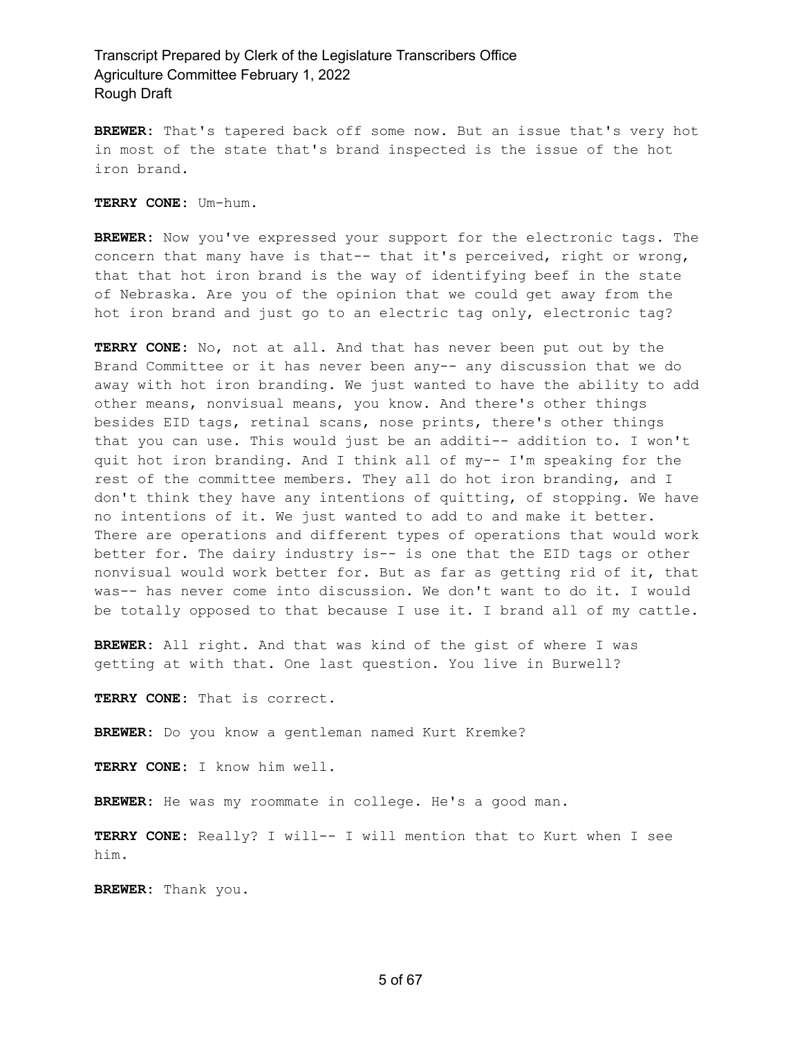**BREWER:** That's tapered back off some now. But an issue that's very hot in most of the state that's brand inspected is the issue of the hot iron brand.

**TERRY CONE:** Um-hum.

**BREWER:** Now you've expressed your support for the electronic tags. The concern that many have is that-- that it's perceived, right or wrong, that that hot iron brand is the way of identifying beef in the state of Nebraska. Are you of the opinion that we could get away from the hot iron brand and just go to an electric tag only, electronic tag?

**TERRY CONE:** No, not at all. And that has never been put out by the Brand Committee or it has never been any-- any discussion that we do away with hot iron branding. We just wanted to have the ability to add other means, nonvisual means, you know. And there's other things besides EID tags, retinal scans, nose prints, there's other things that you can use. This would just be an additi-- addition to. I won't quit hot iron branding. And I think all of my-- I'm speaking for the rest of the committee members. They all do hot iron branding, and I don't think they have any intentions of quitting, of stopping. We have no intentions of it. We just wanted to add to and make it better. There are operations and different types of operations that would work better for. The dairy industry is-- is one that the EID tags or other nonvisual would work better for. But as far as getting rid of it, that was-- has never come into discussion. We don't want to do it. I would be totally opposed to that because I use it. I brand all of my cattle.

**BREWER:** All right. And that was kind of the gist of where I was getting at with that. One last question. You live in Burwell?

**TERRY CONE:** That is correct.

**BREWER:** Do you know a gentleman named Kurt Kremke?

**TERRY CONE:** I know him well.

**BREWER:** He was my roommate in college. He's a good man.

**TERRY CONE:** Really? I will-- I will mention that to Kurt when I see him.

**BREWER:** Thank you.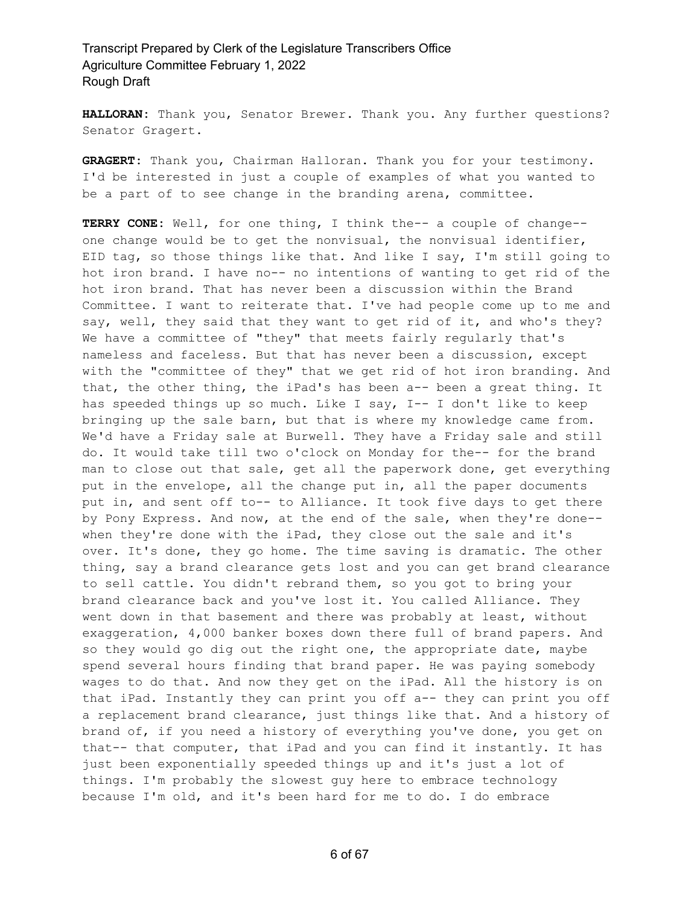**HALLORAN:** Thank you, Senator Brewer. Thank you. Any further questions? Senator Gragert.

**GRAGERT:** Thank you, Chairman Halloran. Thank you for your testimony. I'd be interested in just a couple of examples of what you wanted to be a part of to see change in the branding arena, committee.

**TERRY CONE:** Well, for one thing, I think the-- a couple of change-- one change would be to get the nonvisual, the nonvisual identifier, EID tag, so those things like that. And like I say, I'm still going to hot iron brand. I have no-- no intentions of wanting to get rid of the hot iron brand. That has never been a discussion within the Brand Committee. I want to reiterate that. I've had people come up to me and say, well, they said that they want to get rid of it, and who's they? We have a committee of "they" that meets fairly regularly that's nameless and faceless. But that has never been a discussion, except with the "committee of they" that we get rid of hot iron branding. And that, the other thing, the iPad's has been a-- been a great thing. It has speeded things up so much. Like I say, I-- I don't like to keep bringing up the sale barn, but that is where my knowledge came from. We'd have a Friday sale at Burwell. They have a Friday sale and still do. It would take till two o'clock on Monday for the-- for the brand man to close out that sale, get all the paperwork done, get everything put in the envelope, all the change put in, all the paper documents put in, and sent off to-- to Alliance. It took five days to get there by Pony Express. And now, at the end of the sale, when they're done-- when they're done with the iPad, they close out the sale and it's over. It's done, they go home. The time saving is dramatic. The other thing, say a brand clearance gets lost and you can get brand clearance to sell cattle. You didn't rebrand them, so you got to bring your brand clearance back and you've lost it. You called Alliance. They went down in that basement and there was probably at least, without exaggeration, 4,000 banker boxes down there full of brand papers. And so they would go dig out the right one, the appropriate date, maybe spend several hours finding that brand paper. He was paying somebody wages to do that. And now they get on the iPad. All the history is on that iPad. Instantly they can print you off a-- they can print you off a replacement brand clearance, just things like that. And a history of brand of, if you need a history of everything you've done, you get on that-- that computer, that iPad and you can find it instantly. It has just been exponentially speeded things up and it's just a lot of things. I'm probably the slowest guy here to embrace technology because I'm old, and it's been hard for me to do. I do embrace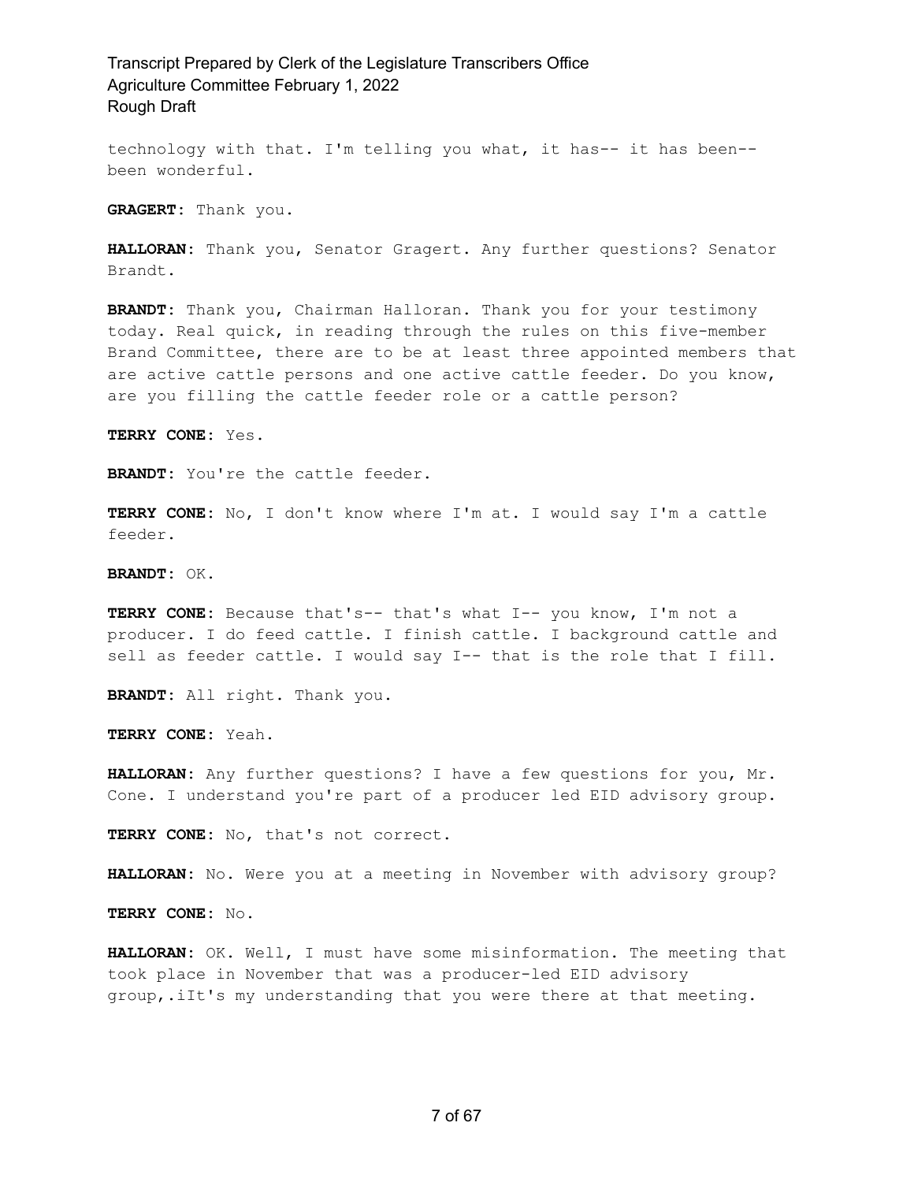technology with that. I'm telling you what, it has-- it has been-- been wonderful.

**GRAGERT:** Thank you.

**HALLORAN:** Thank you, Senator Gragert. Any further questions? Senator Brandt.

**BRANDT:** Thank you, Chairman Halloran. Thank you for your testimony today. Real quick, in reading through the rules on this five-member Brand Committee, there are to be at least three appointed members that are active cattle persons and one active cattle feeder. Do you know, are you filling the cattle feeder role or a cattle person?

**TERRY CONE:** Yes.

**BRANDT:** You're the cattle feeder.

**TERRY CONE:** No, I don't know where I'm at. I would say I'm a cattle feeder.

**BRANDT:** OK.

**TERRY CONE:** Because that's-- that's what I-- you know, I'm not a producer. I do feed cattle. I finish cattle. I background cattle and sell as feeder cattle. I would say I-- that is the role that I fill.

**BRANDT:** All right. Thank you.

**TERRY CONE:** Yeah.

**HALLORAN:** Any further questions? I have a few questions for you, Mr. Cone. I understand you're part of a producer led EID advisory group.

**TERRY CONE:** No, that's not correct.

**HALLORAN:** No. Were you at a meeting in November with advisory group?

**TERRY CONE:** No.

**HALLORAN:** OK. Well, I must have some misinformation. The meeting that took place in November that was a producer-led EID advisory group,.iIt's my understanding that you were there at that meeting.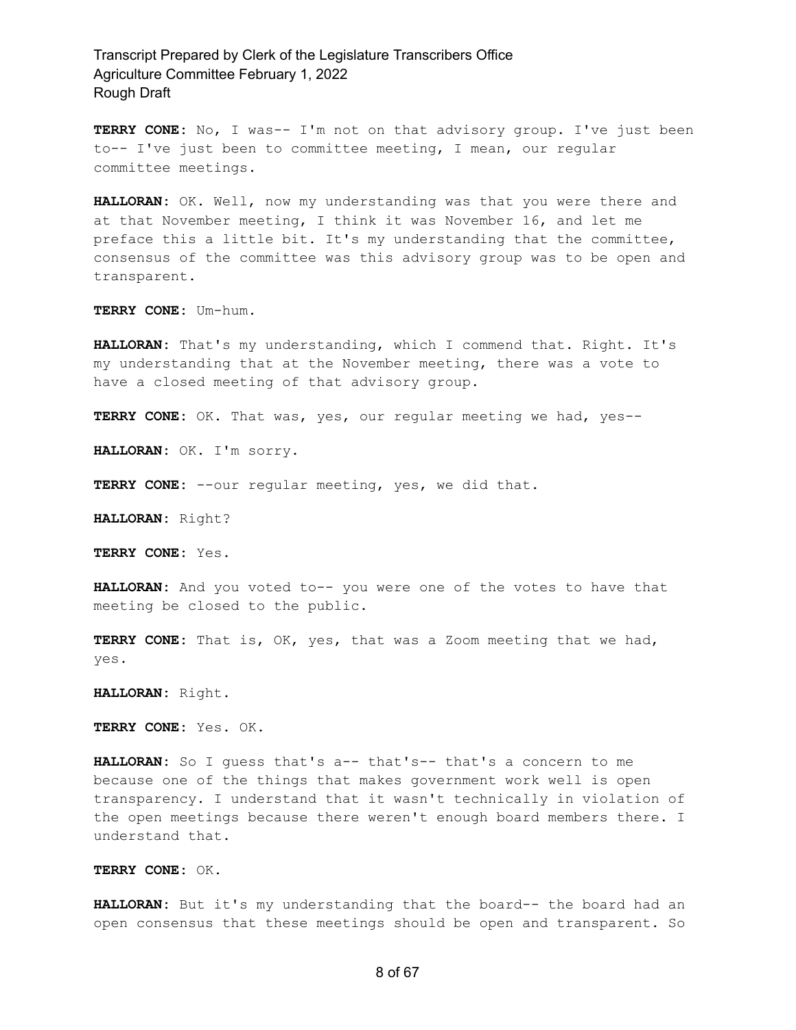**TERRY CONE:** No, I was-- I'm not on that advisory group. I've just been to-- I've just been to committee meeting, I mean, our regular committee meetings.

**HALLORAN:** OK. Well, now my understanding was that you were there and at that November meeting, I think it was November 16, and let me preface this a little bit. It's my understanding that the committee, consensus of the committee was this advisory group was to be open and transparent.

**TERRY CONE:** Um-hum.

**HALLORAN:** That's my understanding, which I commend that. Right. It's my understanding that at the November meeting, there was a vote to have a closed meeting of that advisory group.

**TERRY CONE:** OK. That was, yes, our regular meeting we had, yes--

**HALLORAN:** OK. I'm sorry.

**TERRY CONE:** --our regular meeting, yes, we did that.

**HALLORAN:** Right?

**TERRY CONE:** Yes.

**HALLORAN:** And you voted to-- you were one of the votes to have that meeting be closed to the public.

**TERRY CONE:** That is, OK, yes, that was a Zoom meeting that we had, yes.

**HALLORAN:** Right.

**TERRY CONE:** Yes. OK.

**HALLORAN:** So I guess that's a-- that's-- that's a concern to me because one of the things that makes government work well is open transparency. I understand that it wasn't technically in violation of the open meetings because there weren't enough board members there. I understand that.

**TERRY CONE:** OK.

**HALLORAN:** But it's my understanding that the board-- the board had an open consensus that these meetings should be open and transparent. So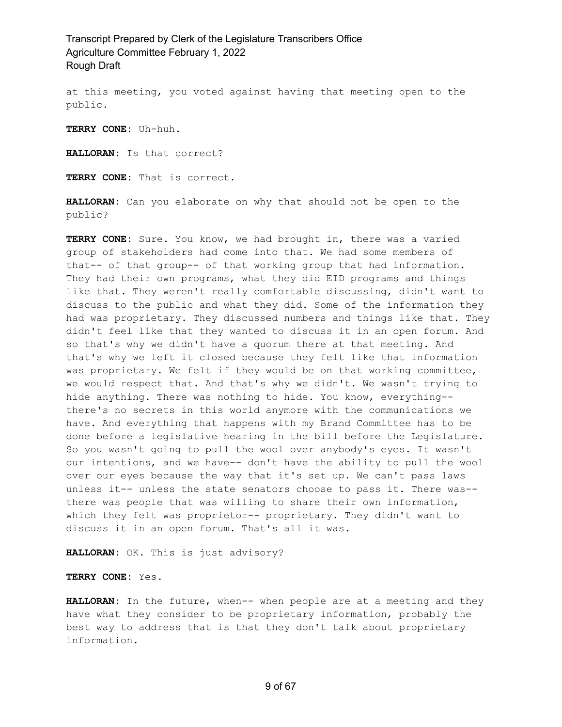at this meeting, you voted against having that meeting open to the public.

**TERRY CONE:** Uh-huh.

**HALLORAN:** Is that correct?

**TERRY CONE:** That is correct.

**HALLORAN:** Can you elaborate on why that should not be open to the public?

**TERRY CONE:** Sure. You know, we had brought in, there was a varied group of stakeholders had come into that. We had some members of that-- of that group-- of that working group that had information. They had their own programs, what they did EID programs and things like that. They weren't really comfortable discussing, didn't want to discuss to the public and what they did. Some of the information they had was proprietary. They discussed numbers and things like that. They didn't feel like that they wanted to discuss it in an open forum. And so that's why we didn't have a quorum there at that meeting. And that's why we left it closed because they felt like that information was proprietary. We felt if they would be on that working committee, we would respect that. And that's why we didn't. We wasn't trying to hide anything. There was nothing to hide. You know, everything-- there's no secrets in this world anymore with the communications we have. And everything that happens with my Brand Committee has to be done before a legislative hearing in the bill before the Legislature. So you wasn't going to pull the wool over anybody's eyes. It wasn't our intentions, and we have-- don't have the ability to pull the wool over our eyes because the way that it's set up. We can't pass laws unless it-- unless the state senators choose to pass it. There was-- there was people that was willing to share their own information, which they felt was proprietor-- proprietary. They didn't want to discuss it in an open forum. That's all it was.

**HALLORAN:** OK. This is just advisory?

**TERRY CONE:** Yes.

**HALLORAN:** In the future, when-- when people are at a meeting and they have what they consider to be proprietary information, probably the best way to address that is that they don't talk about proprietary information.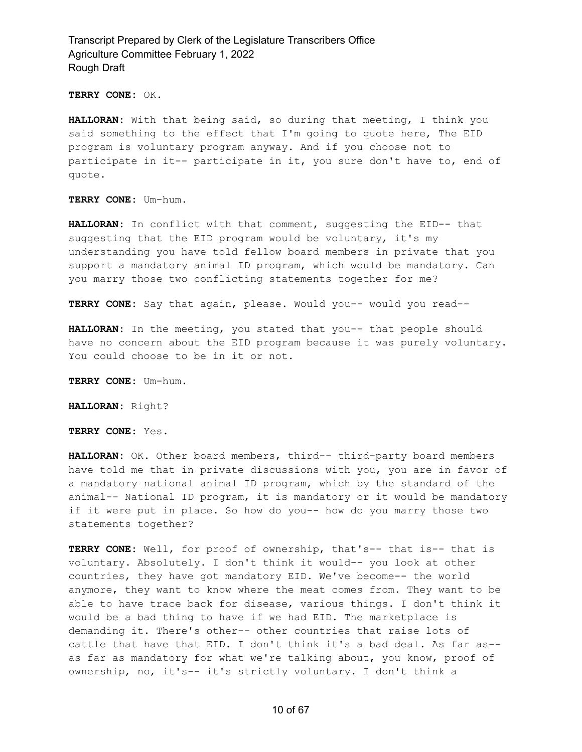**TERRY CONE:** OK.

**HALLORAN:** With that being said, so during that meeting, I think you said something to the effect that I'm going to quote here, The EID program is voluntary program anyway. And if you choose not to participate in it-- participate in it, you sure don't have to, end of quote.

**TERRY CONE:** Um-hum.

**HALLORAN:** In conflict with that comment, suggesting the EID-- that suggesting that the EID program would be voluntary, it's my understanding you have told fellow board members in private that you support a mandatory animal ID program, which would be mandatory. Can you marry those two conflicting statements together for me?

**TERRY CONE:** Say that again, please. Would you-- would you read--

**HALLORAN:** In the meeting, you stated that you-- that people should have no concern about the EID program because it was purely voluntary. You could choose to be in it or not.

**TERRY CONE:** Um-hum.

**HALLORAN:** Right?

**TERRY CONE:** Yes.

**HALLORAN:** OK. Other board members, third-- third-party board members have told me that in private discussions with you, you are in favor of a mandatory national animal ID program, which by the standard of the animal-- National ID program, it is mandatory or it would be mandatory if it were put in place. So how do you-- how do you marry those two statements together?

**TERRY CONE:** Well, for proof of ownership, that's-- that is-- that is voluntary. Absolutely. I don't think it would-- you look at other countries, they have got mandatory EID. We've become-- the world anymore, they want to know where the meat comes from. They want to be able to have trace back for disease, various things. I don't think it would be a bad thing to have if we had EID. The marketplace is demanding it. There's other-- other countries that raise lots of cattle that have that EID. I don't think it's a bad deal. As far as-- as far as mandatory for what we're talking about, you know, proof of ownership, no, it's-- it's strictly voluntary. I don't think a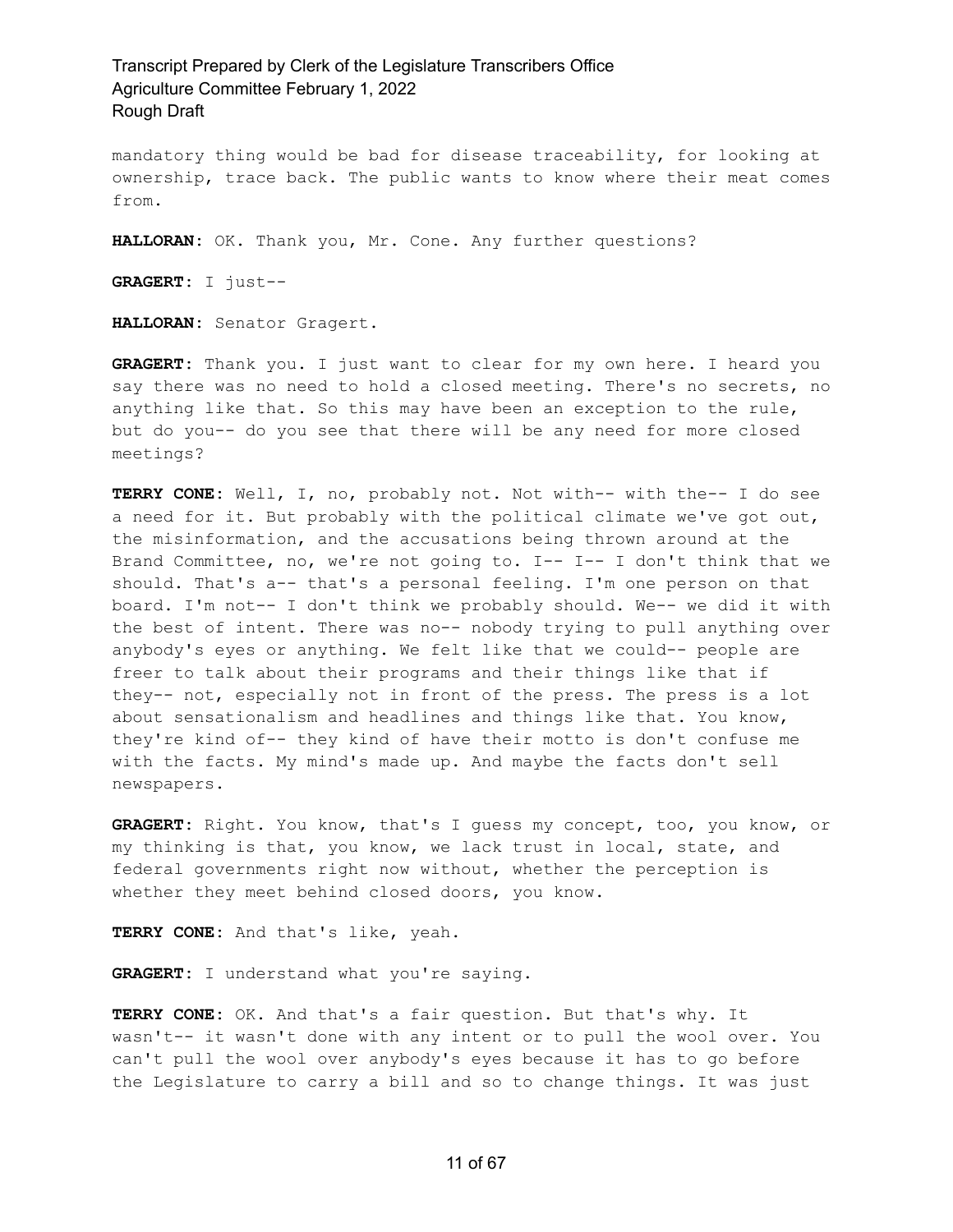mandatory thing would be bad for disease traceability, for looking at ownership, trace back. The public wants to know where their meat comes from.

**HALLORAN:** OK. Thank you, Mr. Cone. Any further questions?

**GRAGERT:** I just--

**HALLORAN:** Senator Gragert.

**GRAGERT:** Thank you. I just want to clear for my own here. I heard you say there was no need to hold a closed meeting. There's no secrets, no anything like that. So this may have been an exception to the rule, but do you-- do you see that there will be any need for more closed meetings?

**TERRY CONE:** Well, I, no, probably not. Not with-- with the-- I do see a need for it. But probably with the political climate we've got out, the misinformation, and the accusations being thrown around at the Brand Committee, no, we're not going to. I-- I-- I don't think that we should. That's a-- that's a personal feeling. I'm one person on that board. I'm not-- I don't think we probably should. We-- we did it with the best of intent. There was no-- nobody trying to pull anything over anybody's eyes or anything. We felt like that we could-- people are freer to talk about their programs and their things like that if they-- not, especially not in front of the press. The press is a lot about sensationalism and headlines and things like that. You know, they're kind of-- they kind of have their motto is don't confuse me with the facts. My mind's made up. And maybe the facts don't sell newspapers.

**GRAGERT:** Right. You know, that's I guess my concept, too, you know, or my thinking is that, you know, we lack trust in local, state, and federal governments right now without, whether the perception is whether they meet behind closed doors, you know.

**TERRY CONE:** And that's like, yeah.

**GRAGERT:** I understand what you're saying.

**TERRY CONE:** OK. And that's a fair question. But that's why. It wasn't-- it wasn't done with any intent or to pull the wool over. You can't pull the wool over anybody's eyes because it has to go before the Legislature to carry a bill and so to change things. It was just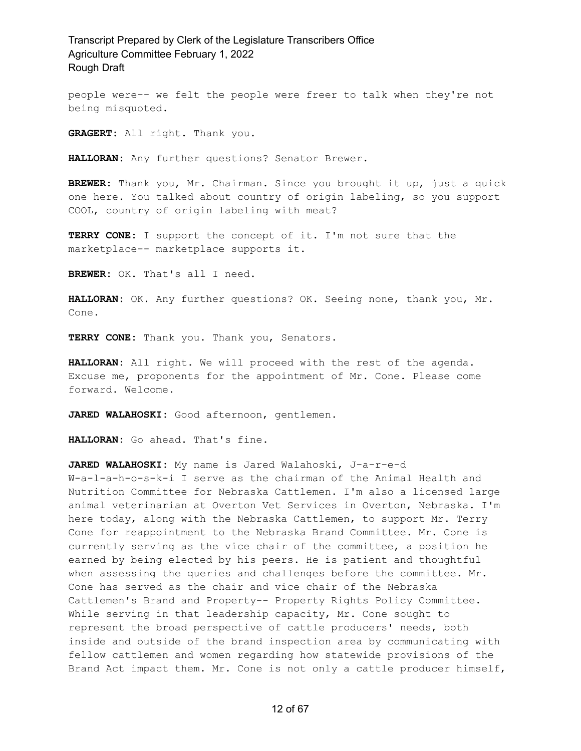people were-- we felt the people were freer to talk when they're not being misquoted.

**GRAGERT:** All right. Thank you.

**HALLORAN:** Any further questions? Senator Brewer.

**BREWER:** Thank you, Mr. Chairman. Since you brought it up, just a quick one here. You talked about country of origin labeling, so you support COOL, country of origin labeling with meat?

**TERRY CONE:** I support the concept of it. I'm not sure that the marketplace-- marketplace supports it.

**BREWER:** OK. That's all I need.

**HALLORAN:** OK. Any further questions? OK. Seeing none, thank you, Mr. Cone.

**TERRY CONE:** Thank you. Thank you, Senators.

**HALLORAN:** All right. We will proceed with the rest of the agenda. Excuse me, proponents for the appointment of Mr. Cone. Please come forward. Welcome.

**JARED WALAHOSKI:** Good afternoon, gentlemen.

**HALLORAN:** Go ahead. That's fine.

**JARED WALAHOSKI:** My name is Jared Walahoski, J-a-r-e-d W-a-l-a-h-o-s-k-i I serve as the chairman of the Animal Health and Nutrition Committee for Nebraska Cattlemen. I'm also a licensed large animal veterinarian at Overton Vet Services in Overton, Nebraska. I'm here today, along with the Nebraska Cattlemen, to support Mr. Terry Cone for reappointment to the Nebraska Brand Committee. Mr. Cone is currently serving as the vice chair of the committee, a position he earned by being elected by his peers. He is patient and thoughtful when assessing the queries and challenges before the committee. Mr. Cone has served as the chair and vice chair of the Nebraska Cattlemen's Brand and Property-- Property Rights Policy Committee. While serving in that leadership capacity, Mr. Cone sought to represent the broad perspective of cattle producers' needs, both inside and outside of the brand inspection area by communicating with fellow cattlemen and women regarding how statewide provisions of the Brand Act impact them. Mr. Cone is not only a cattle producer himself,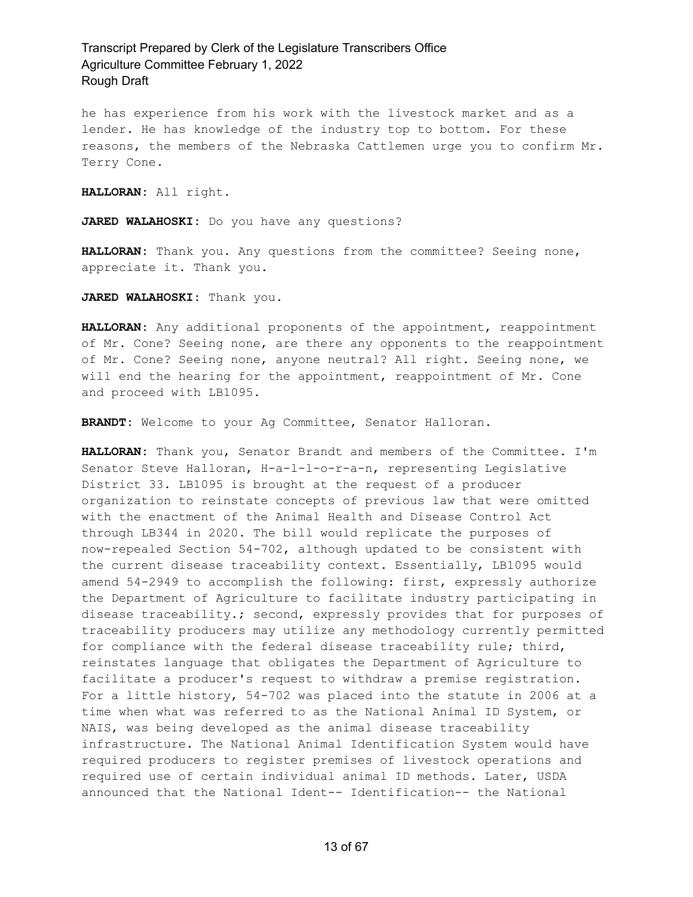he has experience from his work with the livestock market and as a lender. He has knowledge of the industry top to bottom. For these reasons, the members of the Nebraska Cattlemen urge you to confirm Mr. Terry Cone.

**HALLORAN:** All right.

**JARED WALAHOSKI:** Do you have any questions?

**HALLORAN:** Thank you. Any questions from the committee? Seeing none, appreciate it. Thank you.

**JARED WALAHOSKI:** Thank you.

**HALLORAN:** Any additional proponents of the appointment, reappointment of Mr. Cone? Seeing none, are there any opponents to the reappointment of Mr. Cone? Seeing none, anyone neutral? All right. Seeing none, we will end the hearing for the appointment, reappointment of Mr. Cone and proceed with LB1095.

**BRANDT:** Welcome to your Ag Committee, Senator Halloran.

**HALLORAN:** Thank you, Senator Brandt and members of the Committee. I'm Senator Steve Halloran, H-a-l-l-o-r-a-n, representing Legislative District 33. LB1095 is brought at the request of a producer organization to reinstate concepts of previous law that were omitted with the enactment of the Animal Health and Disease Control Act through LB344 in 2020. The bill would replicate the purposes of now-repealed Section 54-702, although updated to be consistent with the current disease traceability context. Essentially, LB1095 would amend 54-2949 to accomplish the following: first, expressly authorize the Department of Agriculture to facilitate industry participating in disease traceability.; second, expressly provides that for purposes of traceability producers may utilize any methodology currently permitted for compliance with the federal disease traceability rule; third, reinstates language that obligates the Department of Agriculture to facilitate a producer's request to withdraw a premise registration. For a little history, 54-702 was placed into the statute in 2006 at a time when what was referred to as the National Animal ID System, or NAIS, was being developed as the animal disease traceability infrastructure. The National Animal Identification System would have required producers to register premises of livestock operations and required use of certain individual animal ID methods. Later, USDA announced that the National Ident-- Identification-- the National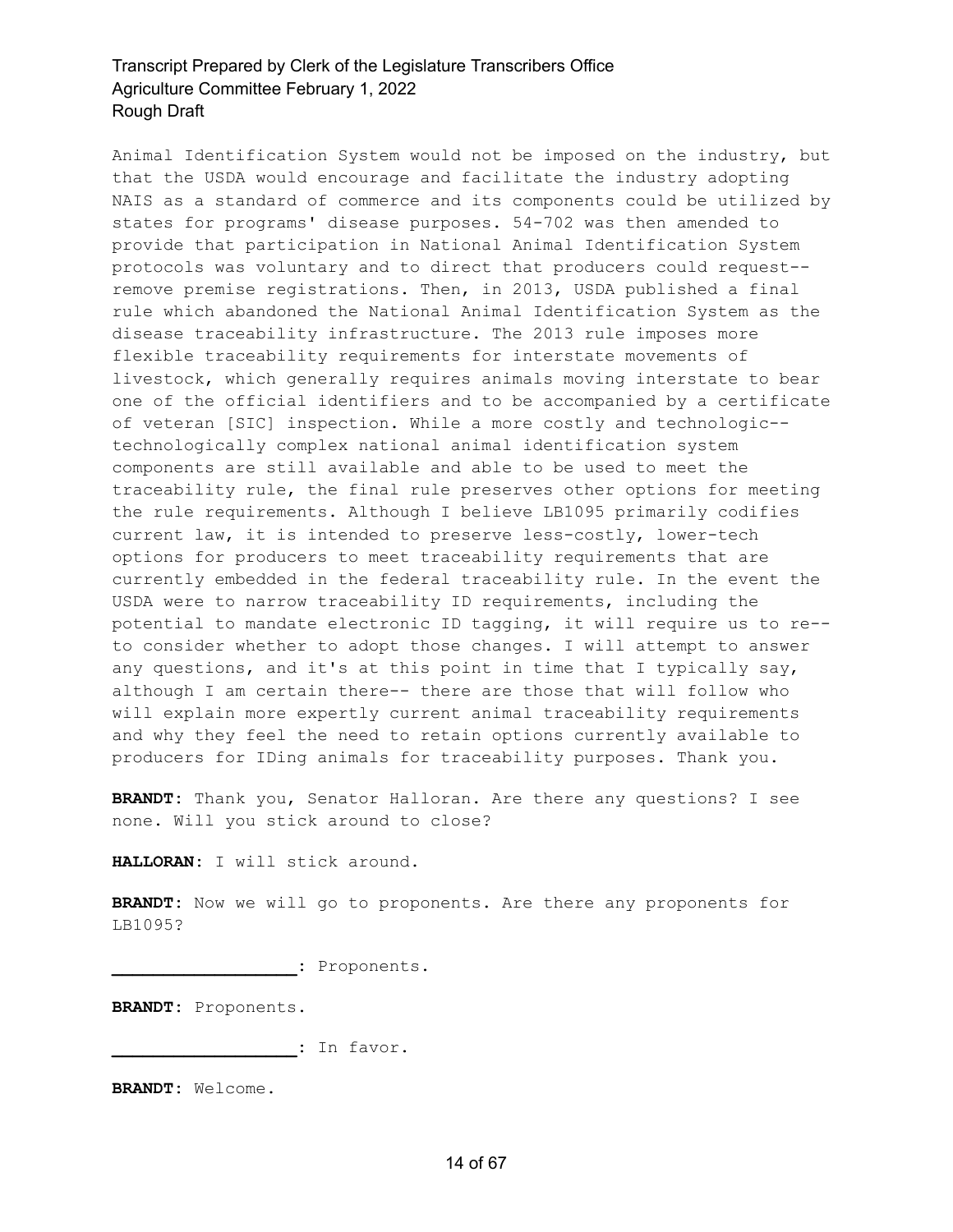Animal Identification System would not be imposed on the industry, but that the USDA would encourage and facilitate the industry adopting NAIS as a standard of commerce and its components could be utilized by states for programs' disease purposes. 54-702 was then amended to provide that participation in National Animal Identification System protocols was voluntary and to direct that producers could request-- remove premise registrations. Then, in 2013, USDA published a final rule which abandoned the National Animal Identification System as the disease traceability infrastructure. The 2013 rule imposes more flexible traceability requirements for interstate movements of livestock, which generally requires animals moving interstate to bear one of the official identifiers and to be accompanied by a certificate of veteran [SIC] inspection. While a more costly and technologic-- technologically complex national animal identification system components are still available and able to be used to meet the traceability rule, the final rule preserves other options for meeting the rule requirements. Although I believe LB1095 primarily codifies current law, it is intended to preserve less-costly, lower-tech options for producers to meet traceability requirements that are currently embedded in the federal traceability rule. In the event the USDA were to narrow traceability ID requirements, including the potential to mandate electronic ID tagging, it will require us to re-- to consider whether to adopt those changes. I will attempt to answer any questions, and it's at this point in time that I typically say, although I am certain there-- there are those that will follow who will explain more expertly current animal traceability requirements and why they feel the need to retain options currently available to producers for IDing animals for traceability purposes. Thank you.

**BRANDT:** Thank you, Senator Halloran. Are there any questions? I see none. Will you stick around to close?

**HALLORAN:** I will stick around.

**BRANDT:** Now we will go to proponents. Are there any proponents for LB1095?

**__________________:** Proponents.

**BRANDT:** Proponents.

**__________________:** In favor.

**BRANDT:** Welcome.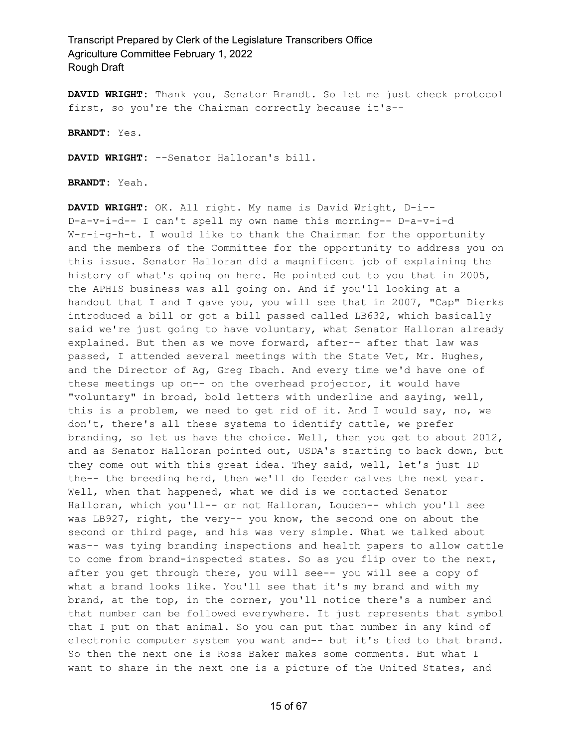**DAVID WRIGHT:** Thank you, Senator Brandt. So let me just check protocol first, so you're the Chairman correctly because it's--

**BRANDT:** Yes.

**DAVID WRIGHT:** --Senator Halloran's bill.

**BRANDT:** Yeah.

**DAVID WRIGHT:** OK. All right. My name is David Wright, D-i-- D-a-v-i-d-- I can't spell my own name this morning-- D-a-v-i-d W-r-i-g-h-t. I would like to thank the Chairman for the opportunity and the members of the Committee for the opportunity to address you on this issue. Senator Halloran did a magnificent job of explaining the history of what's going on here. He pointed out to you that in 2005, the APHIS business was all going on. And if you'll looking at a handout that I and I gave you, you will see that in 2007, "Cap" Dierks introduced a bill or got a bill passed called LB632, which basically said we're just going to have voluntary, what Senator Halloran already explained. But then as we move forward, after-- after that law was passed, I attended several meetings with the State Vet, Mr. Hughes, and the Director of Ag, Greg Ibach. And every time we'd have one of these meetings up on-- on the overhead projector, it would have "voluntary" in broad, bold letters with underline and saying, well, this is a problem, we need to get rid of it. And I would say, no, we don't, there's all these systems to identify cattle, we prefer branding, so let us have the choice. Well, then you get to about 2012, and as Senator Halloran pointed out, USDA's starting to back down, but they come out with this great idea. They said, well, let's just ID the-- the breeding herd, then we'll do feeder calves the next year. Well, when that happened, what we did is we contacted Senator Halloran, which you'll-- or not Halloran, Louden-- which you'll see was LB927, right, the very-- you know, the second one on about the second or third page, and his was very simple. What we talked about was-- was tying branding inspections and health papers to allow cattle to come from brand-inspected states. So as you flip over to the next, after you get through there, you will see-- you will see a copy of what a brand looks like. You'll see that it's my brand and with my brand, at the top, in the corner, you'll notice there's a number and that number can be followed everywhere. It just represents that symbol that I put on that animal. So you can put that number in any kind of electronic computer system you want and-- but it's tied to that brand. So then the next one is Ross Baker makes some comments. But what I want to share in the next one is a picture of the United States, and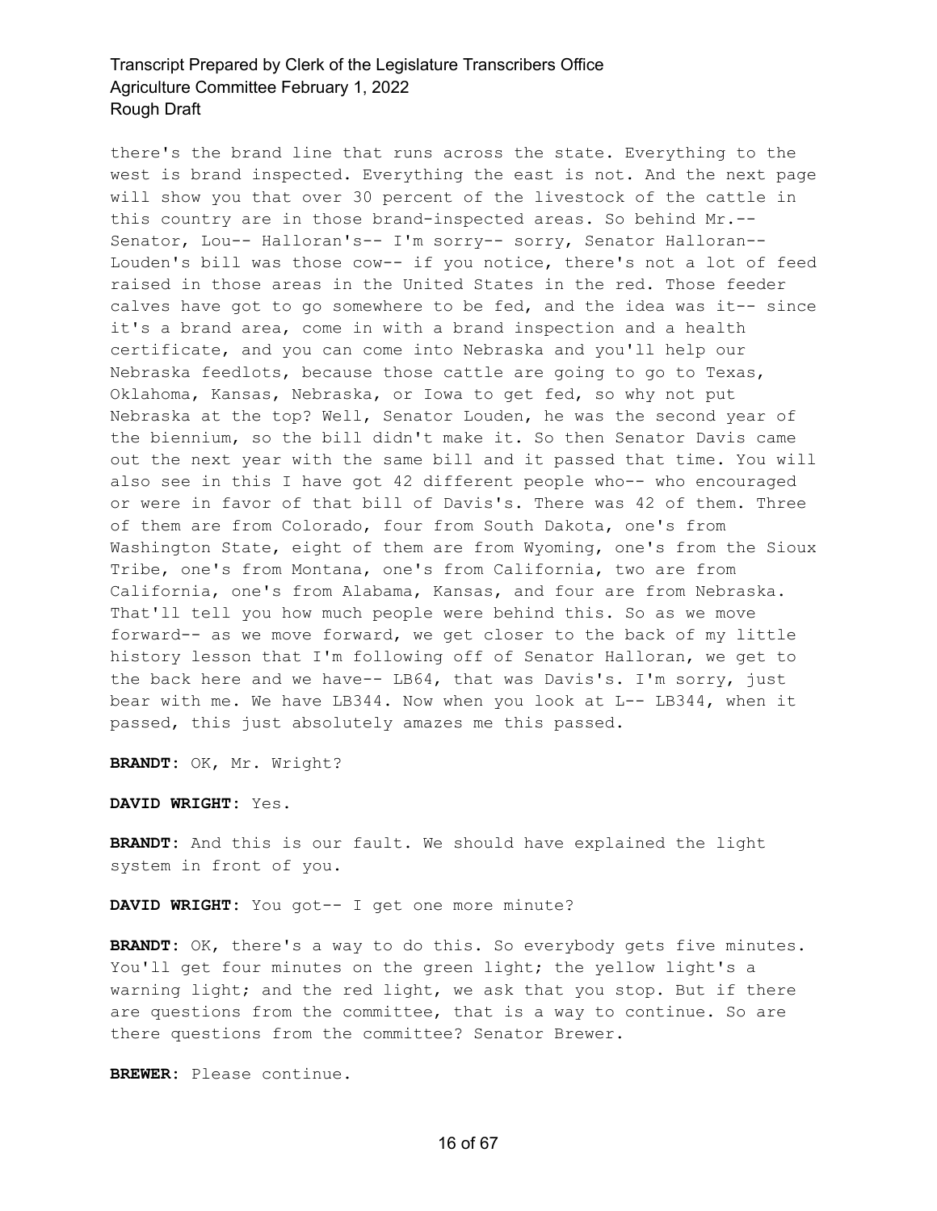there's the brand line that runs across the state. Everything to the west is brand inspected. Everything the east is not. And the next page will show you that over 30 percent of the livestock of the cattle in this country are in those brand-inspected areas. So behind Mr.-- Senator, Lou-- Halloran's-- I'm sorry-- sorry, Senator Halloran-- Louden's bill was those cow-- if you notice, there's not a lot of feed raised in those areas in the United States in the red. Those feeder calves have got to go somewhere to be fed, and the idea was it-- since it's a brand area, come in with a brand inspection and a health certificate, and you can come into Nebraska and you'll help our Nebraska feedlots, because those cattle are going to go to Texas, Oklahoma, Kansas, Nebraska, or Iowa to get fed, so why not put Nebraska at the top? Well, Senator Louden, he was the second year of the biennium, so the bill didn't make it. So then Senator Davis came out the next year with the same bill and it passed that time. You will also see in this I have got 42 different people who-- who encouraged or were in favor of that bill of Davis's. There was 42 of them. Three of them are from Colorado, four from South Dakota, one's from Washington State, eight of them are from Wyoming, one's from the Sioux Tribe, one's from Montana, one's from California, two are from California, one's from Alabama, Kansas, and four are from Nebraska. That'll tell you how much people were behind this. So as we move forward-- as we move forward, we get closer to the back of my little history lesson that I'm following off of Senator Halloran, we get to the back here and we have-- LB64, that was Davis's. I'm sorry, just bear with me. We have LB344. Now when you look at L-- LB344, when it passed, this just absolutely amazes me this passed.

**BRANDT:** OK, Mr. Wright?

**DAVID WRIGHT:** Yes.

**BRANDT:** And this is our fault. We should have explained the light system in front of you.

**DAVID WRIGHT:** You got-- I get one more minute?

**BRANDT:** OK, there's a way to do this. So everybody gets five minutes. You'll get four minutes on the green light; the yellow light's a warning light; and the red light, we ask that you stop. But if there are questions from the committee, that is a way to continue. So are there questions from the committee? Senator Brewer.

**BREWER:** Please continue.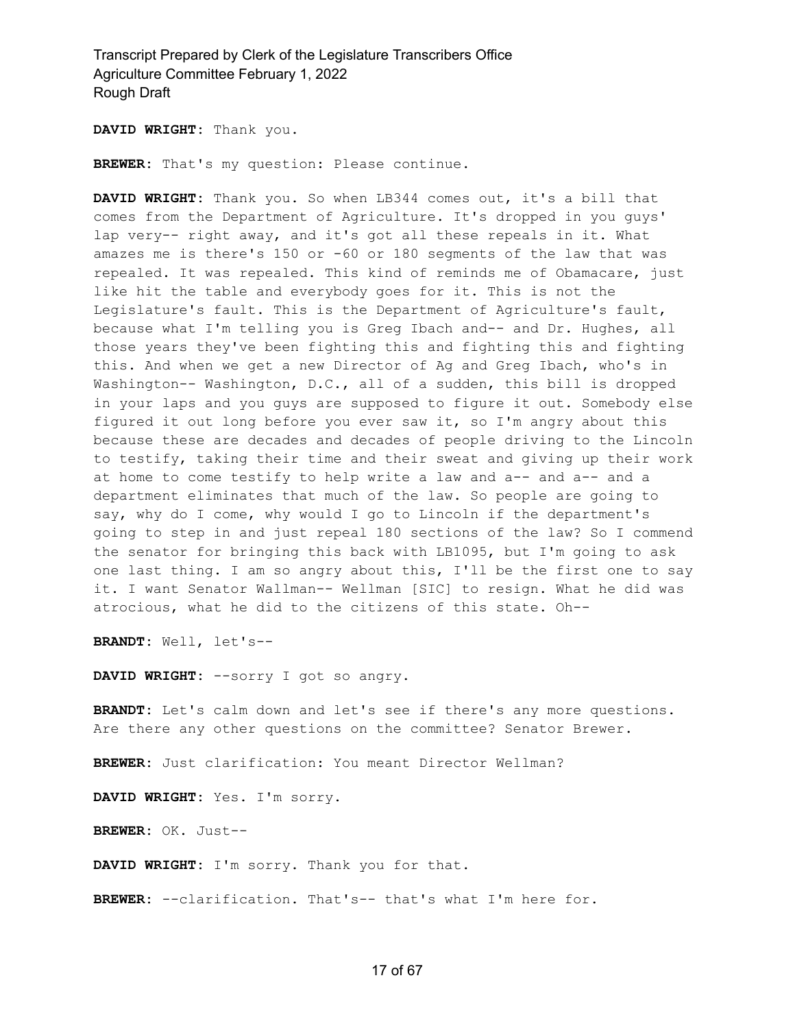**DAVID WRIGHT:** Thank you.

**BREWER:** That's my question: Please continue.

**DAVID WRIGHT:** Thank you. So when LB344 comes out, it's a bill that comes from the Department of Agriculture. It's dropped in you guys' lap very-- right away, and it's got all these repeals in it. What amazes me is there's 150 or -60 or 180 segments of the law that was repealed. It was repealed. This kind of reminds me of Obamacare, just like hit the table and everybody goes for it. This is not the Legislature's fault. This is the Department of Agriculture's fault, because what I'm telling you is Greg Ibach and-- and Dr. Hughes, all those years they've been fighting this and fighting this and fighting this. And when we get a new Director of Ag and Greg Ibach, who's in Washington-- Washington, D.C., all of a sudden, this bill is dropped in your laps and you guys are supposed to figure it out. Somebody else figured it out long before you ever saw it, so I'm angry about this because these are decades and decades of people driving to the Lincoln to testify, taking their time and their sweat and giving up their work at home to come testify to help write a law and a-- and a-- and a department eliminates that much of the law. So people are going to say, why do I come, why would I go to Lincoln if the department's going to step in and just repeal 180 sections of the law? So I commend the senator for bringing this back with LB1095, but I'm going to ask one last thing. I am so angry about this, I'll be the first one to say it. I want Senator Wallman-- Wellman [SIC] to resign. What he did was atrocious, what he did to the citizens of this state. Oh--

**BRANDT:** Well, let's--

**DAVID WRIGHT:** --sorry I got so angry.

**BRANDT:** Let's calm down and let's see if there's any more questions. Are there any other questions on the committee? Senator Brewer.

**BREWER:** Just clarification: You meant Director Wellman?

**DAVID WRIGHT:** Yes. I'm sorry.

**BREWER:** OK. Just--

**DAVID WRIGHT:** I'm sorry. Thank you for that.

**BREWER:** --clarification. That's-- that's what I'm here for.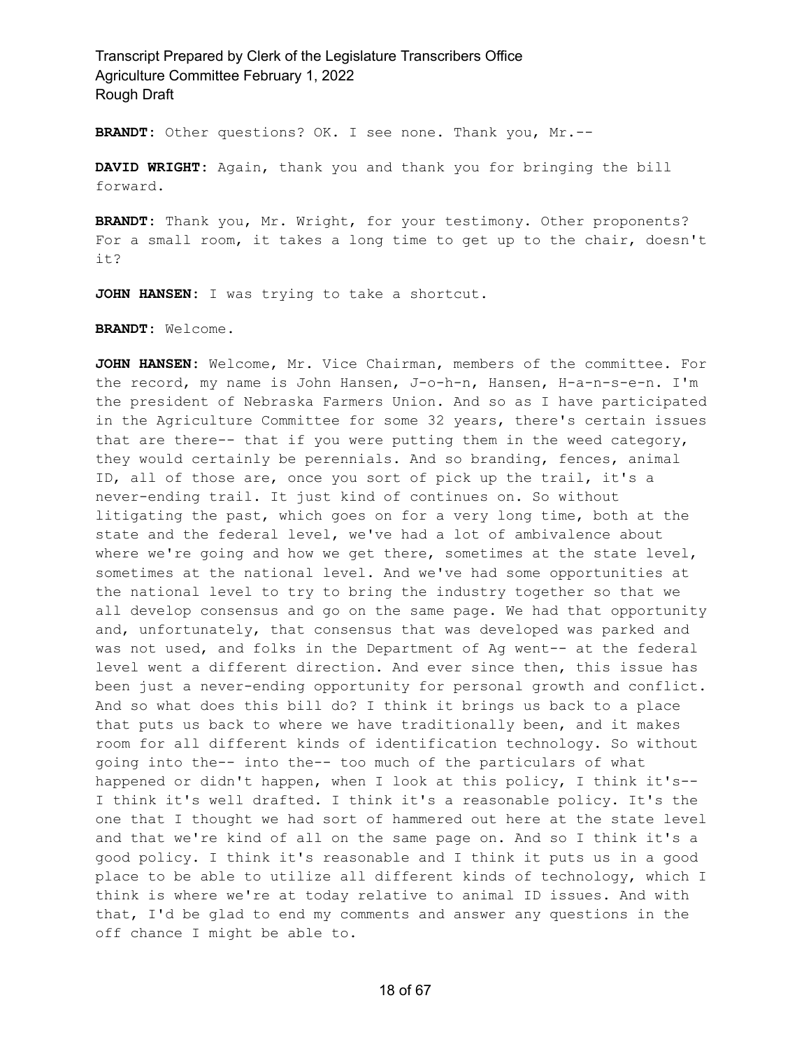**BRANDT:** Other questions? OK. I see none. Thank you, Mr.--

**DAVID WRIGHT:** Again, thank you and thank you for bringing the bill forward.

**BRANDT:** Thank you, Mr. Wright, for your testimony. Other proponents? For a small room, it takes a long time to get up to the chair, doesn't it?

**JOHN HANSEN:** I was trying to take a shortcut.

**BRANDT:** Welcome.

**JOHN HANSEN:** Welcome, Mr. Vice Chairman, members of the committee. For the record, my name is John Hansen, J-o-h-n, Hansen, H-a-n-s-e-n. I'm the president of Nebraska Farmers Union. And so as I have participated in the Agriculture Committee for some 32 years, there's certain issues that are there-- that if you were putting them in the weed category, they would certainly be perennials. And so branding, fences, animal ID, all of those are, once you sort of pick up the trail, it's a never-ending trail. It just kind of continues on. So without litigating the past, which goes on for a very long time, both at the state and the federal level, we've had a lot of ambivalence about where we're going and how we get there, sometimes at the state level, sometimes at the national level. And we've had some opportunities at the national level to try to bring the industry together so that we all develop consensus and go on the same page. We had that opportunity and, unfortunately, that consensus that was developed was parked and was not used, and folks in the Department of Ag went-- at the federal level went a different direction. And ever since then, this issue has been just a never-ending opportunity for personal growth and conflict. And so what does this bill do? I think it brings us back to a place that puts us back to where we have traditionally been, and it makes room for all different kinds of identification technology. So without going into the-- into the-- too much of the particulars of what happened or didn't happen, when I look at this policy, I think it's-- I think it's well drafted. I think it's a reasonable policy. It's the one that I thought we had sort of hammered out here at the state level and that we're kind of all on the same page on. And so I think it's a good policy. I think it's reasonable and I think it puts us in a good place to be able to utilize all different kinds of technology, which I think is where we're at today relative to animal ID issues. And with that, I'd be glad to end my comments and answer any questions in the off chance I might be able to.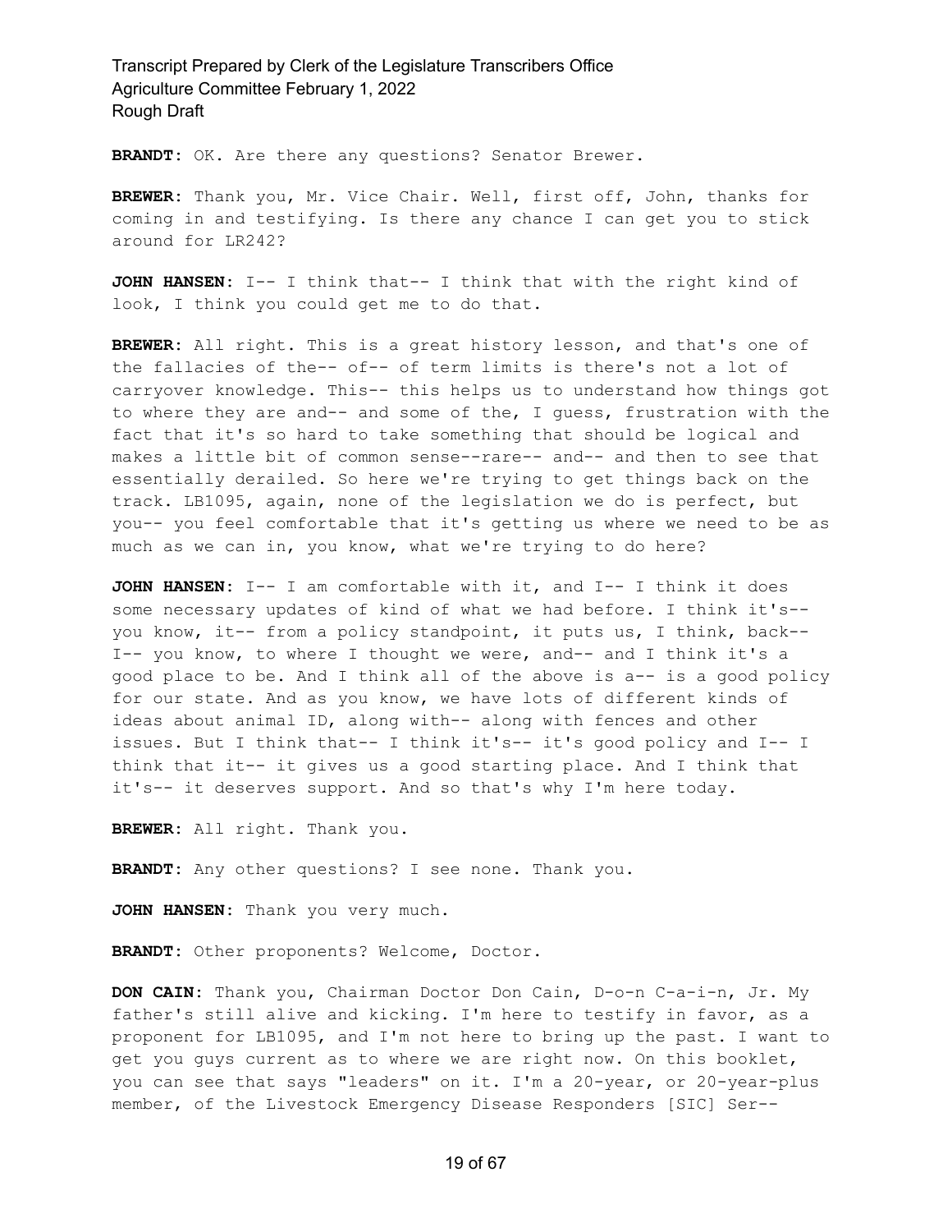**BRANDT:** OK. Are there any questions? Senator Brewer.

**BREWER:** Thank you, Mr. Vice Chair. Well, first off, John, thanks for coming in and testifying. Is there any chance I can get you to stick around for LR242?

**JOHN HANSEN:** I-- I think that-- I think that with the right kind of look, I think you could get me to do that.

**BREWER:** All right. This is a great history lesson, and that's one of the fallacies of the-- of-- of term limits is there's not a lot of carryover knowledge. This-- this helps us to understand how things got to where they are and-- and some of the, I guess, frustration with the fact that it's so hard to take something that should be logical and makes a little bit of common sense--rare-- and-- and then to see that essentially derailed. So here we're trying to get things back on the track. LB1095, again, none of the legislation we do is perfect, but you-- you feel comfortable that it's getting us where we need to be as much as we can in, you know, what we're trying to do here?

**JOHN HANSEN:** I-- I am comfortable with it, and I-- I think it does some necessary updates of kind of what we had before. I think it's-- you know, it-- from a policy standpoint, it puts us, I think, back-- I-- you know, to where I thought we were, and-- and I think it's a good place to be. And I think all of the above is a-- is a good policy for our state. And as you know, we have lots of different kinds of ideas about animal ID, along with-- along with fences and other issues. But I think that-- I think it's-- it's good policy and I-- I think that it-- it gives us a good starting place. And I think that it's-- it deserves support. And so that's why I'm here today.

**BREWER:** All right. Thank you.

**BRANDT:** Any other questions? I see none. Thank you.

**JOHN HANSEN:** Thank you very much.

**BRANDT:** Other proponents? Welcome, Doctor.

**DON CAIN:** Thank you, Chairman Doctor Don Cain, D-o-n C-a-i-n, Jr. My father's still alive and kicking. I'm here to testify in favor, as a proponent for LB1095, and I'm not here to bring up the past. I want to get you guys current as to where we are right now. On this booklet, you can see that says "leaders" on it. I'm a 20-year, or 20-year-plus member, of the Livestock Emergency Disease Responders [SIC] Ser--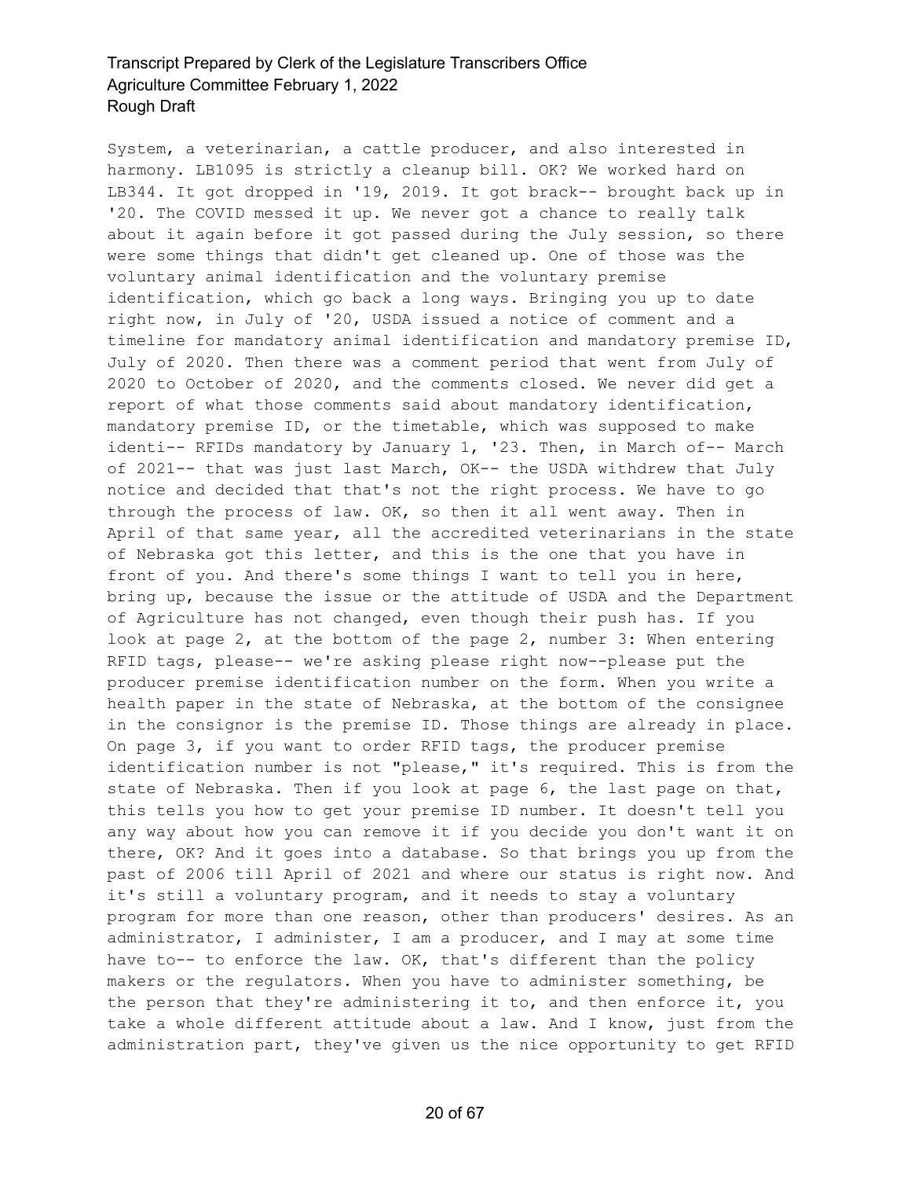System, a veterinarian, a cattle producer, and also interested in harmony. LB1095 is strictly a cleanup bill. OK? We worked hard on LB344. It got dropped in '19, 2019. It got brack-- brought back up in '20. The COVID messed it up. We never got a chance to really talk about it again before it got passed during the July session, so there were some things that didn't get cleaned up. One of those was the voluntary animal identification and the voluntary premise identification, which go back a long ways. Bringing you up to date right now, in July of '20, USDA issued a notice of comment and a timeline for mandatory animal identification and mandatory premise ID, July of 2020. Then there was a comment period that went from July of 2020 to October of 2020, and the comments closed. We never did get a report of what those comments said about mandatory identification, mandatory premise ID, or the timetable, which was supposed to make identi-- RFIDs mandatory by January 1, '23. Then, in March of-- March of 2021-- that was just last March, OK-- the USDA withdrew that July notice and decided that that's not the right process. We have to go through the process of law. OK, so then it all went away. Then in April of that same year, all the accredited veterinarians in the state of Nebraska got this letter, and this is the one that you have in front of you. And there's some things I want to tell you in here, bring up, because the issue or the attitude of USDA and the Department of Agriculture has not changed, even though their push has. If you look at page 2, at the bottom of the page 2, number 3: When entering RFID tags, please-- we're asking please right now--please put the producer premise identification number on the form. When you write a health paper in the state of Nebraska, at the bottom of the consignee in the consignor is the premise ID. Those things are already in place. On page 3, if you want to order RFID tags, the producer premise identification number is not "please," it's required. This is from the state of Nebraska. Then if you look at page 6, the last page on that, this tells you how to get your premise ID number. It doesn't tell you any way about how you can remove it if you decide you don't want it on there, OK? And it goes into a database. So that brings you up from the past of 2006 till April of 2021 and where our status is right now. And it's still a voluntary program, and it needs to stay a voluntary program for more than one reason, other than producers' desires. As an administrator, I administer, I am a producer, and I may at some time have to-- to enforce the law. OK, that's different than the policy makers or the regulators. When you have to administer something, be the person that they're administering it to, and then enforce it, you take a whole different attitude about a law. And I know, just from the administration part, they've given us the nice opportunity to get RFID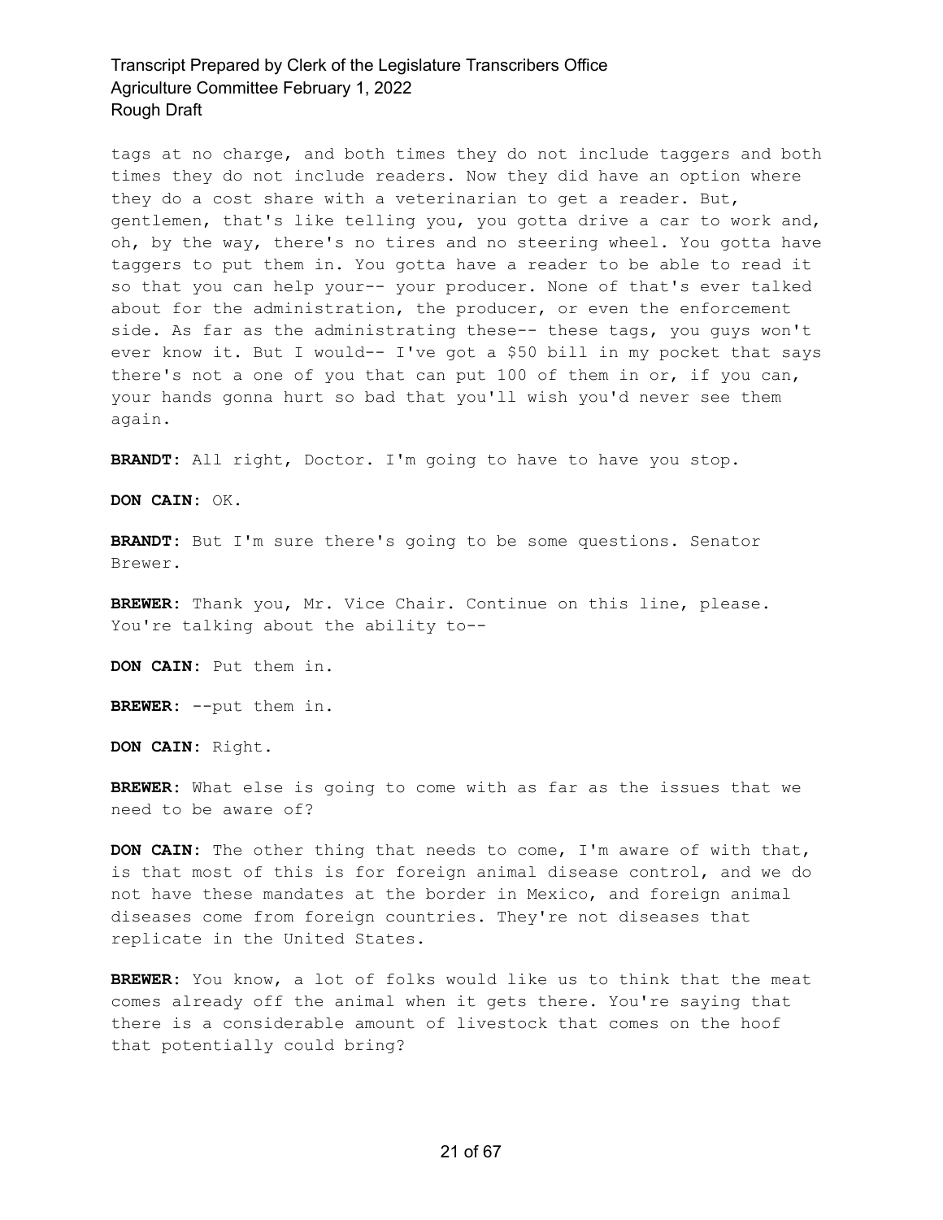tags at no charge, and both times they do not include taggers and both times they do not include readers. Now they did have an option where they do a cost share with a veterinarian to get a reader. But, gentlemen, that's like telling you, you gotta drive a car to work and, oh, by the way, there's no tires and no steering wheel. You gotta have taggers to put them in. You gotta have a reader to be able to read it so that you can help your-- your producer. None of that's ever talked about for the administration, the producer, or even the enforcement side. As far as the administrating these-- these tags, you guys won't ever know it. But I would-- I've got a $50 bill in my pocket that says there's not a one of you that can put 100 of them in or, if you can, your hands gonna hurt so bad that you'll wish you'd never see them again.

**BRANDT:** All right, Doctor. I'm going to have to have you stop.

**DON CAIN:** OK.

**BRANDT:** But I'm sure there's going to be some questions. Senator Brewer.

**BREWER:** Thank you, Mr. Vice Chair. Continue on this line, please. You're talking about the ability to--

**DON CAIN:** Put them in.

**BREWER:** --put them in.

**DON CAIN:** Right.

**BREWER:** What else is going to come with as far as the issues that we need to be aware of?

**DON CAIN:** The other thing that needs to come, I'm aware of with that, is that most of this is for foreign animal disease control, and we do not have these mandates at the border in Mexico, and foreign animal diseases come from foreign countries. They're not diseases that replicate in the United States.

**BREWER:** You know, a lot of folks would like us to think that the meat comes already off the animal when it gets there. You're saying that there is a considerable amount of livestock that comes on the hoof that potentially could bring?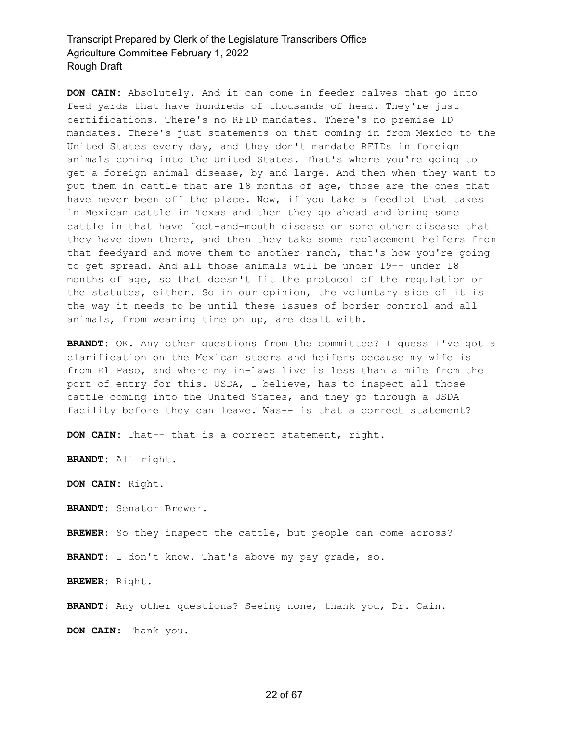**DON CAIN:** Absolutely. And it can come in feeder calves that go into feed yards that have hundreds of thousands of head. They're just certifications. There's no RFID mandates. There's no premise ID mandates. There's just statements on that coming in from Mexico to the United States every day, and they don't mandate RFIDs in foreign animals coming into the United States. That's where you're going to get a foreign animal disease, by and large. And then when they want to put them in cattle that are 18 months of age, those are the ones that have never been off the place. Now, if you take a feedlot that takes in Mexican cattle in Texas and then they go ahead and bring some cattle in that have foot-and-mouth disease or some other disease that they have down there, and then they take some replacement heifers from that feedyard and move them to another ranch, that's how you're going to get spread. And all those animals will be under 19-- under 18 months of age, so that doesn't fit the protocol of the regulation or the statutes, either. So in our opinion, the voluntary side of it is the way it needs to be until these issues of border control and all animals, from weaning time on up, are dealt with.

**BRANDT:** OK. Any other questions from the committee? I guess I've got a clarification on the Mexican steers and heifers because my wife is from El Paso, and where my in-laws live is less than a mile from the port of entry for this. USDA, I believe, has to inspect all those cattle coming into the United States, and they go through a USDA facility before they can leave. Was-- is that a correct statement?

**DON CAIN:** That-- that is a correct statement, right.

**BRANDT:** All right.

**DON CAIN:** Right.

**BRANDT:** Senator Brewer.

**BREWER:** So they inspect the cattle, but people can come across?

**BRANDT:** I don't know. That's above my pay grade, so.

**BREWER:** Right.

**BRANDT:** Any other questions? Seeing none, thank you, Dr. Cain.

**DON CAIN:** Thank you.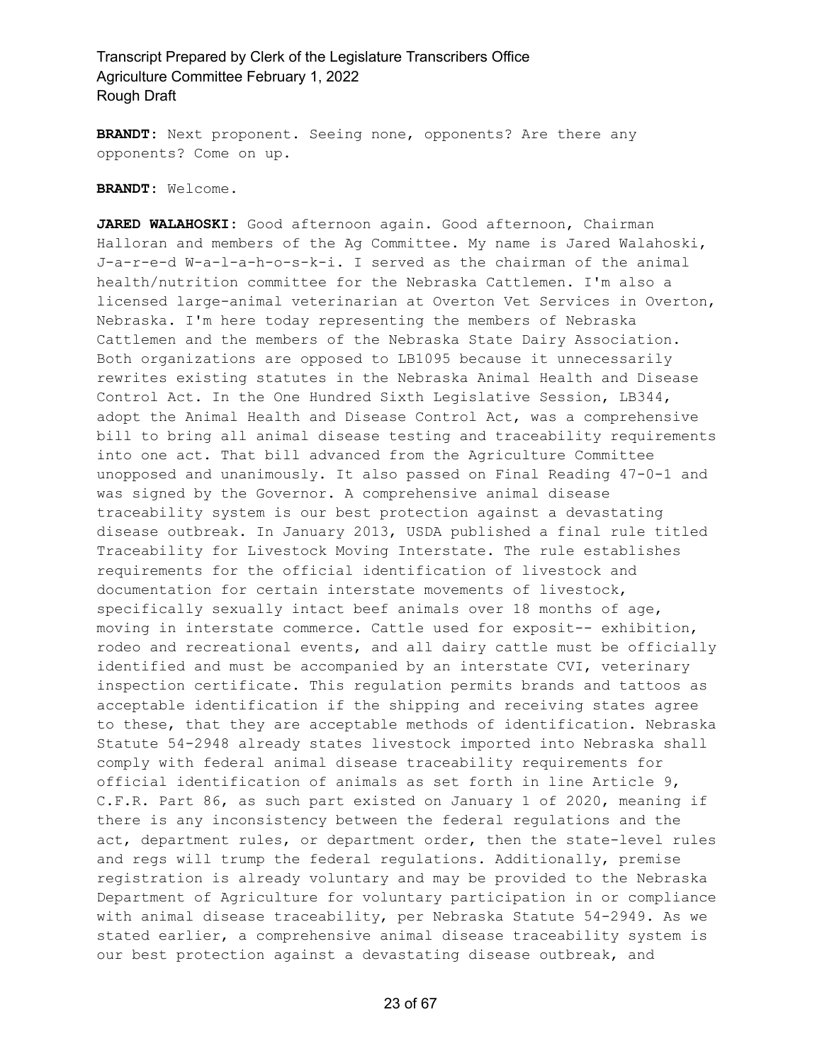**BRANDT:** Next proponent. Seeing none, opponents? Are there any opponents? Come on up.

**BRANDT:** Welcome.

**JARED WALAHOSKI:** Good afternoon again. Good afternoon, Chairman Halloran and members of the Ag Committee. My name is Jared Walahoski, J-a-r-e-d W-a-l-a-h-o-s-k-i. I served as the chairman of the animal health/nutrition committee for the Nebraska Cattlemen. I'm also a licensed large-animal veterinarian at Overton Vet Services in Overton, Nebraska. I'm here today representing the members of Nebraska Cattlemen and the members of the Nebraska State Dairy Association. Both organizations are opposed to LB1095 because it unnecessarily rewrites existing statutes in the Nebraska Animal Health and Disease Control Act. In the One Hundred Sixth Legislative Session, LB344, adopt the Animal Health and Disease Control Act, was a comprehensive bill to bring all animal disease testing and traceability requirements into one act. That bill advanced from the Agriculture Committee unopposed and unanimously. It also passed on Final Reading 47-0-1 and was signed by the Governor. A comprehensive animal disease traceability system is our best protection against a devastating disease outbreak. In January 2013, USDA published a final rule titled Traceability for Livestock Moving Interstate. The rule establishes requirements for the official identification of livestock and documentation for certain interstate movements of livestock, specifically sexually intact beef animals over 18 months of age, moving in interstate commerce. Cattle used for exposit-- exhibition, rodeo and recreational events, and all dairy cattle must be officially identified and must be accompanied by an interstate CVI, veterinary inspection certificate. This regulation permits brands and tattoos as acceptable identification if the shipping and receiving states agree to these, that they are acceptable methods of identification. Nebraska Statute 54-2948 already states livestock imported into Nebraska shall comply with federal animal disease traceability requirements for official identification of animals as set forth in line Article 9, C.F.R. Part 86, as such part existed on January 1 of 2020, meaning if there is any inconsistency between the federal regulations and the act, department rules, or department order, then the state-level rules and regs will trump the federal regulations. Additionally, premise registration is already voluntary and may be provided to the Nebraska Department of Agriculture for voluntary participation in or compliance with animal disease traceability, per Nebraska Statute 54-2949. As we stated earlier, a comprehensive animal disease traceability system is our best protection against a devastating disease outbreak, and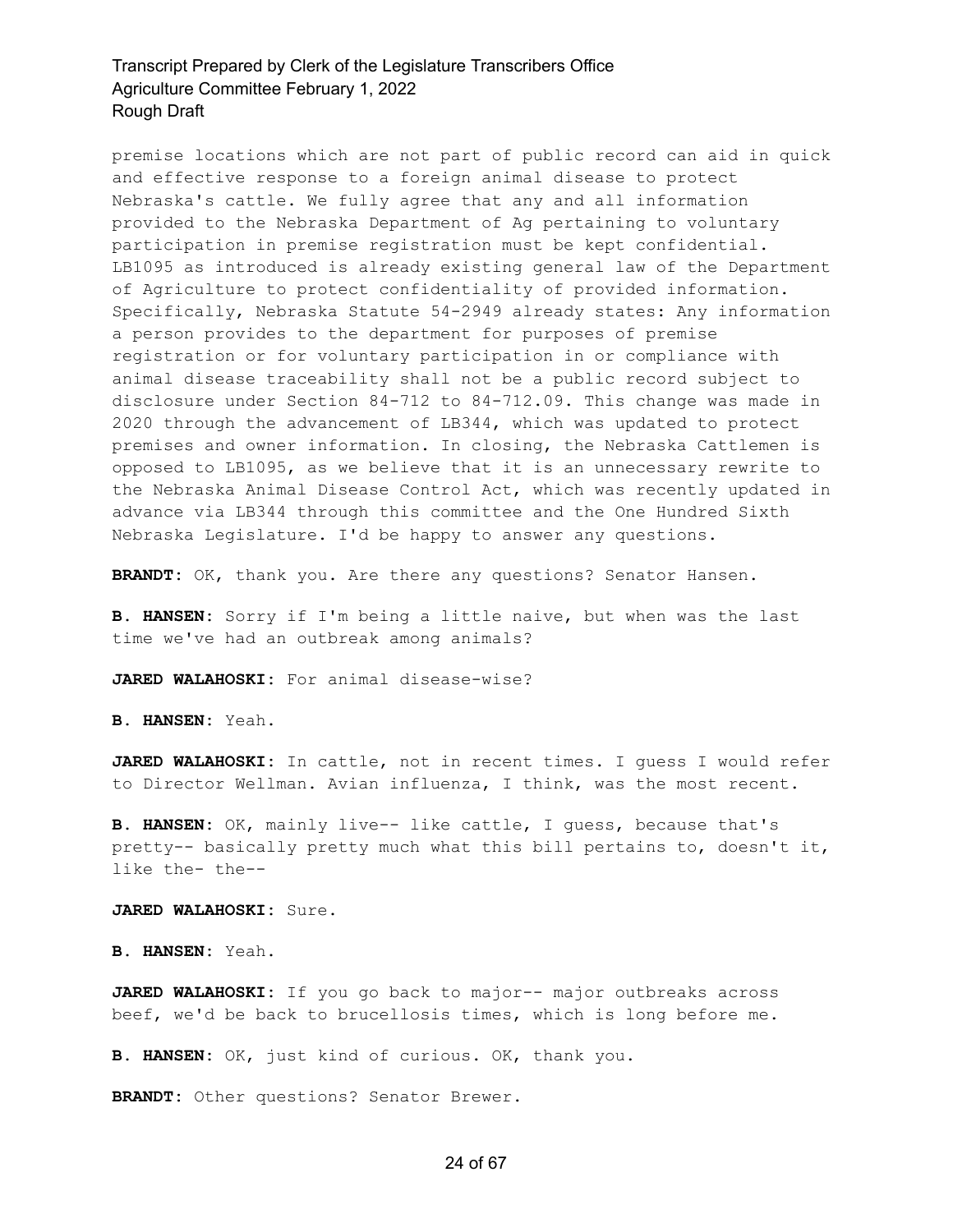premise locations which are not part of public record can aid in quick and effective response to a foreign animal disease to protect Nebraska's cattle. We fully agree that any and all information provided to the Nebraska Department of Ag pertaining to voluntary participation in premise registration must be kept confidential. LB1095 as introduced is already existing general law of the Department of Agriculture to protect confidentiality of provided information. Specifically, Nebraska Statute 54-2949 already states: Any information a person provides to the department for purposes of premise registration or for voluntary participation in or compliance with animal disease traceability shall not be a public record subject to disclosure under Section 84-712 to 84-712.09. This change was made in 2020 through the advancement of LB344, which was updated to protect premises and owner information. In closing, the Nebraska Cattlemen is opposed to LB1095, as we believe that it is an unnecessary rewrite to the Nebraska Animal Disease Control Act, which was recently updated in advance via LB344 through this committee and the One Hundred Sixth Nebraska Legislature. I'd be happy to answer any questions.

**BRANDT:** OK, thank you. Are there any questions? Senator Hansen.

**B. HANSEN:** Sorry if I'm being a little naive, but when was the last time we've had an outbreak among animals?

**JARED WALAHOSKI:** For animal disease-wise?

**B. HANSEN:** Yeah.

**JARED WALAHOSKI:** In cattle, not in recent times. I guess I would refer to Director Wellman. Avian influenza, I think, was the most recent.

**B. HANSEN:** OK, mainly live-- like cattle, I guess, because that's pretty-- basically pretty much what this bill pertains to, doesn't it, like the- the--

**JARED WALAHOSKI:** Sure.

**B. HANSEN:** Yeah.

**JARED WALAHOSKI:** If you go back to major-- major outbreaks across beef, we'd be back to brucellosis times, which is long before me.

**B. HANSEN:** OK, just kind of curious. OK, thank you.

**BRANDT:** Other questions? Senator Brewer.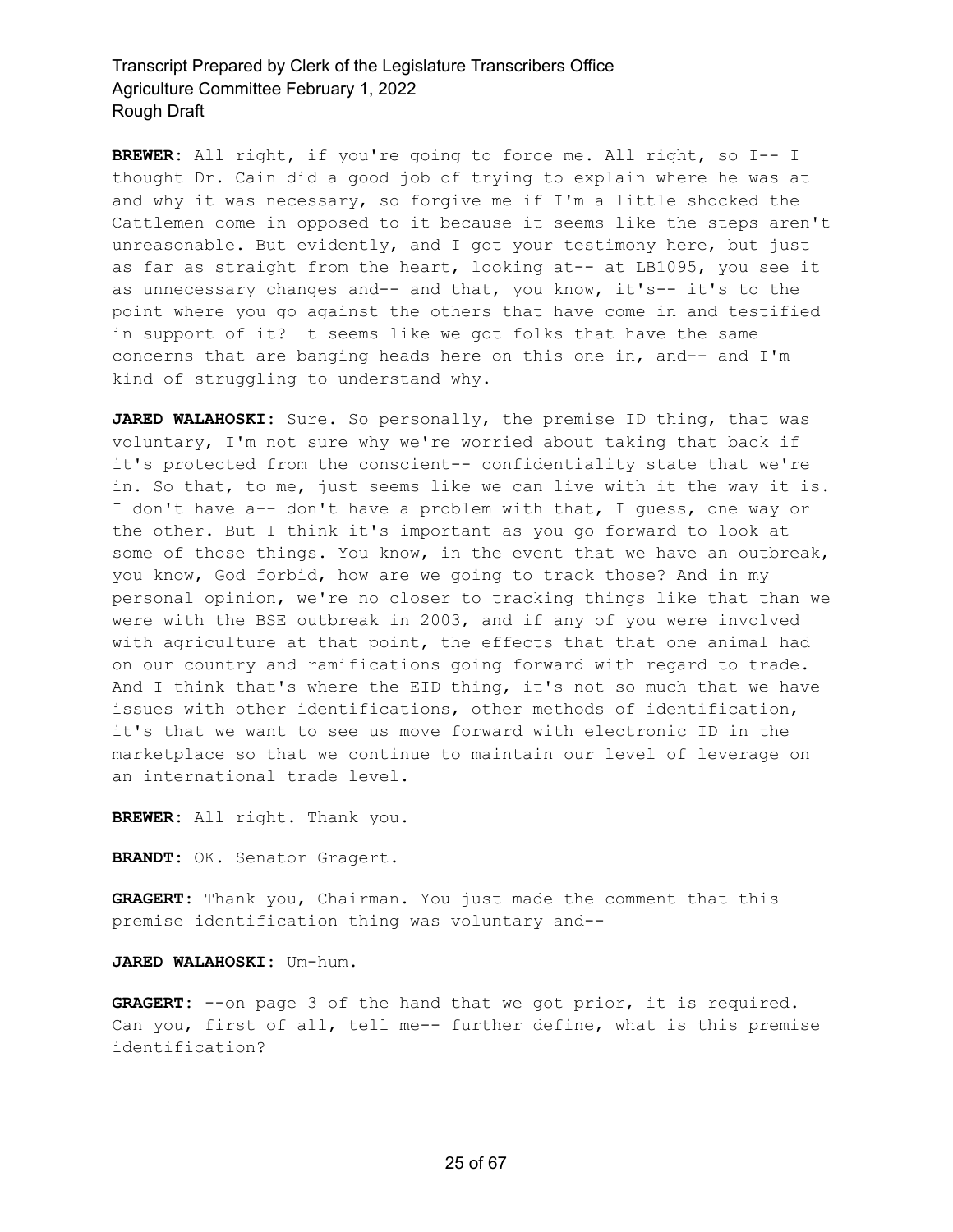**BREWER:** All right, if you're going to force me. All right, so I-- I thought Dr. Cain did a good job of trying to explain where he was at and why it was necessary, so forgive me if I'm a little shocked the Cattlemen come in opposed to it because it seems like the steps aren't unreasonable. But evidently, and I got your testimony here, but just as far as straight from the heart, looking at-- at LB1095, you see it as unnecessary changes and-- and that, you know, it's-- it's to the point where you go against the others that have come in and testified in support of it? It seems like we got folks that have the same concerns that are banging heads here on this one in, and-- and I'm kind of struggling to understand why.

**JARED WALAHOSKI:** Sure. So personally, the premise ID thing, that was voluntary, I'm not sure why we're worried about taking that back if it's protected from the conscient-- confidentiality state that we're in. So that, to me, just seems like we can live with it the way it is. I don't have a-- don't have a problem with that, I guess, one way or the other. But I think it's important as you go forward to look at some of those things. You know, in the event that we have an outbreak, you know, God forbid, how are we going to track those? And in my personal opinion, we're no closer to tracking things like that than we were with the BSE outbreak in 2003, and if any of you were involved with agriculture at that point, the effects that that one animal had on our country and ramifications going forward with regard to trade. And I think that's where the EID thing, it's not so much that we have issues with other identifications, other methods of identification, it's that we want to see us move forward with electronic ID in the marketplace so that we continue to maintain our level of leverage on an international trade level.

**BREWER:** All right. Thank you.

**BRANDT:** OK. Senator Gragert.

**GRAGERT:** Thank you, Chairman. You just made the comment that this premise identification thing was voluntary and--

**JARED WALAHOSKI:** Um-hum.

**GRAGERT:** --on page 3 of the hand that we got prior, it is required. Can you, first of all, tell me-- further define, what is this premise identification?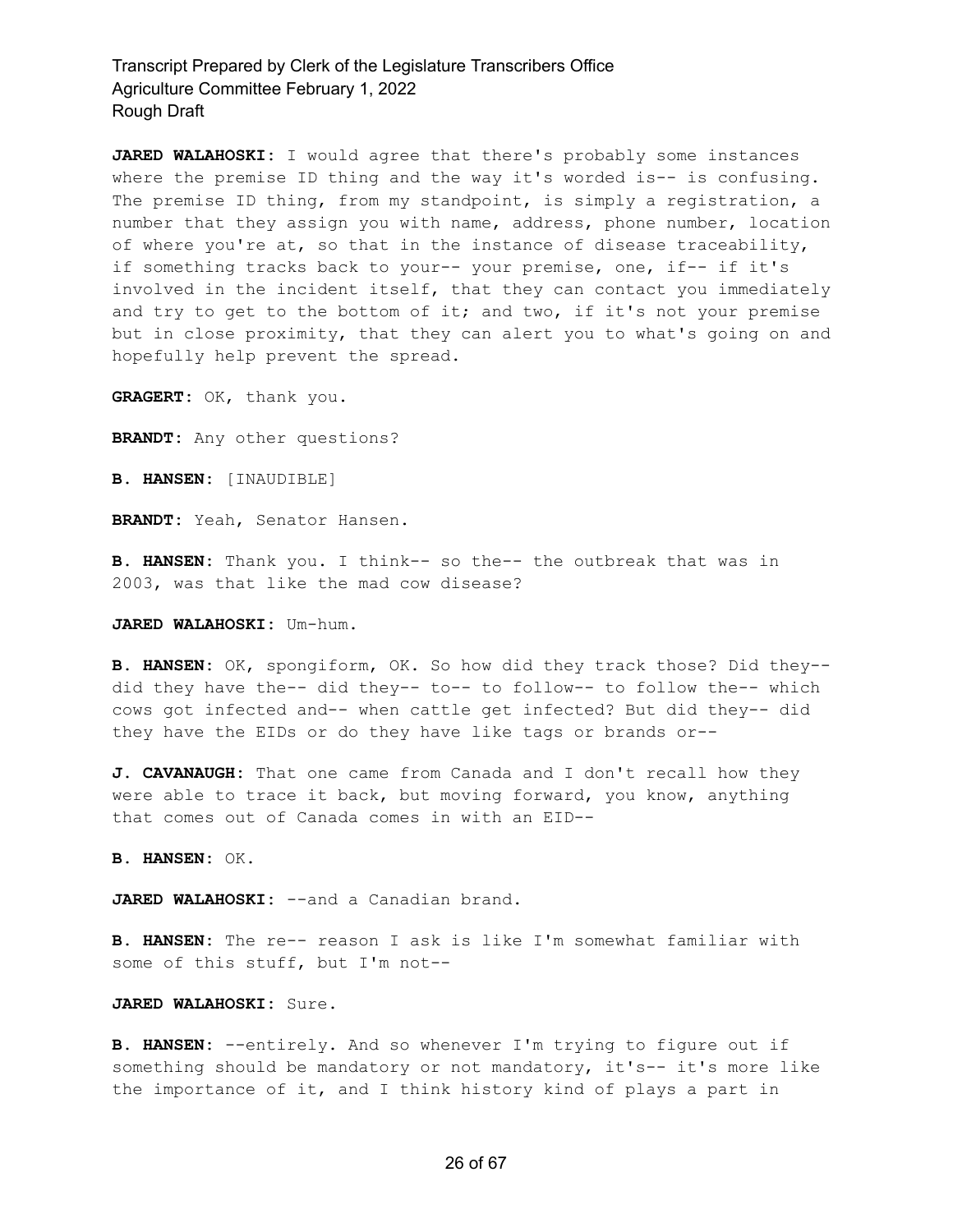**JARED WALAHOSKI:** I would agree that there's probably some instances where the premise ID thing and the way it's worded is-- is confusing. The premise ID thing, from my standpoint, is simply a registration, a number that they assign you with name, address, phone number, location of where you're at, so that in the instance of disease traceability, if something tracks back to your-- your premise, one, if-- if it's involved in the incident itself, that they can contact you immediately and try to get to the bottom of it; and two, if it's not your premise but in close proximity, that they can alert you to what's going on and hopefully help prevent the spread.

**GRAGERT:** OK, thank you.

**BRANDT:** Any other questions?

**B. HANSEN:** [INAUDIBLE]

**BRANDT:** Yeah, Senator Hansen.

**B. HANSEN:** Thank you. I think-- so the-- the outbreak that was in 2003, was that like the mad cow disease?

**JARED WALAHOSKI:** Um-hum.

**B. HANSEN:** OK, spongiform, OK. So how did they track those? Did they-- did they have the-- did they-- to-- to follow-- to follow the-- which cows got infected and-- when cattle get infected? But did they-- did they have the EIDs or do they have like tags or brands or--

**J. CAVANAUGH:** That one came from Canada and I don't recall how they were able to trace it back, but moving forward, you know, anything that comes out of Canada comes in with an EID--

**B. HANSEN:** OK.

**JARED WALAHOSKI:** --and a Canadian brand.

**B. HANSEN:** The re-- reason I ask is like I'm somewhat familiar with some of this stuff, but I'm not--

**JARED WALAHOSKI:** Sure.

**B. HANSEN:** --entirely. And so whenever I'm trying to figure out if something should be mandatory or not mandatory, it's-- it's more like the importance of it, and I think history kind of plays a part in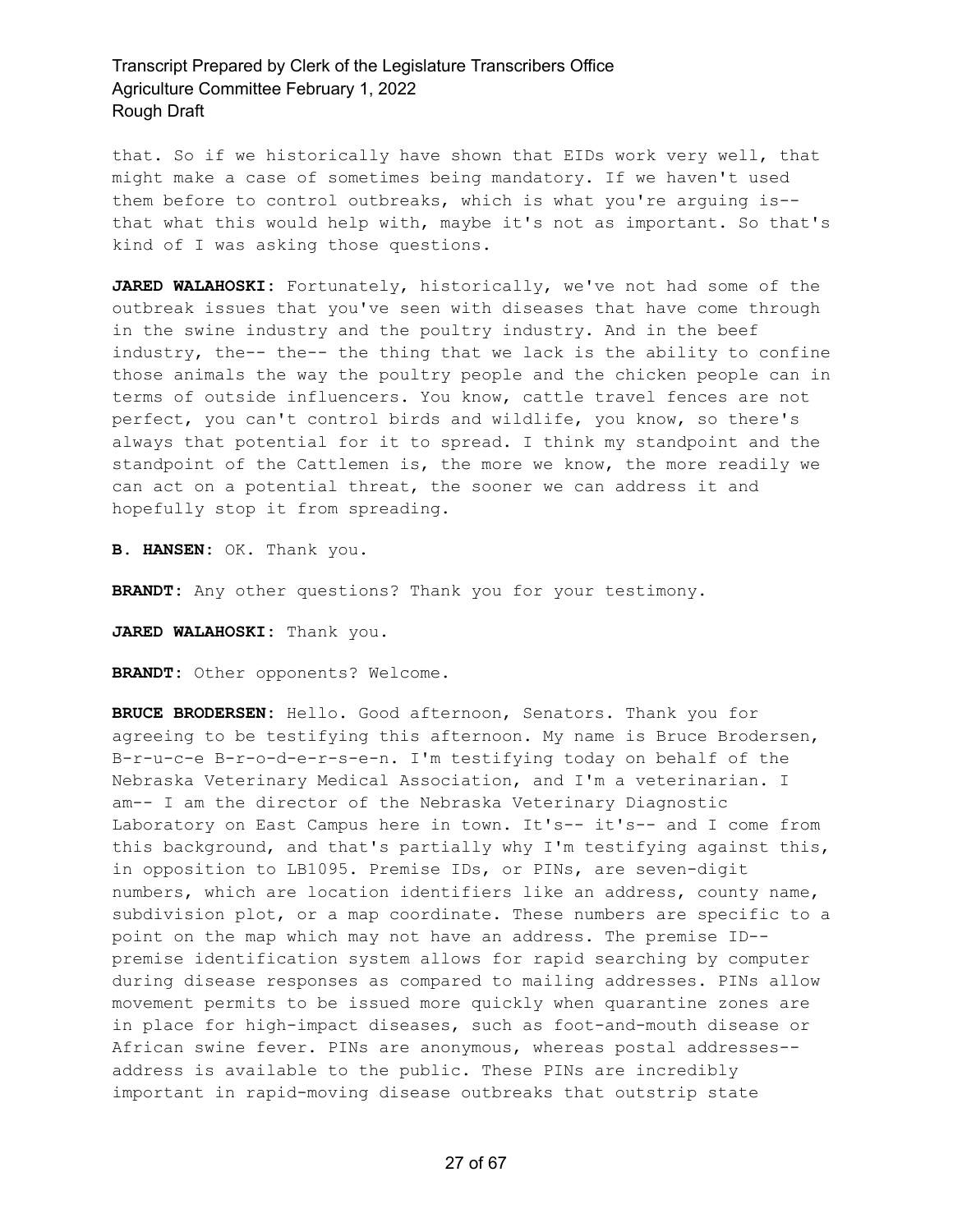that. So if we historically have shown that EIDs work very well, that might make a case of sometimes being mandatory. If we haven't used them before to control outbreaks, which is what you're arguing is-- that what this would help with, maybe it's not as important. So that's kind of I was asking those questions.

**JARED WALAHOSKI:** Fortunately, historically, we've not had some of the outbreak issues that you've seen with diseases that have come through in the swine industry and the poultry industry. And in the beef industry, the-- the-- the thing that we lack is the ability to confine those animals the way the poultry people and the chicken people can in terms of outside influencers. You know, cattle travel fences are not perfect, you can't control birds and wildlife, you know, so there's always that potential for it to spread. I think my standpoint and the standpoint of the Cattlemen is, the more we know, the more readily we can act on a potential threat, the sooner we can address it and hopefully stop it from spreading.

**B. HANSEN:** OK. Thank you.

**BRANDT:** Any other questions? Thank you for your testimony.

**JARED WALAHOSKI:** Thank you.

**BRANDT:** Other opponents? Welcome.

**BRUCE BRODERSEN:** Hello. Good afternoon, Senators. Thank you for agreeing to be testifying this afternoon. My name is Bruce Brodersen, B-r-u-c-e B-r-o-d-e-r-s-e-n. I'm testifying today on behalf of the Nebraska Veterinary Medical Association, and I'm a veterinarian. I am-- I am the director of the Nebraska Veterinary Diagnostic Laboratory on East Campus here in town. It's-- it's-- and I come from this background, and that's partially why I'm testifying against this, in opposition to LB1095. Premise IDs, or PINs, are seven-digit numbers, which are location identifiers like an address, county name, subdivision plot, or a map coordinate. These numbers are specific to a point on the map which may not have an address. The premise ID-- premise identification system allows for rapid searching by computer during disease responses as compared to mailing addresses. PINs allow movement permits to be issued more quickly when quarantine zones are in place for high-impact diseases, such as foot-and-mouth disease or African swine fever. PINs are anonymous, whereas postal addresses-- address is available to the public. These PINs are incredibly important in rapid-moving disease outbreaks that outstrip state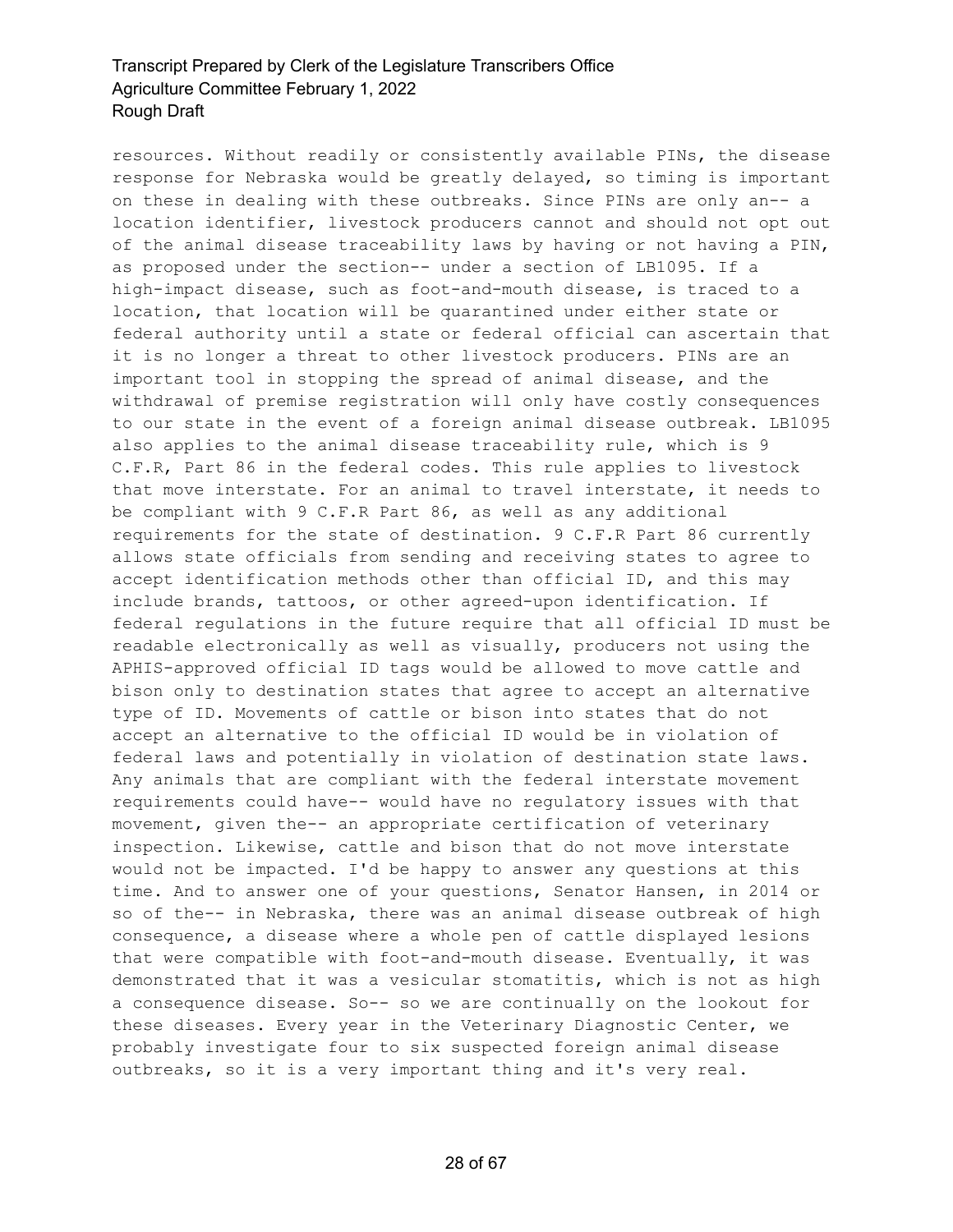resources. Without readily or consistently available PINs, the disease response for Nebraska would be greatly delayed, so timing is important on these in dealing with these outbreaks. Since PINs are only an-- a location identifier, livestock producers cannot and should not opt out of the animal disease traceability laws by having or not having a PIN, as proposed under the section-- under a section of LB1095. If a high-impact disease, such as foot-and-mouth disease, is traced to a location, that location will be quarantined under either state or federal authority until a state or federal official can ascertain that it is no longer a threat to other livestock producers. PINs are an important tool in stopping the spread of animal disease, and the withdrawal of premise registration will only have costly consequences to our state in the event of a foreign animal disease outbreak. LB1095 also applies to the animal disease traceability rule, which is 9 C.F.R, Part 86 in the federal codes. This rule applies to livestock that move interstate. For an animal to travel interstate, it needs to be compliant with 9 C.F.R Part 86, as well as any additional requirements for the state of destination. 9 C.F.R Part 86 currently allows state officials from sending and receiving states to agree to accept identification methods other than official ID, and this may include brands, tattoos, or other agreed-upon identification. If federal regulations in the future require that all official ID must be readable electronically as well as visually, producers not using the APHIS-approved official ID tags would be allowed to move cattle and bison only to destination states that agree to accept an alternative type of ID. Movements of cattle or bison into states that do not accept an alternative to the official ID would be in violation of federal laws and potentially in violation of destination state laws. Any animals that are compliant with the federal interstate movement requirements could have-- would have no regulatory issues with that movement, given the-- an appropriate certification of veterinary inspection. Likewise, cattle and bison that do not move interstate would not be impacted. I'd be happy to answer any questions at this time. And to answer one of your questions, Senator Hansen, in 2014 or so of the-- in Nebraska, there was an animal disease outbreak of high consequence, a disease where a whole pen of cattle displayed lesions that were compatible with foot-and-mouth disease. Eventually, it was demonstrated that it was a vesicular stomatitis, which is not as high a consequence disease. So-- so we are continually on the lookout for these diseases. Every year in the Veterinary Diagnostic Center, we probably investigate four to six suspected foreign animal disease outbreaks, so it is a very important thing and it's very real.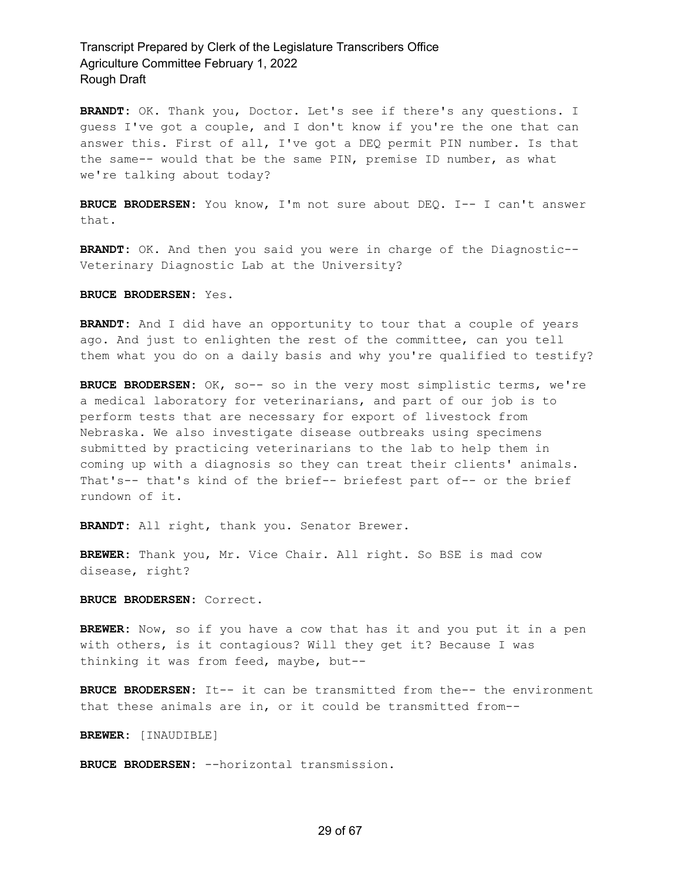**BRANDT:** OK. Thank you, Doctor. Let's see if there's any questions. I guess I've got a couple, and I don't know if you're the one that can answer this. First of all, I've got a DEQ permit PIN number. Is that the same-- would that be the same PIN, premise ID number, as what we're talking about today?

**BRUCE BRODERSEN:** You know, I'm not sure about DEQ. I-- I can't answer that.

**BRANDT:** OK. And then you said you were in charge of the Diagnostic-- Veterinary Diagnostic Lab at the University?

**BRUCE BRODERSEN:** Yes.

**BRANDT:** And I did have an opportunity to tour that a couple of years ago. And just to enlighten the rest of the committee, can you tell them what you do on a daily basis and why you're qualified to testify?

**BRUCE BRODERSEN:** OK, so-- so in the very most simplistic terms, we're a medical laboratory for veterinarians, and part of our job is to perform tests that are necessary for export of livestock from Nebraska. We also investigate disease outbreaks using specimens submitted by practicing veterinarians to the lab to help them in coming up with a diagnosis so they can treat their clients' animals. That's-- that's kind of the brief-- briefest part of-- or the brief rundown of it.

**BRANDT:** All right, thank you. Senator Brewer.

**BREWER:** Thank you, Mr. Vice Chair. All right. So BSE is mad cow disease, right?

**BRUCE BRODERSEN:** Correct.

**BREWER:** Now, so if you have a cow that has it and you put it in a pen with others, is it contagious? Will they get it? Because I was thinking it was from feed, maybe, but--

**BRUCE BRODERSEN:** It-- it can be transmitted from the-- the environment that these animals are in, or it could be transmitted from--

**BREWER:** [INAUDIBLE]

**BRUCE BRODERSEN:** --horizontal transmission.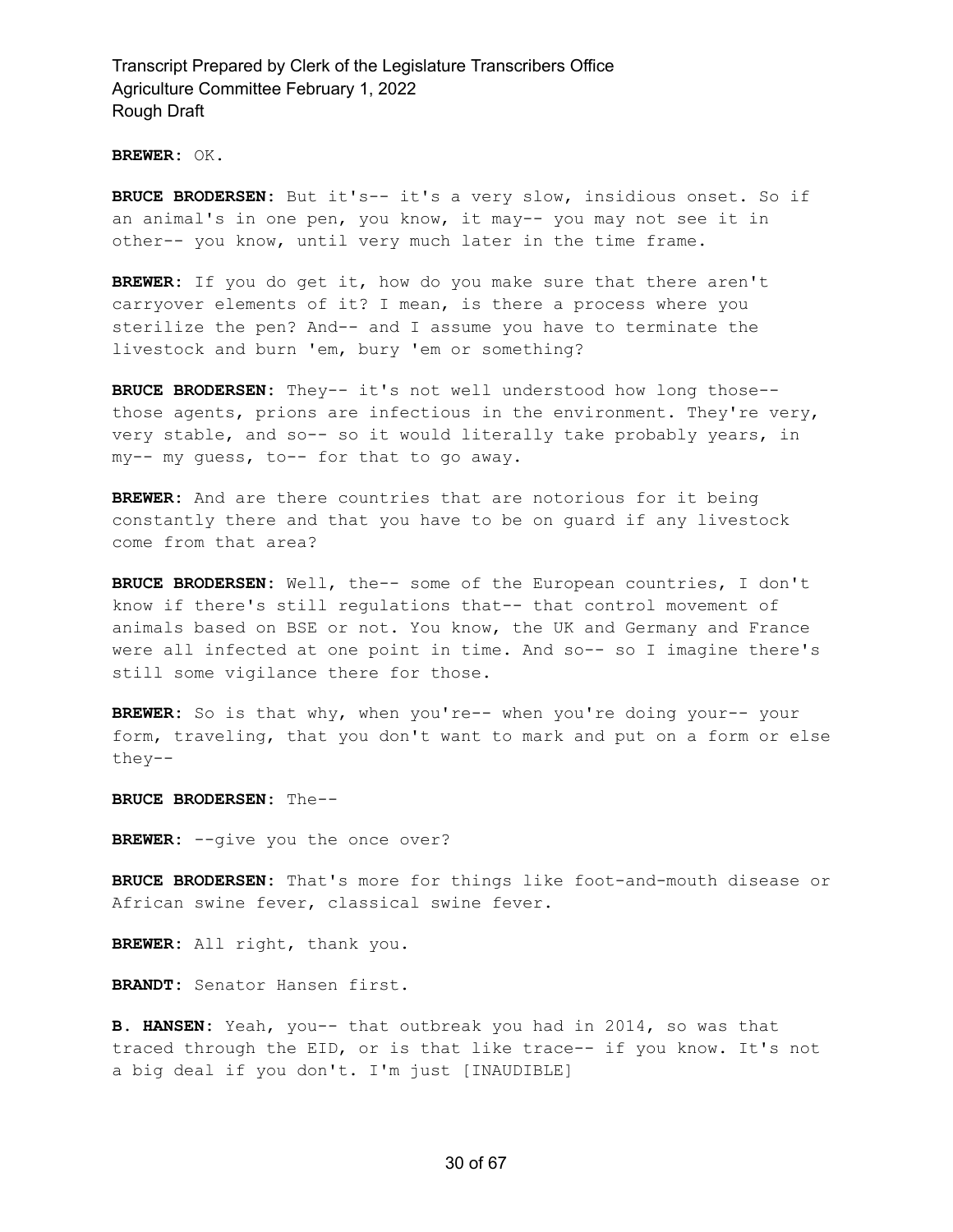**BREWER:** OK.

**BRUCE BRODERSEN:** But it's-- it's a very slow, insidious onset. So if an animal's in one pen, you know, it may-- you may not see it in other-- you know, until very much later in the time frame.

**BREWER:** If you do get it, how do you make sure that there aren't carryover elements of it? I mean, is there a process where you sterilize the pen? And-- and I assume you have to terminate the livestock and burn 'em, bury 'em or something?

**BRUCE BRODERSEN:** They-- it's not well understood how long those-- those agents, prions are infectious in the environment. They're very, very stable, and so-- so it would literally take probably years, in my-- my guess, to-- for that to go away.

**BREWER:** And are there countries that are notorious for it being constantly there and that you have to be on guard if any livestock come from that area?

**BRUCE BRODERSEN:** Well, the-- some of the European countries, I don't know if there's still regulations that-- that control movement of animals based on BSE or not. You know, the UK and Germany and France were all infected at one point in time. And so-- so I imagine there's still some vigilance there for those.

**BREWER:** So is that why, when you're-- when you're doing your-- your form, traveling, that you don't want to mark and put on a form or else they--

**BRUCE BRODERSEN:** The--

**BREWER:** --give you the once over?

**BRUCE BRODERSEN:** That's more for things like foot-and-mouth disease or African swine fever, classical swine fever.

**BREWER:** All right, thank you.

**BRANDT:** Senator Hansen first.

**B. HANSEN:** Yeah, you-- that outbreak you had in 2014, so was that traced through the EID, or is that like trace-- if you know. It's not a big deal if you don't. I'm just [INAUDIBLE]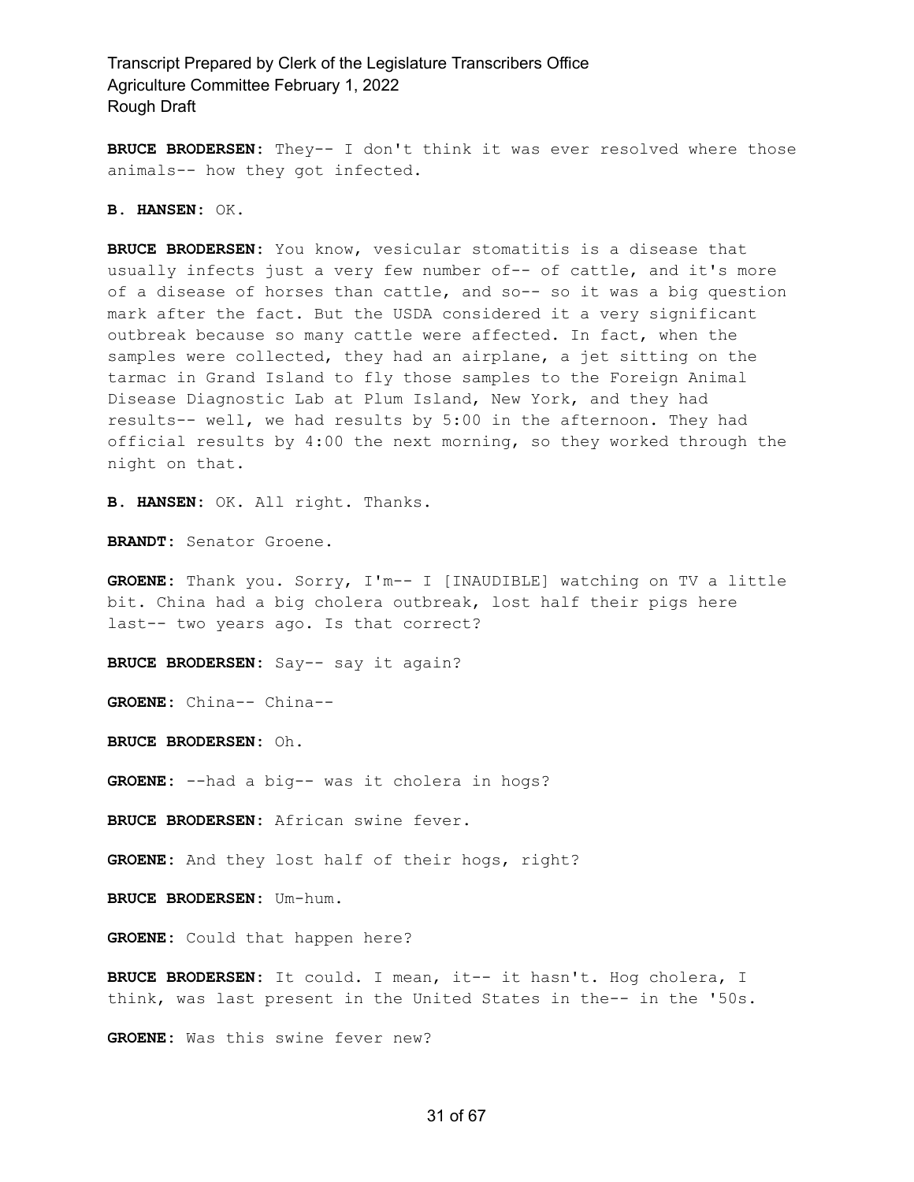**BRUCE BRODERSEN:** They-- I don't think it was ever resolved where those animals-- how they got infected.

**B. HANSEN:** OK.

**BRUCE BRODERSEN:** You know, vesicular stomatitis is a disease that usually infects just a very few number of-- of cattle, and it's more of a disease of horses than cattle, and so-- so it was a big question mark after the fact. But the USDA considered it a very significant outbreak because so many cattle were affected. In fact, when the samples were collected, they had an airplane, a jet sitting on the tarmac in Grand Island to fly those samples to the Foreign Animal Disease Diagnostic Lab at Plum Island, New York, and they had results-- well, we had results by 5:00 in the afternoon. They had official results by 4:00 the next morning, so they worked through the night on that.

**B. HANSEN:** OK. All right. Thanks.

**BRANDT:** Senator Groene.

**GROENE:** Thank you. Sorry, I'm-- I [INAUDIBLE] watching on TV a little bit. China had a big cholera outbreak, lost half their pigs here last-- two years ago. Is that correct?

**BRUCE BRODERSEN:** Say-- say it again?

**GROENE:** China-- China--

**BRUCE BRODERSEN:** Oh.

**GROENE:** --had a big-- was it cholera in hogs?

**BRUCE BRODERSEN:** African swine fever.

**GROENE:** And they lost half of their hogs, right?

**BRUCE BRODERSEN:** Um-hum.

**GROENE:** Could that happen here?

**BRUCE BRODERSEN:** It could. I mean, it-- it hasn't. Hog cholera, I think, was last present in the United States in the-- in the '50s.

**GROENE:** Was this swine fever new?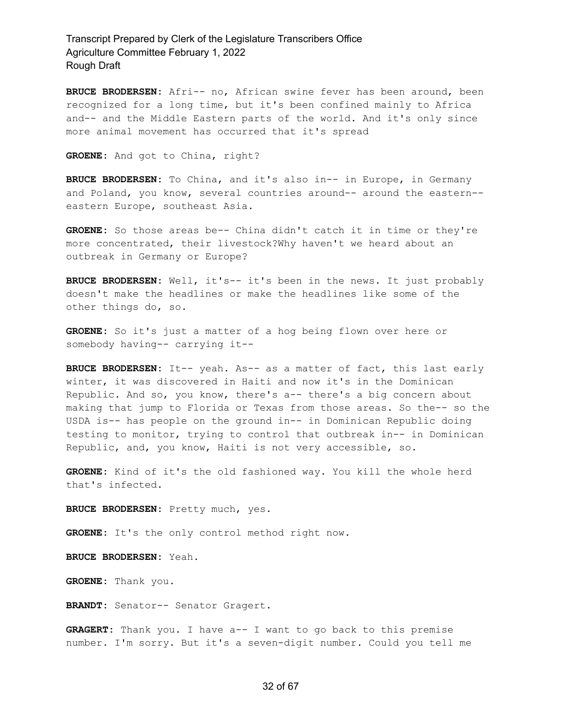**BRUCE BRODERSEN:** Afri-- no, African swine fever has been around, been recognized for a long time, but it's been confined mainly to Africa and-- and the Middle Eastern parts of the world. And it's only since more animal movement has occurred that it's spread

**GROENE:** And got to China, right?

**BRUCE BRODERSEN:** To China, and it's also in-- in Europe, in Germany and Poland, you know, several countries around-- around the eastern-- eastern Europe, southeast Asia.

**GROENE:** So those areas be-- China didn't catch it in time or they're more concentrated, their livestock?Why haven't we heard about an outbreak in Germany or Europe?

**BRUCE BRODERSEN:** Well, it's-- it's been in the news. It just probably doesn't make the headlines or make the headlines like some of the other things do, so.

**GROENE:** So it's just a matter of a hog being flown over here or somebody having-- carrying it--

**BRUCE BRODERSEN:** It-- yeah. As-- as a matter of fact, this last early winter, it was discovered in Haiti and now it's in the Dominican Republic. And so, you know, there's a-- there's a big concern about making that jump to Florida or Texas from those areas. So the-- so the USDA is-- has people on the ground in-- in Dominican Republic doing testing to monitor, trying to control that outbreak in-- in Dominican Republic, and, you know, Haiti is not very accessible, so.

**GROENE:** Kind of it's the old fashioned way. You kill the whole herd that's infected.

**BRUCE BRODERSEN:** Pretty much, yes.

**GROENE:** It's the only control method right now.

**BRUCE BRODERSEN:** Yeah.

**GROENE:** Thank you.

**BRANDT:** Senator-- Senator Gragert.

**GRAGERT:** Thank you. I have a-- I want to go back to this premise number. I'm sorry. But it's a seven-digit number. Could you tell me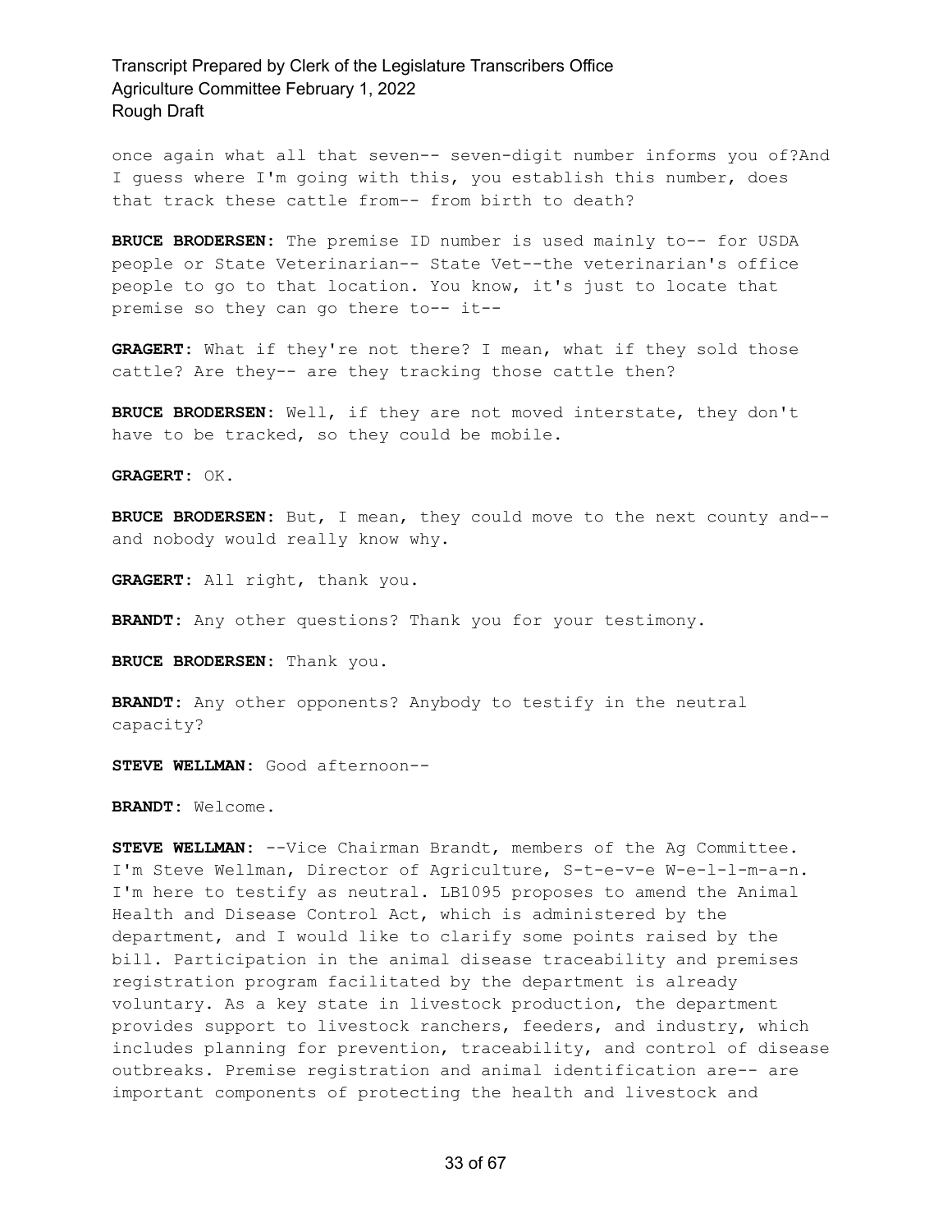once again what all that seven-- seven-digit number informs you of?And I guess where I'm going with this, you establish this number, does that track these cattle from-- from birth to death?

**BRUCE BRODERSEN:** The premise ID number is used mainly to-- for USDA people or State Veterinarian-- State Vet--the veterinarian's office people to go to that location. You know, it's just to locate that premise so they can go there to-- it--

**GRAGERT:** What if they're not there? I mean, what if they sold those cattle? Are they-- are they tracking those cattle then?

**BRUCE BRODERSEN:** Well, if they are not moved interstate, they don't have to be tracked, so they could be mobile.

**GRAGERT:** OK.

**BRUCE BRODERSEN:** But, I mean, they could move to the next county and-- and nobody would really know why.

**GRAGERT:** All right, thank you.

**BRANDT:** Any other questions? Thank you for your testimony.

**BRUCE BRODERSEN:** Thank you.

**BRANDT:** Any other opponents? Anybody to testify in the neutral capacity?

**STEVE WELLMAN:** Good afternoon--

**BRANDT:** Welcome.

**STEVE WELLMAN:** --Vice Chairman Brandt, members of the Ag Committee. I'm Steve Wellman, Director of Agriculture, S-t-e-v-e W-e-l-l-m-a-n. I'm here to testify as neutral. LB1095 proposes to amend the Animal Health and Disease Control Act, which is administered by the department, and I would like to clarify some points raised by the bill. Participation in the animal disease traceability and premises registration program facilitated by the department is already voluntary. As a key state in livestock production, the department provides support to livestock ranchers, feeders, and industry, which includes planning for prevention, traceability, and control of disease outbreaks. Premise registration and animal identification are-- are important components of protecting the health and livestock and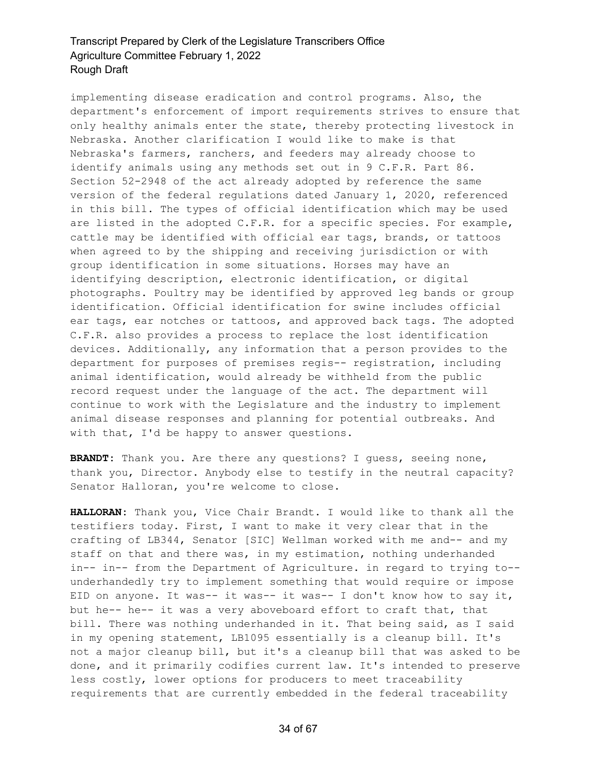implementing disease eradication and control programs. Also, the department's enforcement of import requirements strives to ensure that only healthy animals enter the state, thereby protecting livestock in Nebraska. Another clarification I would like to make is that Nebraska's farmers, ranchers, and feeders may already choose to identify animals using any methods set out in 9 C.F.R. Part 86. Section 52-2948 of the act already adopted by reference the same version of the federal regulations dated January 1, 2020, referenced in this bill. The types of official identification which may be used are listed in the adopted C.F.R. for a specific species. For example, cattle may be identified with official ear tags, brands, or tattoos when agreed to by the shipping and receiving jurisdiction or with group identification in some situations. Horses may have an identifying description, electronic identification, or digital photographs. Poultry may be identified by approved leg bands or group identification. Official identification for swine includes official ear tags, ear notches or tattoos, and approved back tags. The adopted C.F.R. also provides a process to replace the lost identification devices. Additionally, any information that a person provides to the department for purposes of premises regis-- registration, including animal identification, would already be withheld from the public record request under the language of the act. The department will continue to work with the Legislature and the industry to implement animal disease responses and planning for potential outbreaks. And with that, I'd be happy to answer questions.

**BRANDT:** Thank you. Are there any questions? I guess, seeing none, thank you, Director. Anybody else to testify in the neutral capacity? Senator Halloran, you're welcome to close.

**HALLORAN:** Thank you, Vice Chair Brandt. I would like to thank all the testifiers today. First, I want to make it very clear that in the crafting of LB344, Senator [SIC] Wellman worked with me and-- and my staff on that and there was, in my estimation, nothing underhanded in-- in-- from the Department of Agriculture. in regard to trying to-- underhandedly try to implement something that would require or impose EID on anyone. It was-- it was-- it was-- I don't know how to say it, but he-- he-- it was a very aboveboard effort to craft that, that bill. There was nothing underhanded in it. That being said, as I said in my opening statement, LB1095 essentially is a cleanup bill. It's not a major cleanup bill, but it's a cleanup bill that was asked to be done, and it primarily codifies current law. It's intended to preserve less costly, lower options for producers to meet traceability requirements that are currently embedded in the federal traceability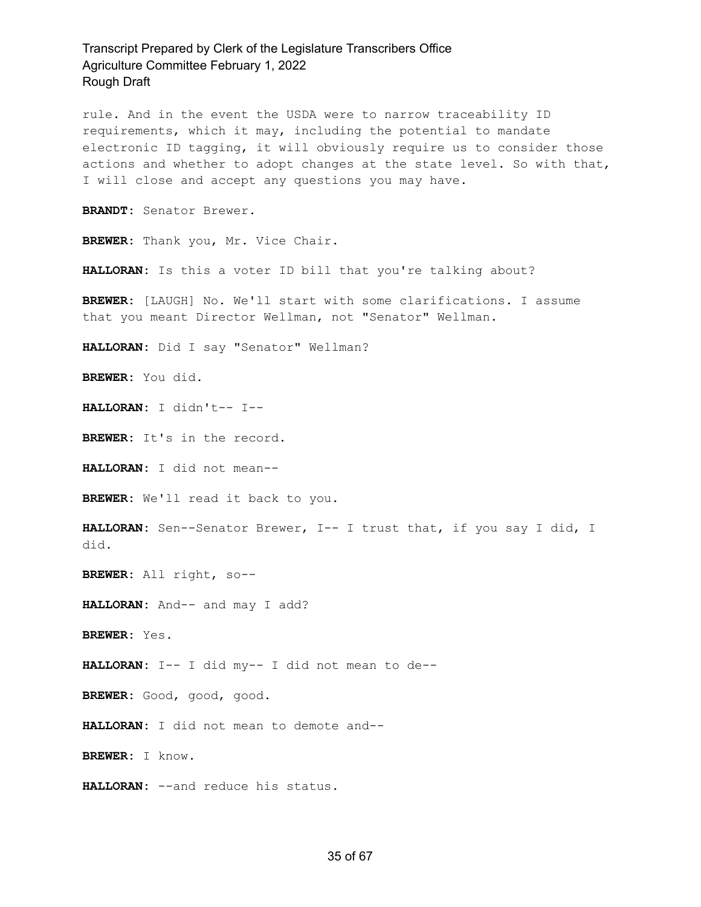rule. And in the event the USDA were to narrow traceability ID requirements, which it may, including the potential to mandate electronic ID tagging, it will obviously require us to consider those actions and whether to adopt changes at the state level. So with that, I will close and accept any questions you may have.

**BRANDT:** Senator Brewer.

**BREWER:** Thank you, Mr. Vice Chair.

**HALLORAN:** Is this a voter ID bill that you're talking about?

**BREWER:** [LAUGH] No. We'll start with some clarifications. I assume that you meant Director Wellman, not "Senator" Wellman.

**HALLORAN:** Did I say "Senator" Wellman?

**BREWER:** You did.

**HALLORAN:** I didn't-- I--

**BREWER:** It's in the record.

**HALLORAN:** I did not mean--

**BREWER:** We'll read it back to you.

**HALLORAN:** Sen--Senator Brewer, I-- I trust that, if you say I did, I did.

**BREWER:** All right, so--

**HALLORAN:** And-- and may I add?

**BREWER:** Yes.

**HALLORAN:** I-- I did my-- I did not mean to de--

**BREWER:** Good, good, good.

**HALLORAN:** I did not mean to demote and--

**BREWER:** I know.

**HALLORAN:** --and reduce his status.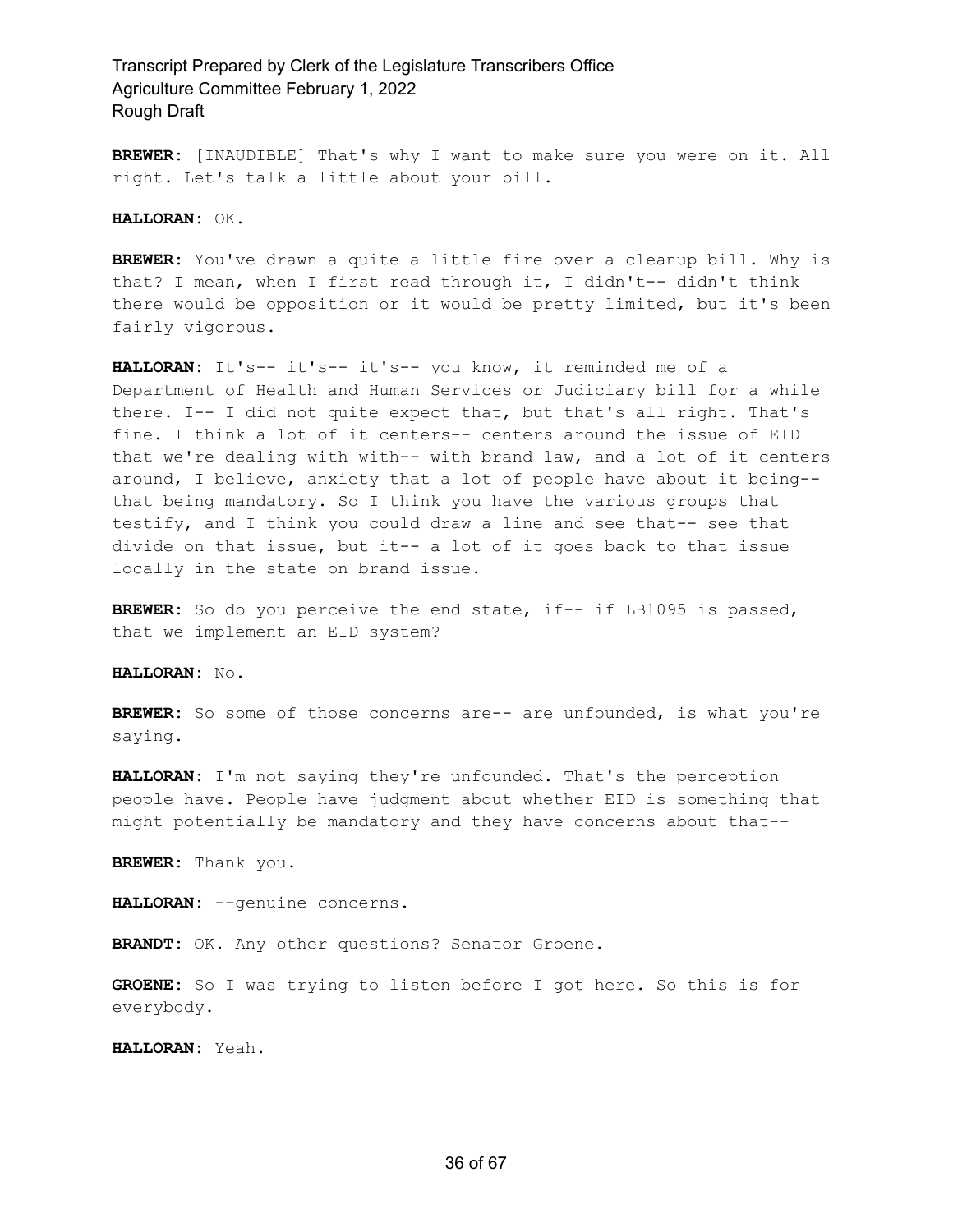**BREWER:** [INAUDIBLE] That's why I want to make sure you were on it. All right. Let's talk a little about your bill.

**HALLORAN:** OK.

**BREWER:** You've drawn a quite a little fire over a cleanup bill. Why is that? I mean, when I first read through it, I didn't-- didn't think there would be opposition or it would be pretty limited, but it's been fairly vigorous.

**HALLORAN:** It's-- it's-- it's-- you know, it reminded me of a Department of Health and Human Services or Judiciary bill for a while there. I-- I did not quite expect that, but that's all right. That's fine. I think a lot of it centers-- centers around the issue of EID that we're dealing with with-- with brand law, and a lot of it centers around, I believe, anxiety that a lot of people have about it being-- that being mandatory. So I think you have the various groups that testify, and I think you could draw a line and see that-- see that divide on that issue, but it-- a lot of it goes back to that issue locally in the state on brand issue.

**BREWER:** So do you perceive the end state, if-- if LB1095 is passed, that we implement an EID system?

**HALLORAN:** No.

**BREWER:** So some of those concerns are-- are unfounded, is what you're saying.

**HALLORAN:** I'm not saying they're unfounded. That's the perception people have. People have judgment about whether EID is something that might potentially be mandatory and they have concerns about that--

**BREWER:** Thank you.

**HALLORAN:** --genuine concerns.

**BRANDT:** OK. Any other questions? Senator Groene.

**GROENE:** So I was trying to listen before I got here. So this is for everybody.

**HALLORAN:** Yeah.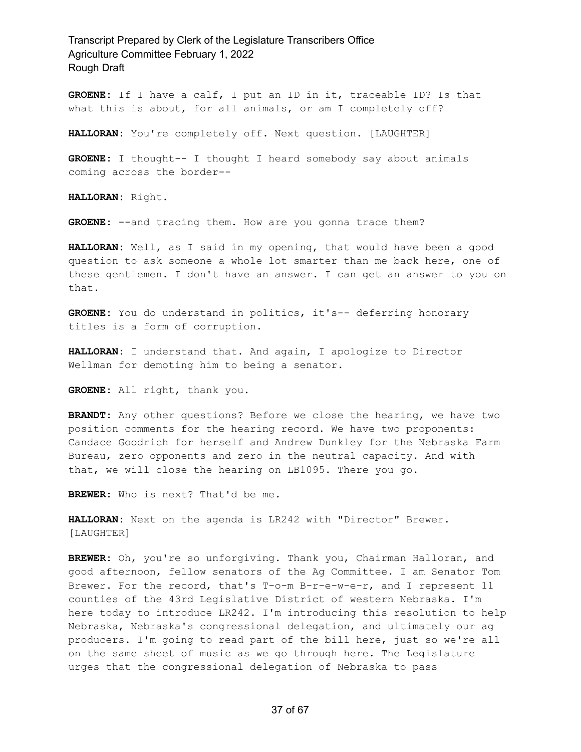**GROENE:** If I have a calf, I put an ID in it, traceable ID? Is that what this is about, for all animals, or am I completely off?

**HALLORAN:** You're completely off. Next question. [LAUGHTER]

**GROENE:** I thought-- I thought I heard somebody say about animals coming across the border--

**HALLORAN:** Right.

**GROENE:** --and tracing them. How are you gonna trace them?

**HALLORAN:** Well, as I said in my opening, that would have been a good question to ask someone a whole lot smarter than me back here, one of these gentlemen. I don't have an answer. I can get an answer to you on that.

**GROENE:** You do understand in politics, it's-- deferring honorary titles is a form of corruption.

**HALLORAN:** I understand that. And again, I apologize to Director Wellman for demoting him to being a senator.

**GROENE:** All right, thank you.

**BRANDT:** Any other questions? Before we close the hearing, we have two position comments for the hearing record. We have two proponents: Candace Goodrich for herself and Andrew Dunkley for the Nebraska Farm Bureau, zero opponents and zero in the neutral capacity. And with that, we will close the hearing on LB1095. There you go.

**BREWER:** Who is next? That'd be me.

**HALLORAN:** Next on the agenda is LR242 with "Director" Brewer. [LAUGHTER]

**BREWER:** Oh, you're so unforgiving. Thank you, Chairman Halloran, and good afternoon, fellow senators of the Ag Committee. I am Senator Tom Brewer. For the record, that's T-o-m B-r-e-w-e-r, and I represent 11 counties of the 43rd Legislative District of western Nebraska. I'm here today to introduce LR242. I'm introducing this resolution to help Nebraska, Nebraska's congressional delegation, and ultimately our ag producers. I'm going to read part of the bill here, just so we're all on the same sheet of music as we go through here. The Legislature urges that the congressional delegation of Nebraska to pass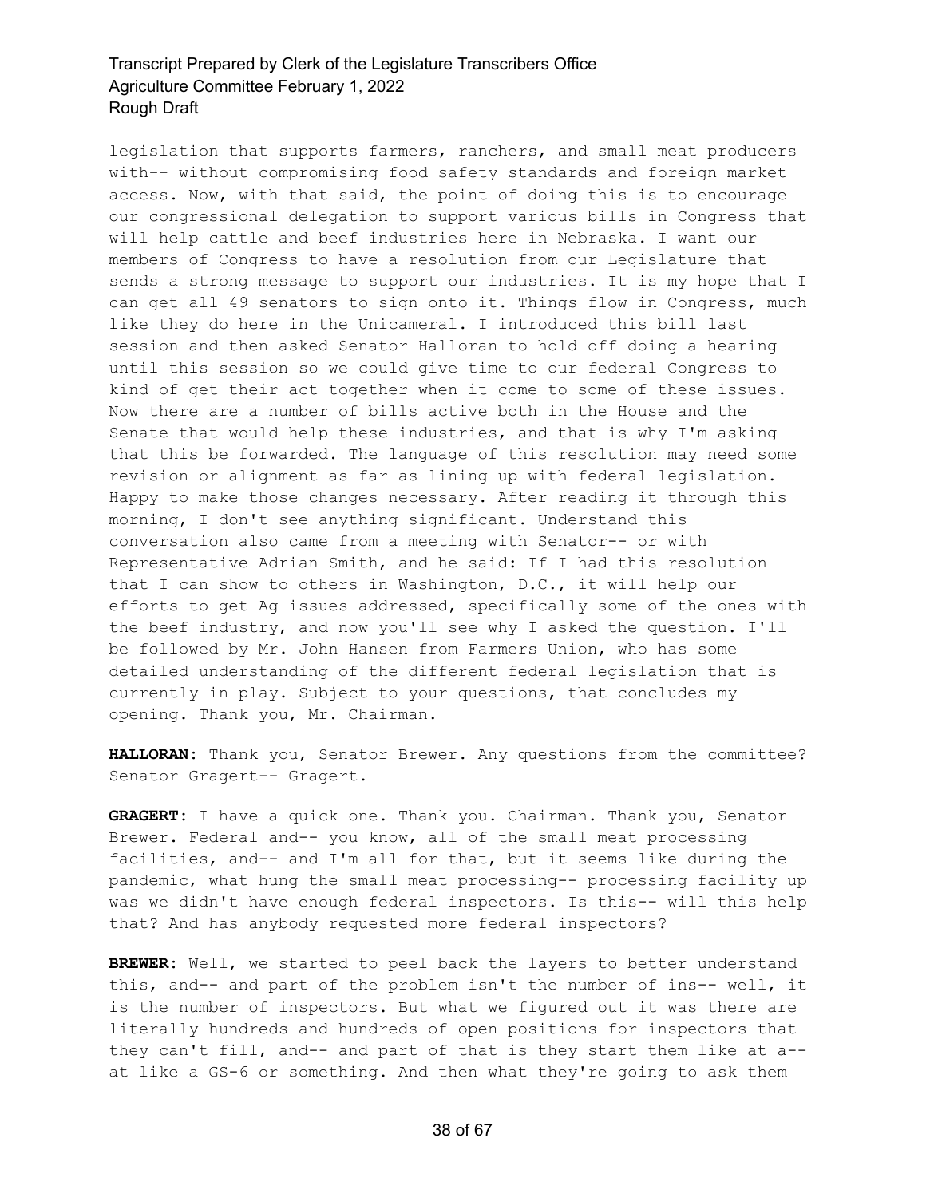legislation that supports farmers, ranchers, and small meat producers with-- without compromising food safety standards and foreign market access. Now, with that said, the point of doing this is to encourage our congressional delegation to support various bills in Congress that will help cattle and beef industries here in Nebraska. I want our members of Congress to have a resolution from our Legislature that sends a strong message to support our industries. It is my hope that I can get all 49 senators to sign onto it. Things flow in Congress, much like they do here in the Unicameral. I introduced this bill last session and then asked Senator Halloran to hold off doing a hearing until this session so we could give time to our federal Congress to kind of get their act together when it come to some of these issues. Now there are a number of bills active both in the House and the Senate that would help these industries, and that is why I'm asking that this be forwarded. The language of this resolution may need some revision or alignment as far as lining up with federal legislation. Happy to make those changes necessary. After reading it through this morning, I don't see anything significant. Understand this conversation also came from a meeting with Senator-- or with Representative Adrian Smith, and he said: If I had this resolution that I can show to others in Washington, D.C., it will help our efforts to get Ag issues addressed, specifically some of the ones with the beef industry, and now you'll see why I asked the question. I'll be followed by Mr. John Hansen from Farmers Union, who has some detailed understanding of the different federal legislation that is currently in play. Subject to your questions, that concludes my opening. Thank you, Mr. Chairman.

**HALLORAN:** Thank you, Senator Brewer. Any questions from the committee? Senator Gragert-- Gragert.

**GRAGERT:** I have a quick one. Thank you. Chairman. Thank you, Senator Brewer. Federal and-- you know, all of the small meat processing facilities, and-- and I'm all for that, but it seems like during the pandemic, what hung the small meat processing-- processing facility up was we didn't have enough federal inspectors. Is this-- will this help that? And has anybody requested more federal inspectors?

**BREWER:** Well, we started to peel back the layers to better understand this, and-- and part of the problem isn't the number of ins-- well, it is the number of inspectors. But what we figured out it was there are literally hundreds and hundreds of open positions for inspectors that they can't fill, and-- and part of that is they start them like at a-- at like a GS-6 or something. And then what they're going to ask them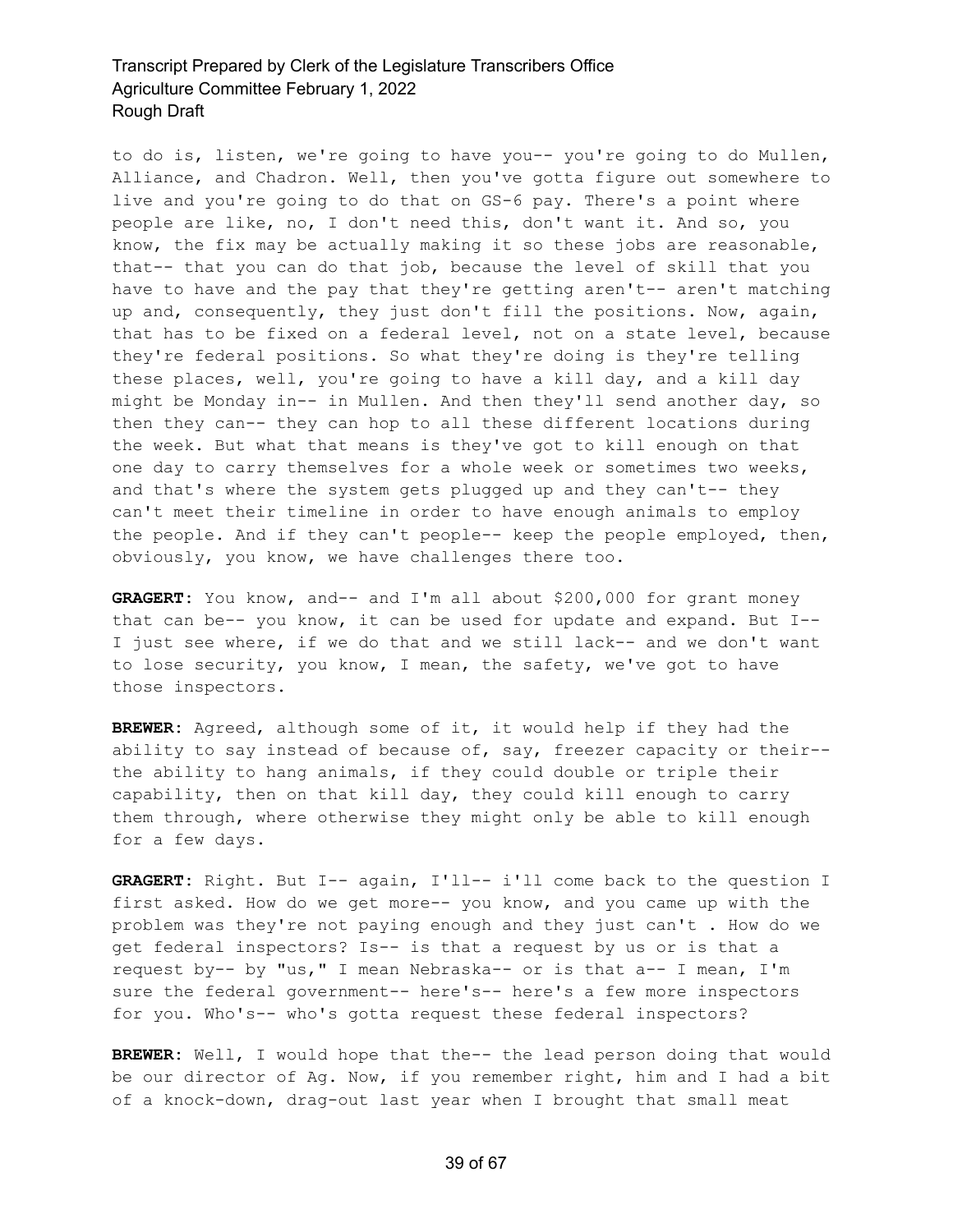to do is, listen, we're going to have you-- you're going to do Mullen, Alliance, and Chadron. Well, then you've gotta figure out somewhere to live and you're going to do that on GS-6 pay. There's a point where people are like, no, I don't need this, don't want it. And so, you know, the fix may be actually making it so these jobs are reasonable, that-- that you can do that job, because the level of skill that you have to have and the pay that they're getting aren't-- aren't matching up and, consequently, they just don't fill the positions. Now, again, that has to be fixed on a federal level, not on a state level, because they're federal positions. So what they're doing is they're telling these places, well, you're going to have a kill day, and a kill day might be Monday in-- in Mullen. And then they'll send another day, so then they can-- they can hop to all these different locations during the week. But what that means is they've got to kill enough on that one day to carry themselves for a whole week or sometimes two weeks, and that's where the system gets plugged up and they can't-- they can't meet their timeline in order to have enough animals to employ the people. And if they can't people-- keep the people employed, then, obviously, you know, we have challenges there too.

**GRAGERT:** You know, and-- and I'm all about $200,000 for grant money that can be-- you know, it can be used for update and expand. But I-- I just see where, if we do that and we still lack-- and we don't want to lose security, you know, I mean, the safety, we've got to have those inspectors.

**BREWER:** Agreed, although some of it, it would help if they had the ability to say instead of because of, say, freezer capacity or their-- the ability to hang animals, if they could double or triple their capability, then on that kill day, they could kill enough to carry them through, where otherwise they might only be able to kill enough for a few days.

**GRAGERT:** Right. But I-- again, I'll-- i'll come back to the question I first asked. How do we get more-- you know, and you came up with the problem was they're not paying enough and they just can't . How do we get federal inspectors? Is-- is that a request by us or is that a request by-- by "us," I mean Nebraska-- or is that a-- I mean, I'm sure the federal government-- here's-- here's a few more inspectors for you. Who's-- who's gotta request these federal inspectors?

**BREWER:** Well, I would hope that the-- the lead person doing that would be our director of Ag. Now, if you remember right, him and I had a bit of a knock-down, drag-out last year when I brought that small meat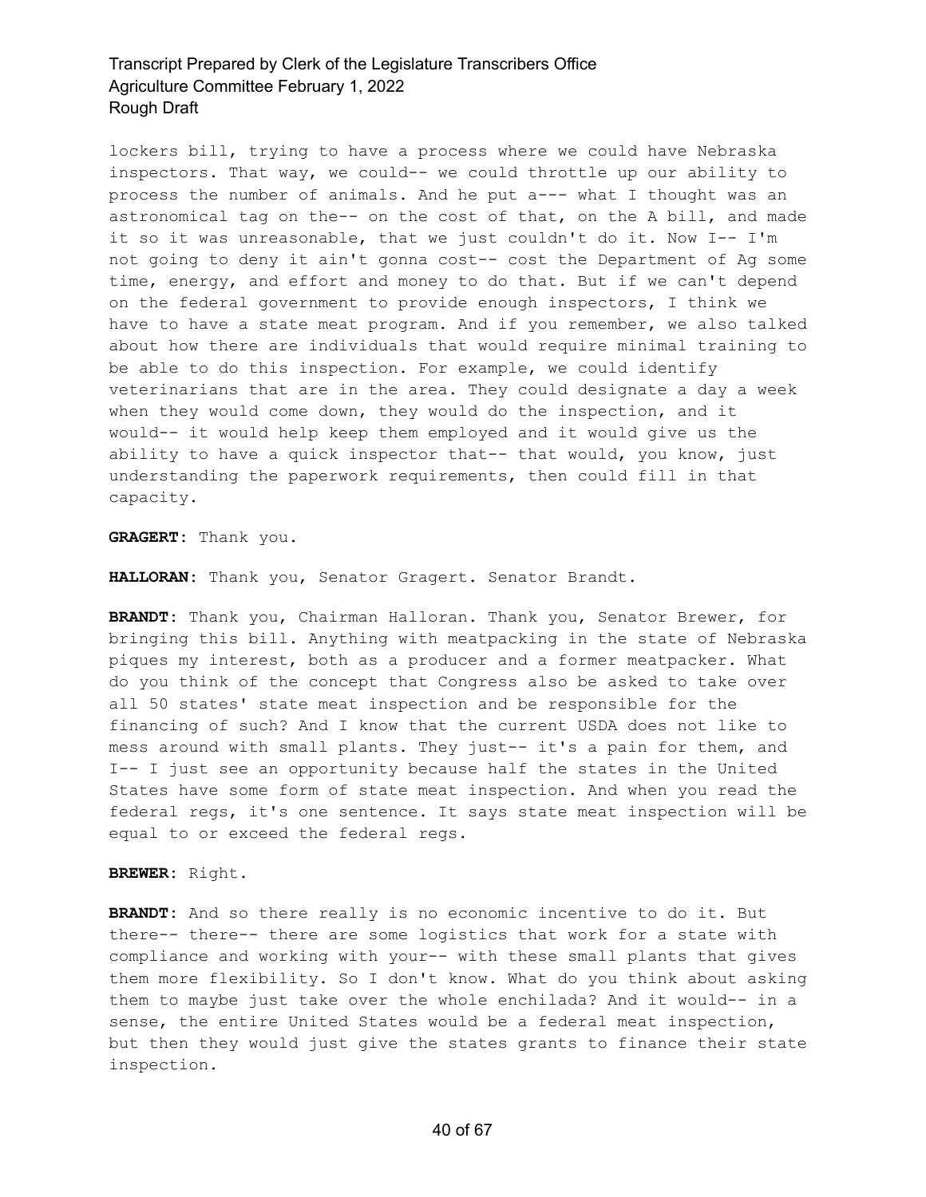lockers bill, trying to have a process where we could have Nebraska inspectors. That way, we could-- we could throttle up our ability to process the number of animals. And he put a--- what I thought was an astronomical tag on the-- on the cost of that, on the A bill, and made it so it was unreasonable, that we just couldn't do it. Now I-- I'm not going to deny it ain't gonna cost-- cost the Department of Ag some time, energy, and effort and money to do that. But if we can't depend on the federal government to provide enough inspectors, I think we have to have a state meat program. And if you remember, we also talked about how there are individuals that would require minimal training to be able to do this inspection. For example, we could identify veterinarians that are in the area. They could designate a day a week when they would come down, they would do the inspection, and it would-- it would help keep them employed and it would give us the ability to have a quick inspector that-- that would, you know, just understanding the paperwork requirements, then could fill in that capacity.

**GRAGERT:** Thank you.

**HALLORAN:** Thank you, Senator Gragert. Senator Brandt.

**BRANDT:** Thank you, Chairman Halloran. Thank you, Senator Brewer, for bringing this bill. Anything with meatpacking in the state of Nebraska piques my interest, both as a producer and a former meatpacker. What do you think of the concept that Congress also be asked to take over all 50 states' state meat inspection and be responsible for the financing of such? And I know that the current USDA does not like to mess around with small plants. They just-- it's a pain for them, and I-- I just see an opportunity because half the states in the United States have some form of state meat inspection. And when you read the federal regs, it's one sentence. It says state meat inspection will be equal to or exceed the federal regs.

**BREWER:** Right.

**BRANDT:** And so there really is no economic incentive to do it. But there-- there-- there are some logistics that work for a state with compliance and working with your-- with these small plants that gives them more flexibility. So I don't know. What do you think about asking them to maybe just take over the whole enchilada? And it would-- in a sense, the entire United States would be a federal meat inspection, but then they would just give the states grants to finance their state inspection.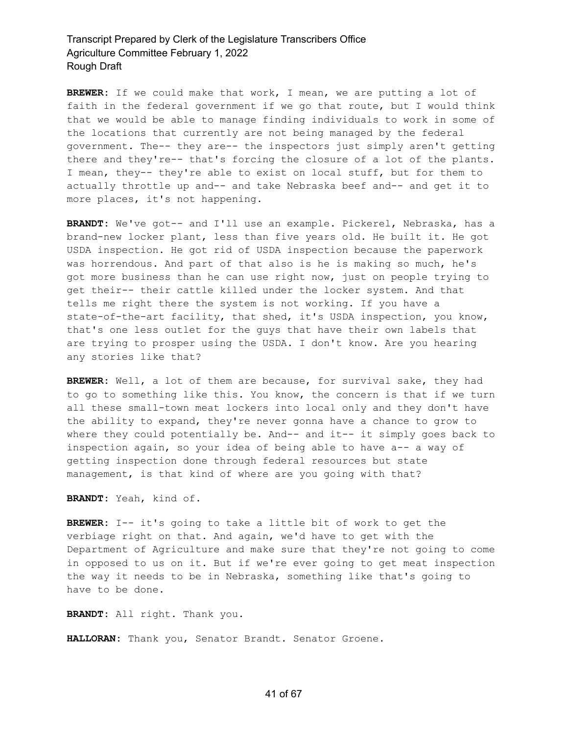**BREWER:** If we could make that work, I mean, we are putting a lot of faith in the federal government if we go that route, but I would think that we would be able to manage finding individuals to work in some of the locations that currently are not being managed by the federal government. The-- they are-- the inspectors just simply aren't getting there and they're-- that's forcing the closure of a lot of the plants. I mean, they-- they're able to exist on local stuff, but for them to actually throttle up and-- and take Nebraska beef and-- and get it to more places, it's not happening.

**BRANDT:** We've got-- and I'll use an example. Pickerel, Nebraska, has a brand-new locker plant, less than five years old. He built it. He got USDA inspection. He got rid of USDA inspection because the paperwork was horrendous. And part of that also is he is making so much, he's got more business than he can use right now, just on people trying to get their-- their cattle killed under the locker system. And that tells me right there the system is not working. If you have a state-of-the-art facility, that shed, it's USDA inspection, you know, that's one less outlet for the guys that have their own labels that are trying to prosper using the USDA. I don't know. Are you hearing any stories like that?

**BREWER:** Well, a lot of them are because, for survival sake, they had to go to something like this. You know, the concern is that if we turn all these small-town meat lockers into local only and they don't have the ability to expand, they're never gonna have a chance to grow to where they could potentially be. And-- and it-- it simply goes back to inspection again, so your idea of being able to have a-- a way of getting inspection done through federal resources but state management, is that kind of where are you going with that?

**BRANDT:** Yeah, kind of.

**BREWER:** I-- it's going to take a little bit of work to get the verbiage right on that. And again, we'd have to get with the Department of Agriculture and make sure that they're not going to come in opposed to us on it. But if we're ever going to get meat inspection the way it needs to be in Nebraska, something like that's going to have to be done.

**BRANDT:** All right. Thank you.

**HALLORAN:** Thank you, Senator Brandt. Senator Groene.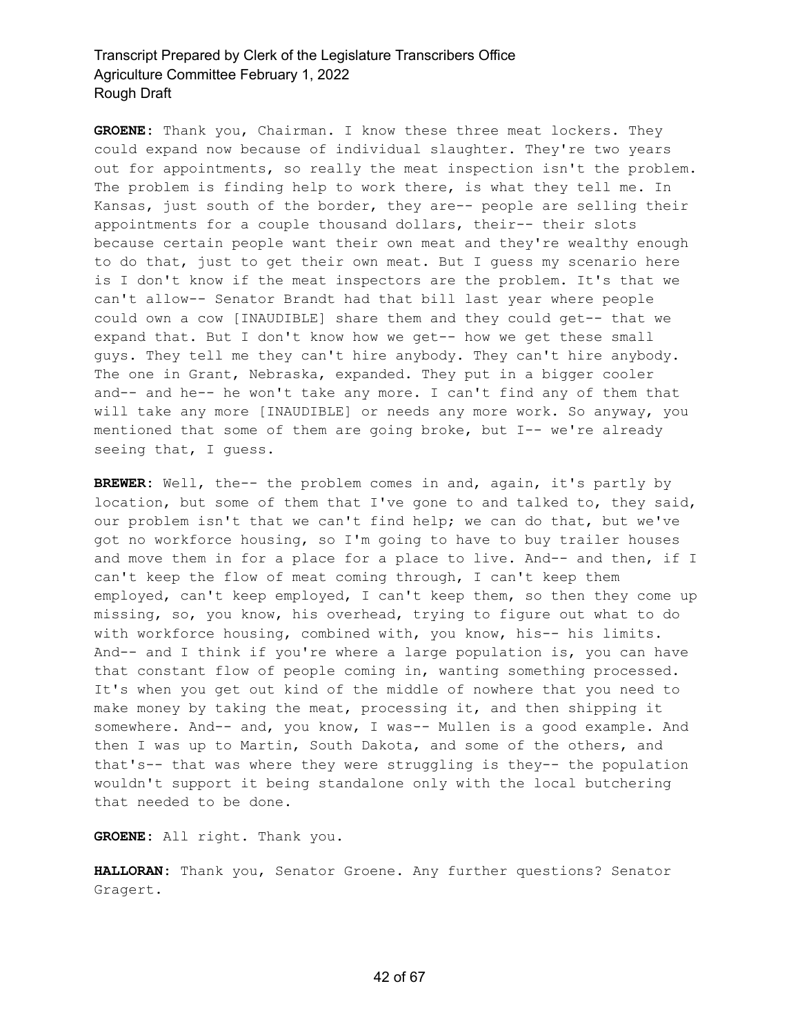**GROENE:** Thank you, Chairman. I know these three meat lockers. They could expand now because of individual slaughter. They're two years out for appointments, so really the meat inspection isn't the problem. The problem is finding help to work there, is what they tell me. In Kansas, just south of the border, they are-- people are selling their appointments for a couple thousand dollars, their-- their slots because certain people want their own meat and they're wealthy enough to do that, just to get their own meat. But I guess my scenario here is I don't know if the meat inspectors are the problem. It's that we can't allow-- Senator Brandt had that bill last year where people could own a cow [INAUDIBLE] share them and they could get-- that we expand that. But I don't know how we get-- how we get these small guys. They tell me they can't hire anybody. They can't hire anybody. The one in Grant, Nebraska, expanded. They put in a bigger cooler and-- and he-- he won't take any more. I can't find any of them that will take any more [INAUDIBLE] or needs any more work. So anyway, you mentioned that some of them are going broke, but I-- we're already seeing that, I guess.

**BREWER:** Well, the-- the problem comes in and, again, it's partly by location, but some of them that I've gone to and talked to, they said, our problem isn't that we can't find help; we can do that, but we've got no workforce housing, so I'm going to have to buy trailer houses and move them in for a place for a place to live. And-- and then, if I can't keep the flow of meat coming through, I can't keep them employed, can't keep employed, I can't keep them, so then they come up missing, so, you know, his overhead, trying to figure out what to do with workforce housing, combined with, you know, his-- his limits. And-- and I think if you're where a large population is, you can have that constant flow of people coming in, wanting something processed. It's when you get out kind of the middle of nowhere that you need to make money by taking the meat, processing it, and then shipping it somewhere. And-- and, you know, I was-- Mullen is a good example. And then I was up to Martin, South Dakota, and some of the others, and that's-- that was where they were struggling is they-- the population wouldn't support it being standalone only with the local butchering that needed to be done.

**GROENE:** All right. Thank you.

**HALLORAN:** Thank you, Senator Groene. Any further questions? Senator Gragert.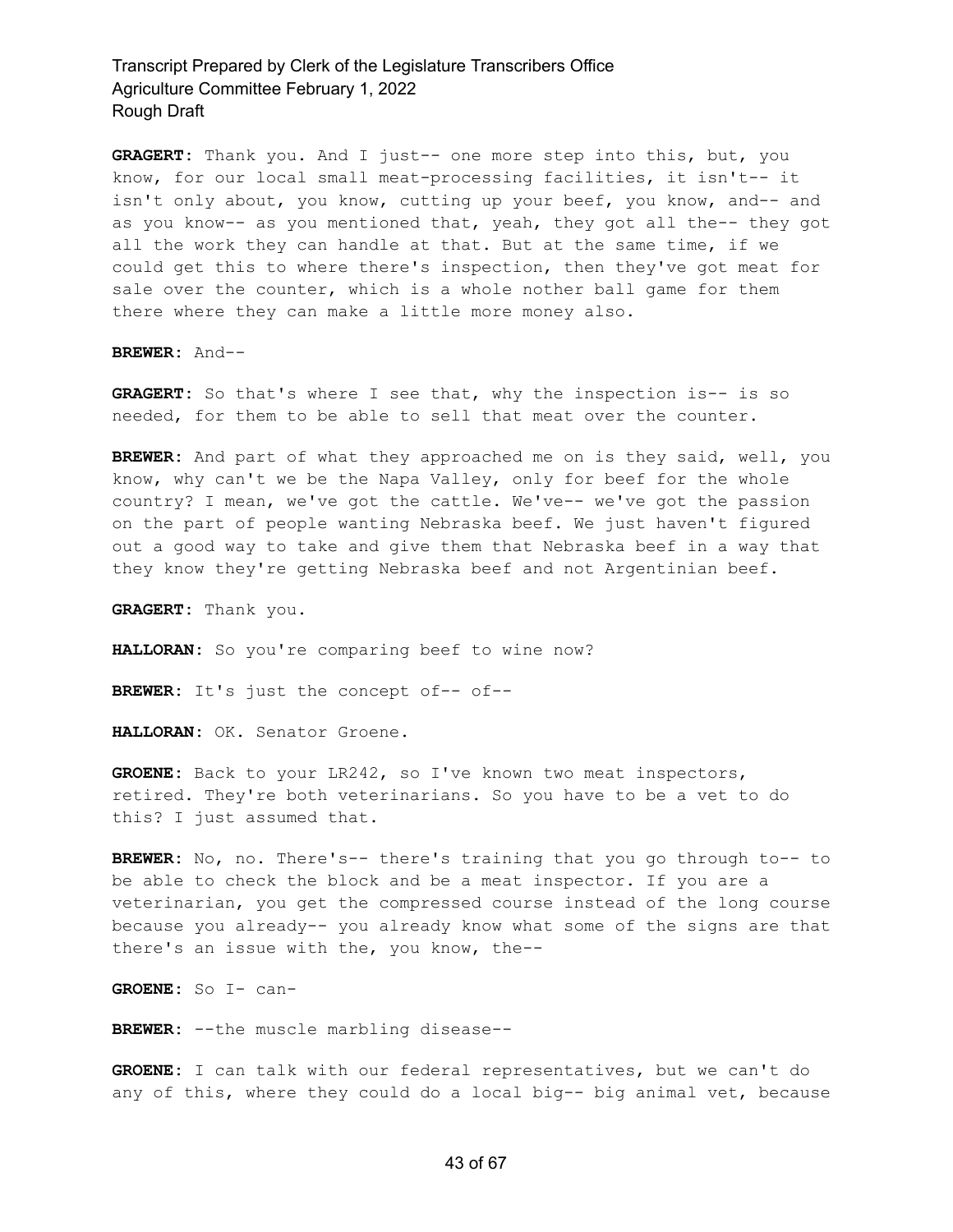**GRAGERT:** Thank you. And I just-- one more step into this, but, you know, for our local small meat-processing facilities, it isn't-- it isn't only about, you know, cutting up your beef, you know, and-- and as you know-- as you mentioned that, yeah, they got all the-- they got all the work they can handle at that. But at the same time, if we could get this to where there's inspection, then they've got meat for sale over the counter, which is a whole nother ball game for them there where they can make a little more money also.

**BREWER:** And--

**GRAGERT:** So that's where I see that, why the inspection is-- is so needed, for them to be able to sell that meat over the counter.

**BREWER:** And part of what they approached me on is they said, well, you know, why can't we be the Napa Valley, only for beef for the whole country? I mean, we've got the cattle. We've-- we've got the passion on the part of people wanting Nebraska beef. We just haven't figured out a good way to take and give them that Nebraska beef in a way that they know they're getting Nebraska beef and not Argentinian beef.

**GRAGERT:** Thank you.

**HALLORAN:** So you're comparing beef to wine now?

**BREWER:** It's just the concept of-- of--

**HALLORAN:** OK. Senator Groene.

**GROENE:** Back to your LR242, so I've known two meat inspectors, retired. They're both veterinarians. So you have to be a vet to do this? I just assumed that.

**BREWER:** No, no. There's-- there's training that you go through to-- to be able to check the block and be a meat inspector. If you are a veterinarian, you get the compressed course instead of the long course because you already-- you already know what some of the signs are that there's an issue with the, you know, the--

**GROENE:** So I- can-

**BREWER:** --the muscle marbling disease--

**GROENE:** I can talk with our federal representatives, but we can't do any of this, where they could do a local big-- big animal vet, because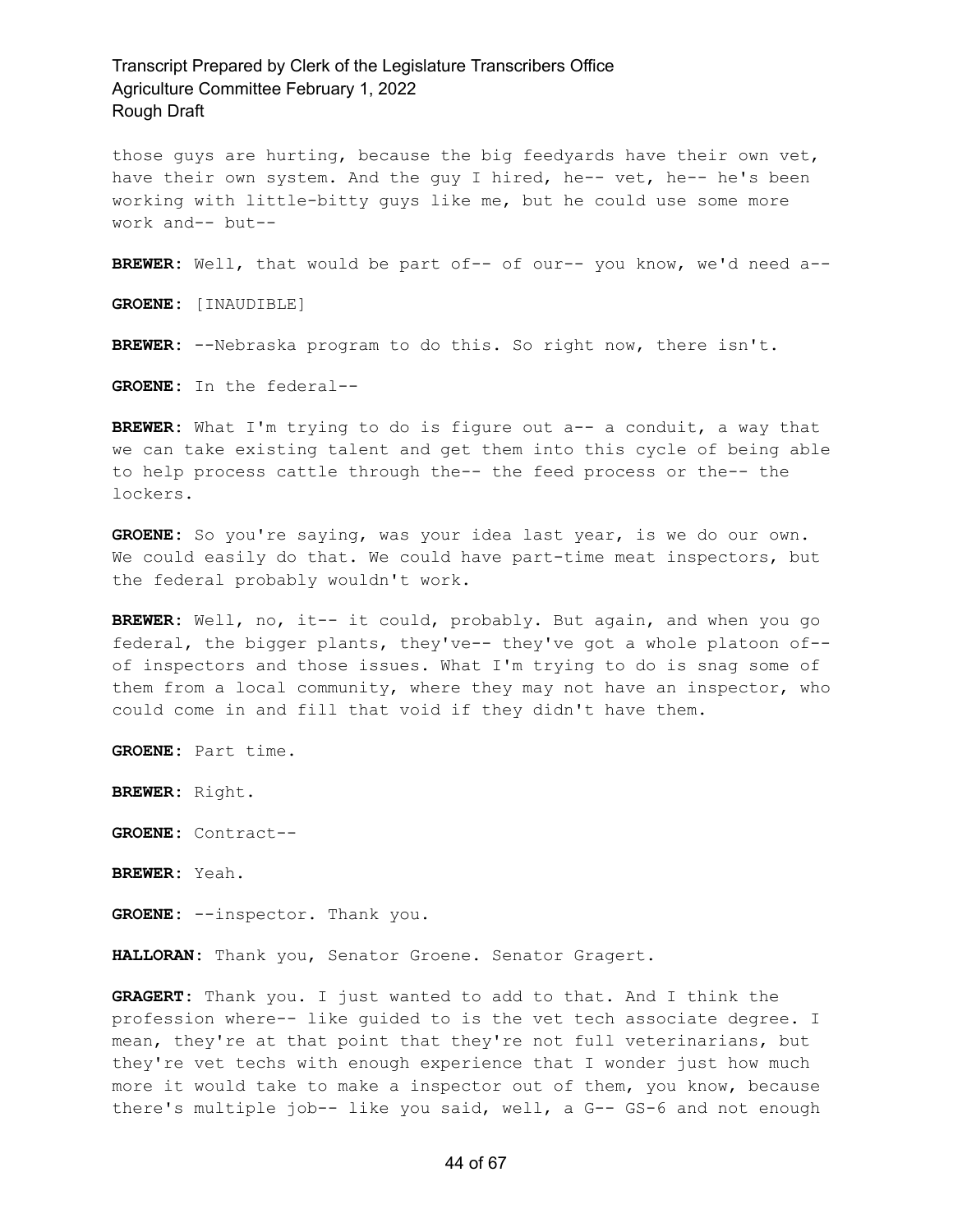those guys are hurting, because the big feedyards have their own vet, have their own system. And the guy I hired, he-- vet, he-- he's been working with little-bitty guys like me, but he could use some more work and-- but--

**BREWER:** Well, that would be part of-- of our-- you know, we'd need a--

**GROENE:** [INAUDIBLE]

**BREWER:** --Nebraska program to do this. So right now, there isn't.

**GROENE:** In the federal--

**BREWER:** What I'm trying to do is figure out a-- a conduit, a way that we can take existing talent and get them into this cycle of being able to help process cattle through the-- the feed process or the-- the lockers.

**GROENE:** So you're saying, was your idea last year, is we do our own. We could easily do that. We could have part-time meat inspectors, but the federal probably wouldn't work.

**BREWER:** Well, no, it-- it could, probably. But again, and when you go federal, the bigger plants, they've-- they've got a whole platoon of-- of inspectors and those issues. What I'm trying to do is snag some of them from a local community, where they may not have an inspector, who could come in and fill that void if they didn't have them.

**GROENE:** Part time.

**BREWER:** Right.

**GROENE:** Contract--

**BREWER:** Yeah.

**GROENE:** --inspector. Thank you.

**HALLORAN:** Thank you, Senator Groene. Senator Gragert.

**GRAGERT:** Thank you. I just wanted to add to that. And I think the profession where-- like guided to is the vet tech associate degree. I mean, they're at that point that they're not full veterinarians, but they're vet techs with enough experience that I wonder just how much more it would take to make a inspector out of them, you know, because there's multiple job-- like you said, well, a G-- GS-6 and not enough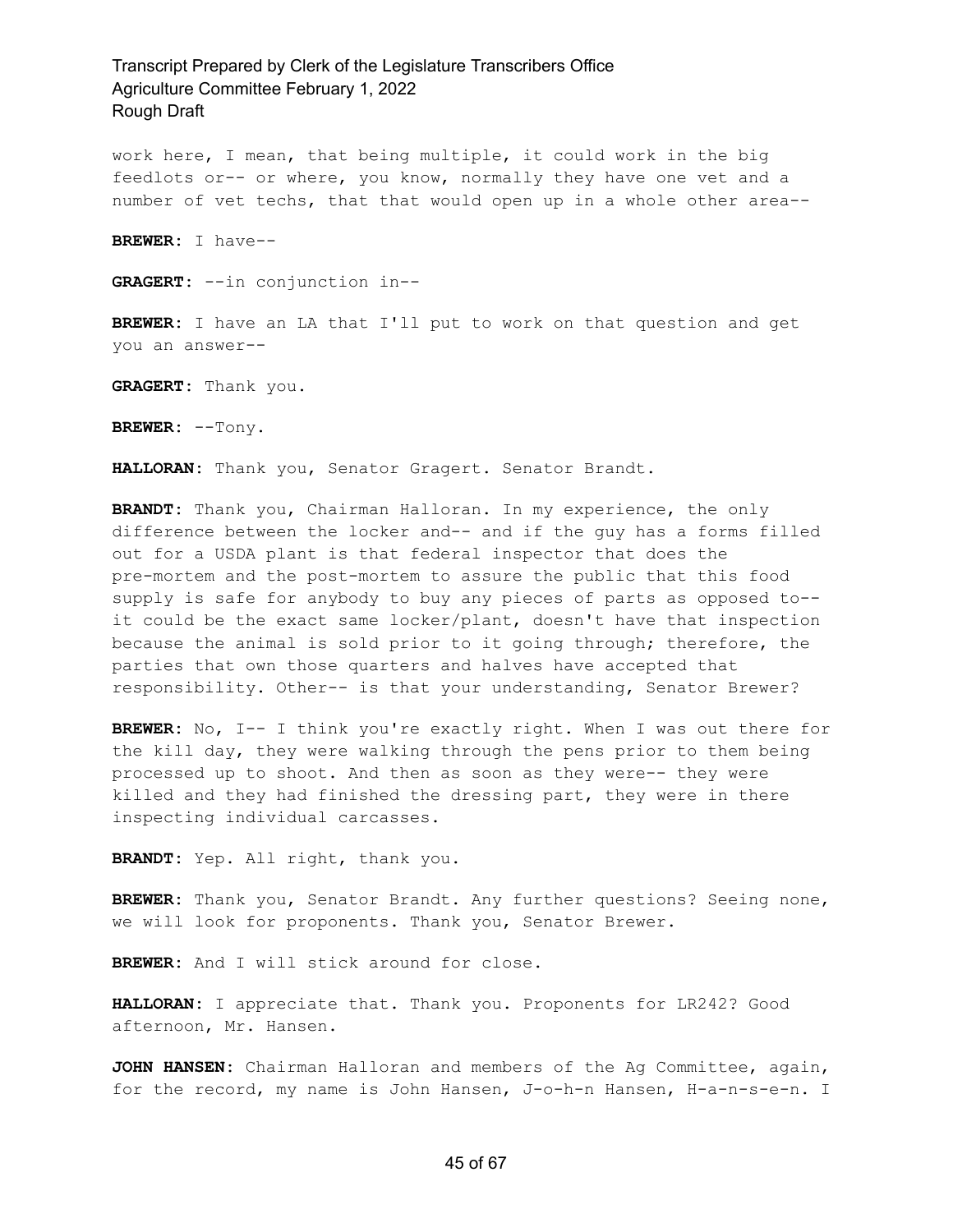work here, I mean, that being multiple, it could work in the big feedlots or-- or where, you know, normally they have one vet and a number of vet techs, that that would open up in a whole other area--

**BREWER:** I have--

**GRAGERT:** --in conjunction in--

**BREWER:** I have an LA that I'll put to work on that question and get you an answer--

**GRAGERT:** Thank you.

**BREWER:** --Tony.

**HALLORAN:** Thank you, Senator Gragert. Senator Brandt.

**BRANDT:** Thank you, Chairman Halloran. In my experience, the only difference between the locker and-- and if the guy has a forms filled out for a USDA plant is that federal inspector that does the pre-mortem and the post-mortem to assure the public that this food supply is safe for anybody to buy any pieces of parts as opposed to-- it could be the exact same locker/plant, doesn't have that inspection because the animal is sold prior to it going through; therefore, the parties that own those quarters and halves have accepted that responsibility. Other-- is that your understanding, Senator Brewer?

**BREWER:** No, I-- I think you're exactly right. When I was out there for the kill day, they were walking through the pens prior to them being processed up to shoot. And then as soon as they were-- they were killed and they had finished the dressing part, they were in there inspecting individual carcasses.

**BRANDT:** Yep. All right, thank you.

**BREWER:** Thank you, Senator Brandt. Any further questions? Seeing none, we will look for proponents. Thank you, Senator Brewer.

**BREWER:** And I will stick around for close.

**HALLORAN:** I appreciate that. Thank you. Proponents for LR242? Good afternoon, Mr. Hansen.

**JOHN HANSEN:** Chairman Halloran and members of the Ag Committee, again, for the record, my name is John Hansen, J-o-h-n Hansen, H-a-n-s-e-n. I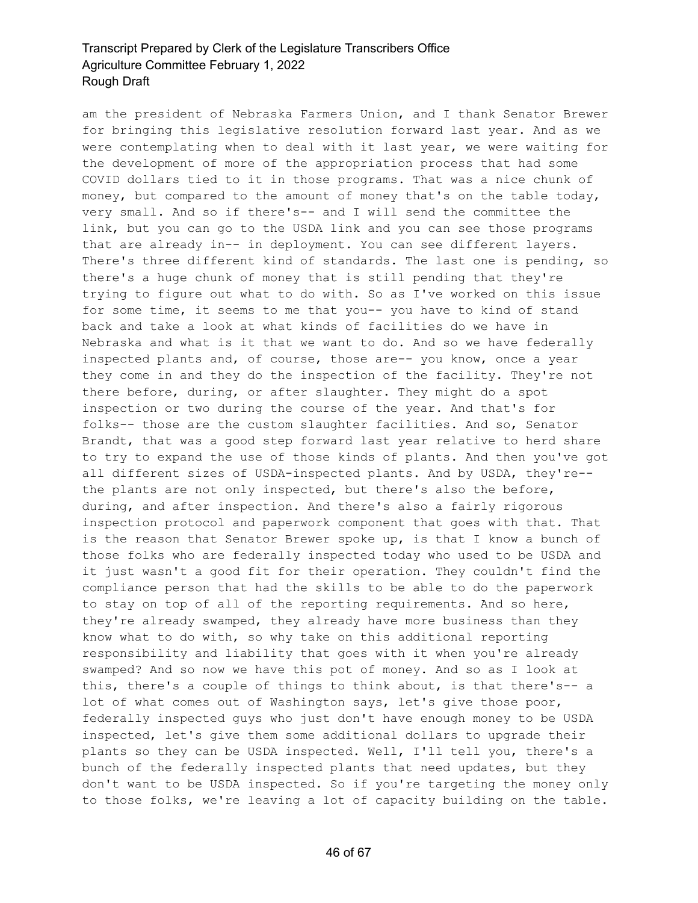am the president of Nebraska Farmers Union, and I thank Senator Brewer for bringing this legislative resolution forward last year. And as we were contemplating when to deal with it last year, we were waiting for the development of more of the appropriation process that had some COVID dollars tied to it in those programs. That was a nice chunk of money, but compared to the amount of money that's on the table today, very small. And so if there's-- and I will send the committee the link, but you can go to the USDA link and you can see those programs that are already in-- in deployment. You can see different layers. There's three different kind of standards. The last one is pending, so there's a huge chunk of money that is still pending that they're trying to figure out what to do with. So as I've worked on this issue for some time, it seems to me that you-- you have to kind of stand back and take a look at what kinds of facilities do we have in Nebraska and what is it that we want to do. And so we have federally inspected plants and, of course, those are-- you know, once a year they come in and they do the inspection of the facility. They're not there before, during, or after slaughter. They might do a spot inspection or two during the course of the year. And that's for folks-- those are the custom slaughter facilities. And so, Senator Brandt, that was a good step forward last year relative to herd share to try to expand the use of those kinds of plants. And then you've got all different sizes of USDA-inspected plants. And by USDA, they're-- the plants are not only inspected, but there's also the before, during, and after inspection. And there's also a fairly rigorous inspection protocol and paperwork component that goes with that. That is the reason that Senator Brewer spoke up, is that I know a bunch of those folks who are federally inspected today who used to be USDA and it just wasn't a good fit for their operation. They couldn't find the compliance person that had the skills to be able to do the paperwork to stay on top of all of the reporting requirements. And so here, they're already swamped, they already have more business than they know what to do with, so why take on this additional reporting responsibility and liability that goes with it when you're already swamped? And so now we have this pot of money. And so as I look at this, there's a couple of things to think about, is that there's-- a lot of what comes out of Washington says, let's give those poor, federally inspected guys who just don't have enough money to be USDA inspected, let's give them some additional dollars to upgrade their plants so they can be USDA inspected. Well, I'll tell you, there's a bunch of the federally inspected plants that need updates, but they don't want to be USDA inspected. So if you're targeting the money only to those folks, we're leaving a lot of capacity building on the table.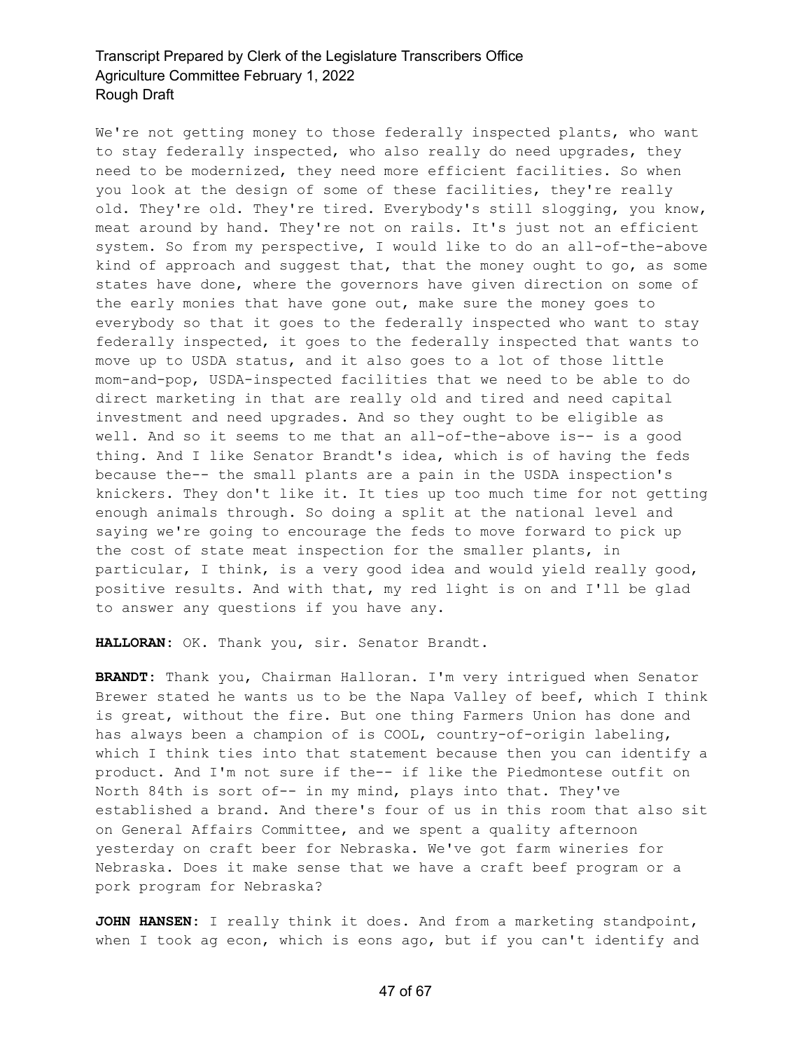We're not getting money to those federally inspected plants, who want to stay federally inspected, who also really do need upgrades, they need to be modernized, they need more efficient facilities. So when you look at the design of some of these facilities, they're really old. They're old. They're tired. Everybody's still slogging, you know, meat around by hand. They're not on rails. It's just not an efficient system. So from my perspective, I would like to do an all-of-the-above kind of approach and suggest that, that the money ought to go, as some states have done, where the governors have given direction on some of the early monies that have gone out, make sure the money goes to everybody so that it goes to the federally inspected who want to stay federally inspected, it goes to the federally inspected that wants to move up to USDA status, and it also goes to a lot of those little mom-and-pop, USDA-inspected facilities that we need to be able to do direct marketing in that are really old and tired and need capital investment and need upgrades. And so they ought to be eligible as well. And so it seems to me that an all-of-the-above is-- is a good thing. And I like Senator Brandt's idea, which is of having the feds because the-- the small plants are a pain in the USDA inspection's knickers. They don't like it. It ties up too much time for not getting enough animals through. So doing a split at the national level and saying we're going to encourage the feds to move forward to pick up the cost of state meat inspection for the smaller plants, in particular, I think, is a very good idea and would yield really good, positive results. And with that, my red light is on and I'll be glad to answer any questions if you have any.

**HALLORAN:** OK. Thank you, sir. Senator Brandt.

**BRANDT:** Thank you, Chairman Halloran. I'm very intrigued when Senator Brewer stated he wants us to be the Napa Valley of beef, which I think is great, without the fire. But one thing Farmers Union has done and has always been a champion of is COOL, country-of-origin labeling, which I think ties into that statement because then you can identify a product. And I'm not sure if the-- if like the Piedmontese outfit on North 84th is sort of-- in my mind, plays into that. They've established a brand. And there's four of us in this room that also sit on General Affairs Committee, and we spent a quality afternoon yesterday on craft beer for Nebraska. We've got farm wineries for Nebraska. Does it make sense that we have a craft beef program or a pork program for Nebraska?

**JOHN HANSEN:** I really think it does. And from a marketing standpoint, when I took ag econ, which is eons ago, but if you can't identify and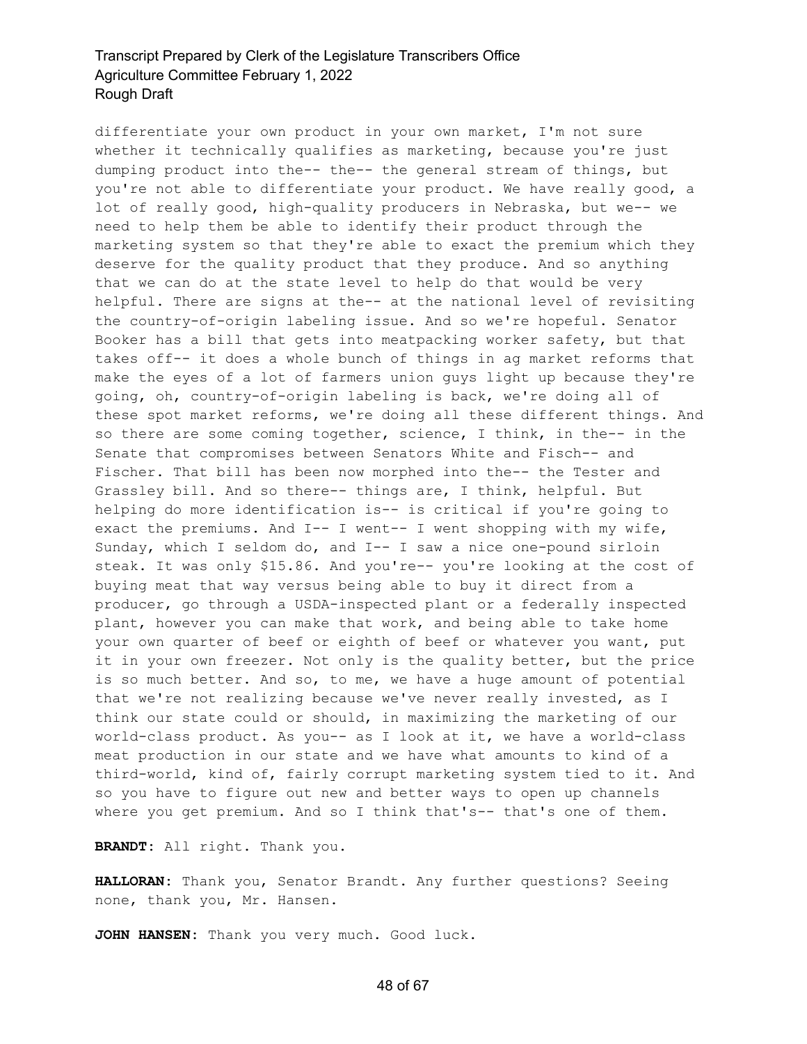differentiate your own product in your own market, I'm not sure whether it technically qualifies as marketing, because you're just dumping product into the-- the-- the general stream of things, but you're not able to differentiate your product. We have really good, a lot of really good, high-quality producers in Nebraska, but we-- we need to help them be able to identify their product through the marketing system so that they're able to exact the premium which they deserve for the quality product that they produce. And so anything that we can do at the state level to help do that would be very helpful. There are signs at the-- at the national level of revisiting the country-of-origin labeling issue. And so we're hopeful. Senator Booker has a bill that gets into meatpacking worker safety, but that takes off-- it does a whole bunch of things in ag market reforms that make the eyes of a lot of farmers union guys light up because they're going, oh, country-of-origin labeling is back, we're doing all of these spot market reforms, we're doing all these different things. And so there are some coming together, science, I think, in the-- in the Senate that compromises between Senators White and Fisch-- and Fischer. That bill has been now morphed into the-- the Tester and Grassley bill. And so there-- things are, I think, helpful. But helping do more identification is-- is critical if you're going to exact the premiums. And I-- I went-- I went shopping with my wife, Sunday, which I seldom do, and I-- I saw a nice one-pound sirloin steak. It was only $15.86. And you're-- you're looking at the cost of buying meat that way versus being able to buy it direct from a producer, go through a USDA-inspected plant or a federally inspected plant, however you can make that work, and being able to take home your own quarter of beef or eighth of beef or whatever you want, put it in your own freezer. Not only is the quality better, but the price is so much better. And so, to me, we have a huge amount of potential that we're not realizing because we've never really invested, as I think our state could or should, in maximizing the marketing of our world-class product. As you-- as I look at it, we have a world-class meat production in our state and we have what amounts to kind of a third-world, kind of, fairly corrupt marketing system tied to it. And so you have to figure out new and better ways to open up channels where you get premium. And so I think that's-- that's one of them.

**BRANDT:** All right. Thank you.

**HALLORAN:** Thank you, Senator Brandt. Any further questions? Seeing none, thank you, Mr. Hansen.

**JOHN HANSEN:** Thank you very much. Good luck.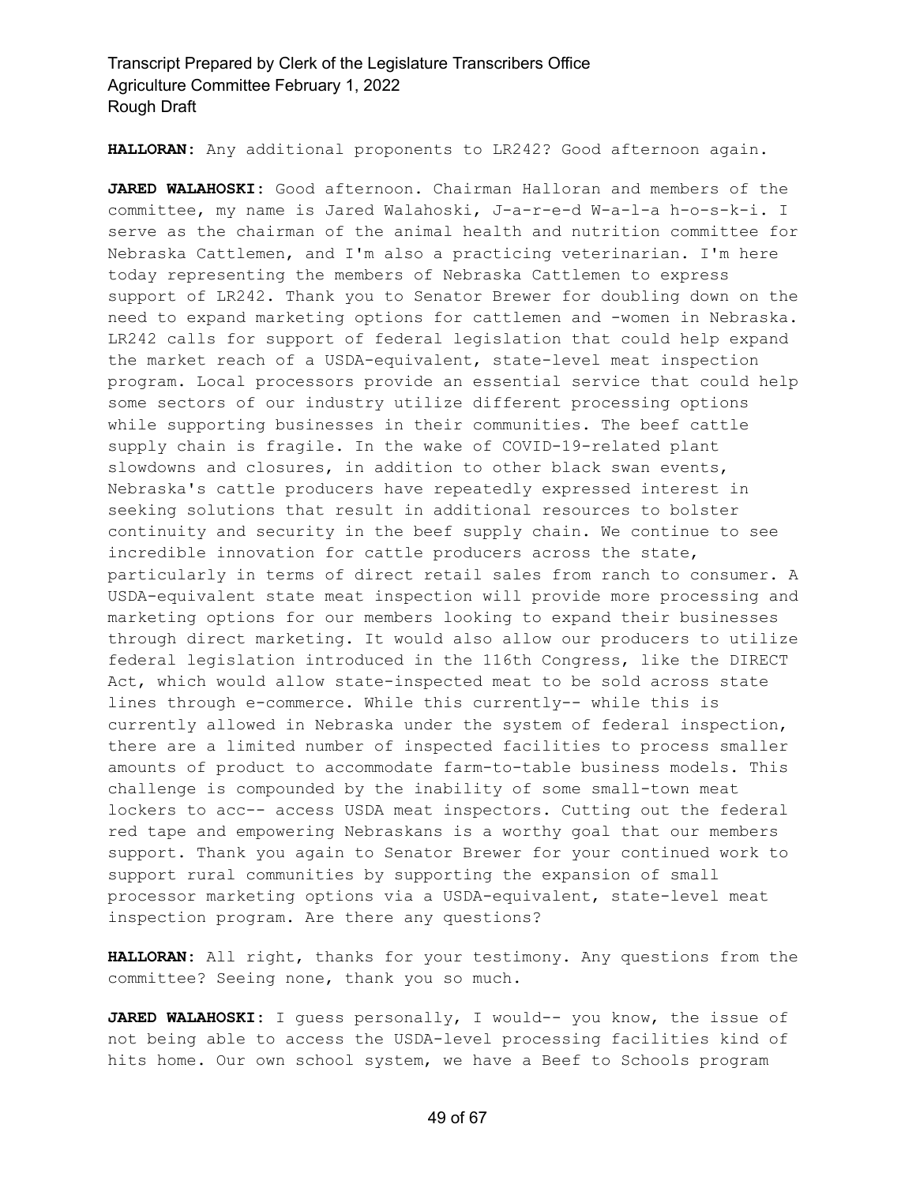**HALLORAN:** Any additional proponents to LR242? Good afternoon again.

**JARED WALAHOSKI:** Good afternoon. Chairman Halloran and members of the committee, my name is Jared Walahoski, J-a-r-e-d W-a-l-a h-o-s-k-i. I serve as the chairman of the animal health and nutrition committee for Nebraska Cattlemen, and I'm also a practicing veterinarian. I'm here today representing the members of Nebraska Cattlemen to express support of LR242. Thank you to Senator Brewer for doubling down on the need to expand marketing options for cattlemen and -women in Nebraska. LR242 calls for support of federal legislation that could help expand the market reach of a USDA-equivalent, state-level meat inspection program. Local processors provide an essential service that could help some sectors of our industry utilize different processing options while supporting businesses in their communities. The beef cattle supply chain is fragile. In the wake of COVID-19-related plant slowdowns and closures, in addition to other black swan events, Nebraska's cattle producers have repeatedly expressed interest in seeking solutions that result in additional resources to bolster continuity and security in the beef supply chain. We continue to see incredible innovation for cattle producers across the state, particularly in terms of direct retail sales from ranch to consumer. A USDA-equivalent state meat inspection will provide more processing and marketing options for our members looking to expand their businesses through direct marketing. It would also allow our producers to utilize federal legislation introduced in the 116th Congress, like the DIRECT Act, which would allow state-inspected meat to be sold across state lines through e-commerce. While this currently-- while this is currently allowed in Nebraska under the system of federal inspection, there are a limited number of inspected facilities to process smaller amounts of product to accommodate farm-to-table business models. This challenge is compounded by the inability of some small-town meat lockers to acc-- access USDA meat inspectors. Cutting out the federal red tape and empowering Nebraskans is a worthy goal that our members support. Thank you again to Senator Brewer for your continued work to support rural communities by supporting the expansion of small processor marketing options via a USDA-equivalent, state-level meat inspection program. Are there any questions?

**HALLORAN:** All right, thanks for your testimony. Any questions from the committee? Seeing none, thank you so much.

**JARED WALAHOSKI:** I guess personally, I would-- you know, the issue of not being able to access the USDA-level processing facilities kind of hits home. Our own school system, we have a Beef to Schools program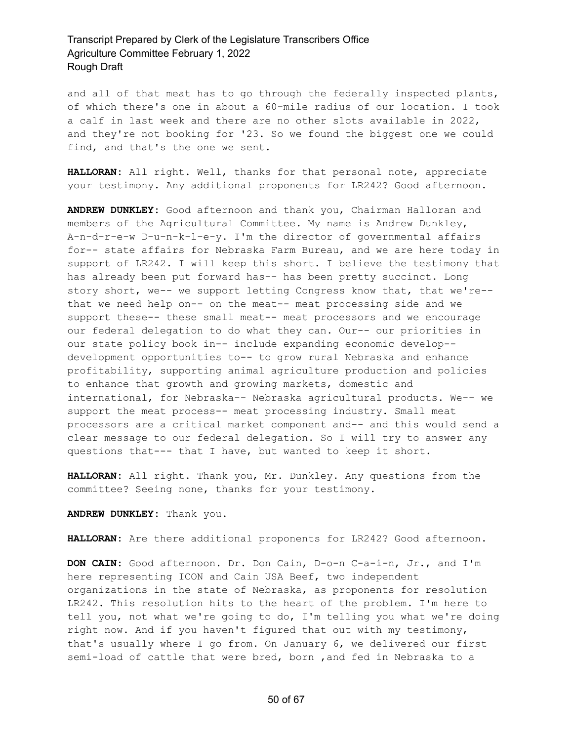and all of that meat has to go through the federally inspected plants, of which there's one in about a 60-mile radius of our location. I took a calf in last week and there are no other slots available in 2022, and they're not booking for '23. So we found the biggest one we could find, and that's the one we sent.

**HALLORAN:** All right. Well, thanks for that personal note, appreciate your testimony. Any additional proponents for LR242? Good afternoon.

**ANDREW DUNKLEY:** Good afternoon and thank you, Chairman Halloran and members of the Agricultural Committee. My name is Andrew Dunkley, A-n-d-r-e-w D-u-n-k-l-e-y. I'm the director of governmental affairs for-- state affairs for Nebraska Farm Bureau, and we are here today in support of LR242. I will keep this short. I believe the testimony that has already been put forward has-- has been pretty succinct. Long story short, we-- we support letting Congress know that, that we're-- that we need help on-- on the meat-- meat processing side and we support these-- these small meat-- meat processors and we encourage our federal delegation to do what they can. Our-- our priorities in our state policy book in-- include expanding economic develop-- development opportunities to-- to grow rural Nebraska and enhance profitability, supporting animal agriculture production and policies to enhance that growth and growing markets, domestic and international, for Nebraska-- Nebraska agricultural products. We-- we support the meat process-- meat processing industry. Small meat processors are a critical market component and-- and this would send a clear message to our federal delegation. So I will try to answer any questions that--- that I have, but wanted to keep it short.

**HALLORAN:** All right. Thank you, Mr. Dunkley. Any questions from the committee? Seeing none, thanks for your testimony.

**ANDREW DUNKLEY:** Thank you.

**HALLORAN:** Are there additional proponents for LR242? Good afternoon.

**DON CAIN:** Good afternoon. Dr. Don Cain, D-o-n C-a-i-n, Jr., and I'm here representing ICON and Cain USA Beef, two independent organizations in the state of Nebraska, as proponents for resolution LR242. This resolution hits to the heart of the problem. I'm here to tell you, not what we're going to do, I'm telling you what we're doing right now. And if you haven't figured that out with my testimony, that's usually where I go from. On January 6, we delivered our first semi-load of cattle that were bred, born ,and fed in Nebraska to a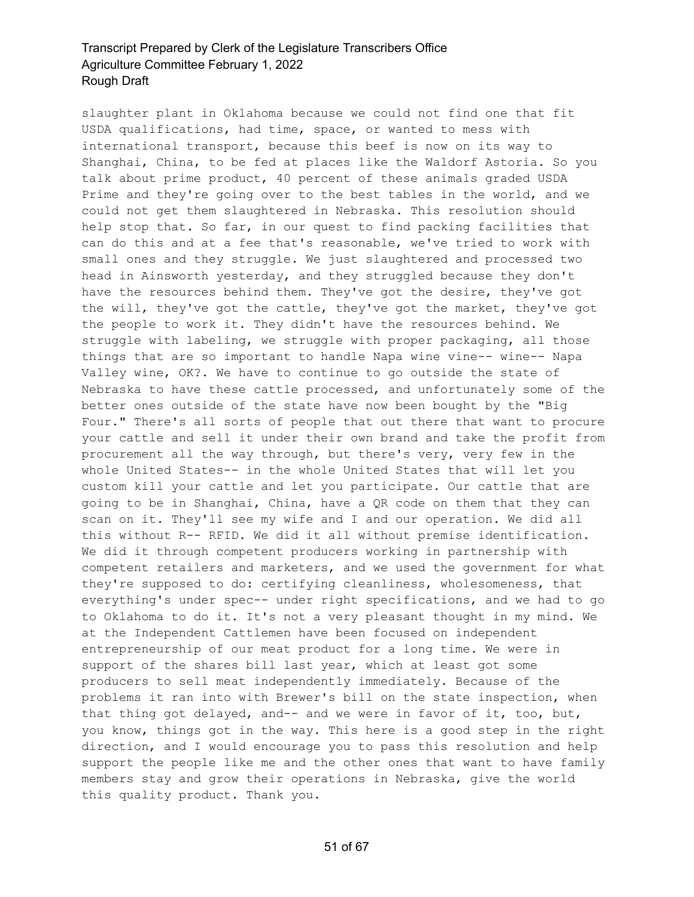slaughter plant in Oklahoma because we could not find one that fit USDA qualifications, had time, space, or wanted to mess with international transport, because this beef is now on its way to Shanghai, China, to be fed at places like the Waldorf Astoria. So you talk about prime product, 40 percent of these animals graded USDA Prime and they're going over to the best tables in the world, and we could not get them slaughtered in Nebraska. This resolution should help stop that. So far, in our quest to find packing facilities that can do this and at a fee that's reasonable, we've tried to work with small ones and they struggle. We just slaughtered and processed two head in Ainsworth yesterday, and they struggled because they don't have the resources behind them. They've got the desire, they've got the will, they've got the cattle, they've got the market, they've got the people to work it. They didn't have the resources behind. We struggle with labeling, we struggle with proper packaging, all those things that are so important to handle Napa wine vine-- wine-- Napa Valley wine, OK?. We have to continue to go outside the state of Nebraska to have these cattle processed, and unfortunately some of the better ones outside of the state have now been bought by the "Big Four." There's all sorts of people that out there that want to procure your cattle and sell it under their own brand and take the profit from procurement all the way through, but there's very, very few in the whole United States-- in the whole United States that will let you custom kill your cattle and let you participate. Our cattle that are going to be in Shanghai, China, have a QR code on them that they can scan on it. They'll see my wife and I and our operation. We did all this without R-- RFID. We did it all without premise identification. We did it through competent producers working in partnership with competent retailers and marketers, and we used the government for what they're supposed to do: certifying cleanliness, wholesomeness, that everything's under spec-- under right specifications, and we had to go to Oklahoma to do it. It's not a very pleasant thought in my mind. We at the Independent Cattlemen have been focused on independent entrepreneurship of our meat product for a long time. We were in support of the shares bill last year, which at least got some producers to sell meat independently immediately. Because of the problems it ran into with Brewer's bill on the state inspection, when that thing got delayed, and-- and we were in favor of it, too, but, you know, things got in the way. This here is a good step in the right direction, and I would encourage you to pass this resolution and help support the people like me and the other ones that want to have family members stay and grow their operations in Nebraska, give the world this quality product. Thank you.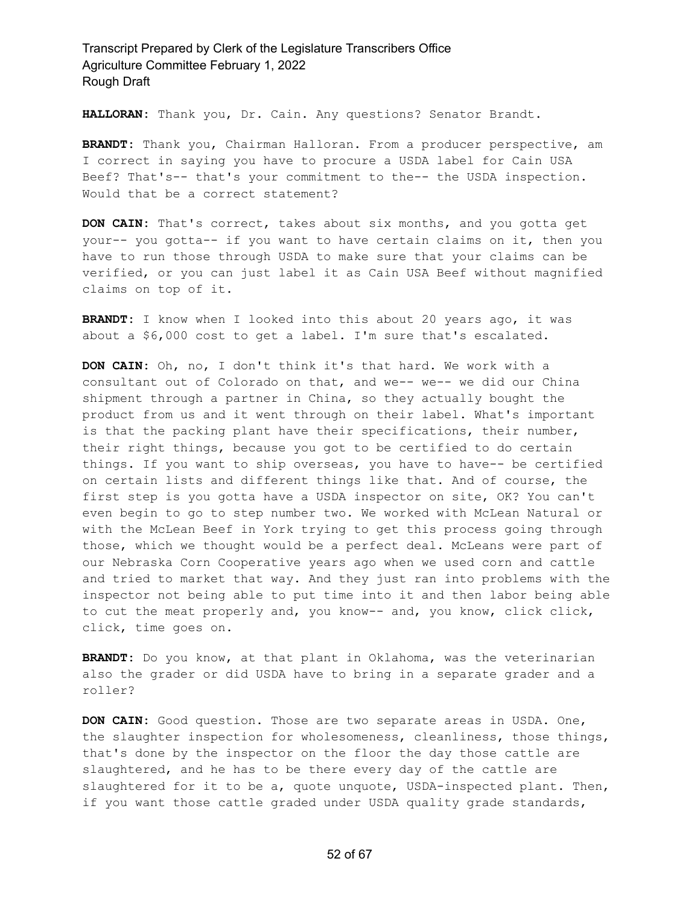**HALLORAN:** Thank you, Dr. Cain. Any questions? Senator Brandt.

**BRANDT:** Thank you, Chairman Halloran. From a producer perspective, am I correct in saying you have to procure a USDA label for Cain USA Beef? That's-- that's your commitment to the-- the USDA inspection. Would that be a correct statement?

**DON CAIN:** That's correct, takes about six months, and you gotta get your-- you gotta-- if you want to have certain claims on it, then you have to run those through USDA to make sure that your claims can be verified, or you can just label it as Cain USA Beef without magnified claims on top of it.

**BRANDT:** I know when I looked into this about 20 years ago, it was about a $6,000 cost to get a label. I'm sure that's escalated.

**DON CAIN:** Oh, no, I don't think it's that hard. We work with a consultant out of Colorado on that, and we-- we-- we did our China shipment through a partner in China, so they actually bought the product from us and it went through on their label. What's important is that the packing plant have their specifications, their number, their right things, because you got to be certified to do certain things. If you want to ship overseas, you have to have-- be certified on certain lists and different things like that. And of course, the first step is you gotta have a USDA inspector on site, OK? You can't even begin to go to step number two. We worked with McLean Natural or with the McLean Beef in York trying to get this process going through those, which we thought would be a perfect deal. McLeans were part of our Nebraska Corn Cooperative years ago when we used corn and cattle and tried to market that way. And they just ran into problems with the inspector not being able to put time into it and then labor being able to cut the meat properly and, you know-- and, you know, click click, click, time goes on.

**BRANDT:** Do you know, at that plant in Oklahoma, was the veterinarian also the grader or did USDA have to bring in a separate grader and a roller?

**DON CAIN:** Good question. Those are two separate areas in USDA. One, the slaughter inspection for wholesomeness, cleanliness, those things, that's done by the inspector on the floor the day those cattle are slaughtered, and he has to be there every day of the cattle are slaughtered for it to be a, quote unquote, USDA-inspected plant. Then, if you want those cattle graded under USDA quality grade standards,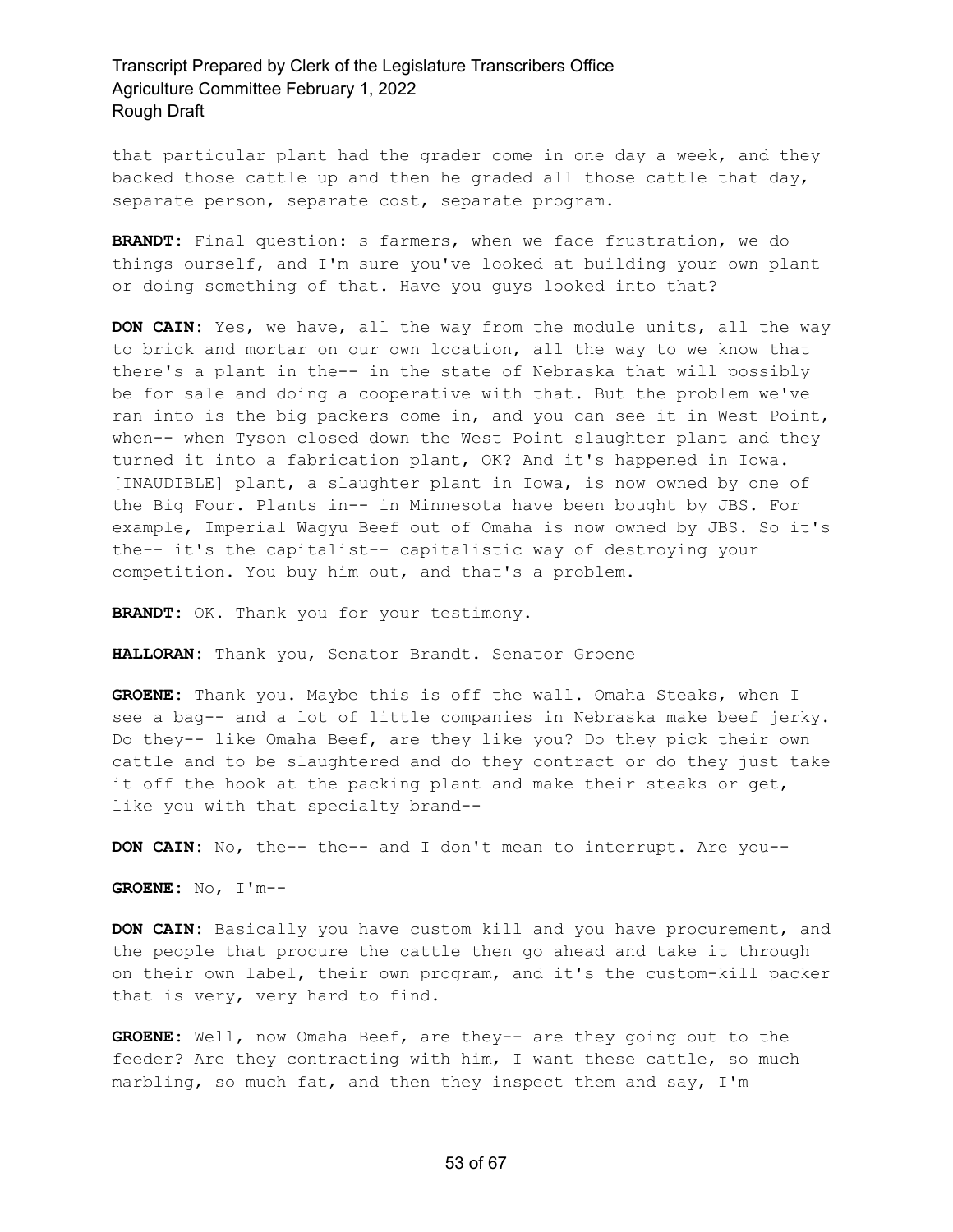that particular plant had the grader come in one day a week, and they backed those cattle up and then he graded all those cattle that day, separate person, separate cost, separate program.

**BRANDT:** Final question: s farmers, when we face frustration, we do things ourself, and I'm sure you've looked at building your own plant or doing something of that. Have you guys looked into that?

**DON CAIN:** Yes, we have, all the way from the module units, all the way to brick and mortar on our own location, all the way to we know that there's a plant in the-- in the state of Nebraska that will possibly be for sale and doing a cooperative with that. But the problem we've ran into is the big packers come in, and you can see it in West Point, when-- when Tyson closed down the West Point slaughter plant and they turned it into a fabrication plant, OK? And it's happened in Iowa. [INAUDIBLE] plant, a slaughter plant in Iowa, is now owned by one of the Big Four. Plants in-- in Minnesota have been bought by JBS. For example, Imperial Wagyu Beef out of Omaha is now owned by JBS. So it's the-- it's the capitalist-- capitalistic way of destroying your competition. You buy him out, and that's a problem.

**BRANDT:** OK. Thank you for your testimony.

**HALLORAN:** Thank you, Senator Brandt. Senator Groene

**GROENE:** Thank you. Maybe this is off the wall. Omaha Steaks, when I see a bag-- and a lot of little companies in Nebraska make beef jerky. Do they-- like Omaha Beef, are they like you? Do they pick their own cattle and to be slaughtered and do they contract or do they just take it off the hook at the packing plant and make their steaks or get, like you with that specialty brand--

**DON CAIN:** No, the-- the-- and I don't mean to interrupt. Are you--

**GROENE:** No, I'm--

**DON CAIN:** Basically you have custom kill and you have procurement, and the people that procure the cattle then go ahead and take it through on their own label, their own program, and it's the custom-kill packer that is very, very hard to find.

**GROENE:** Well, now Omaha Beef, are they-- are they going out to the feeder? Are they contracting with him, I want these cattle, so much marbling, so much fat, and then they inspect them and say, I'm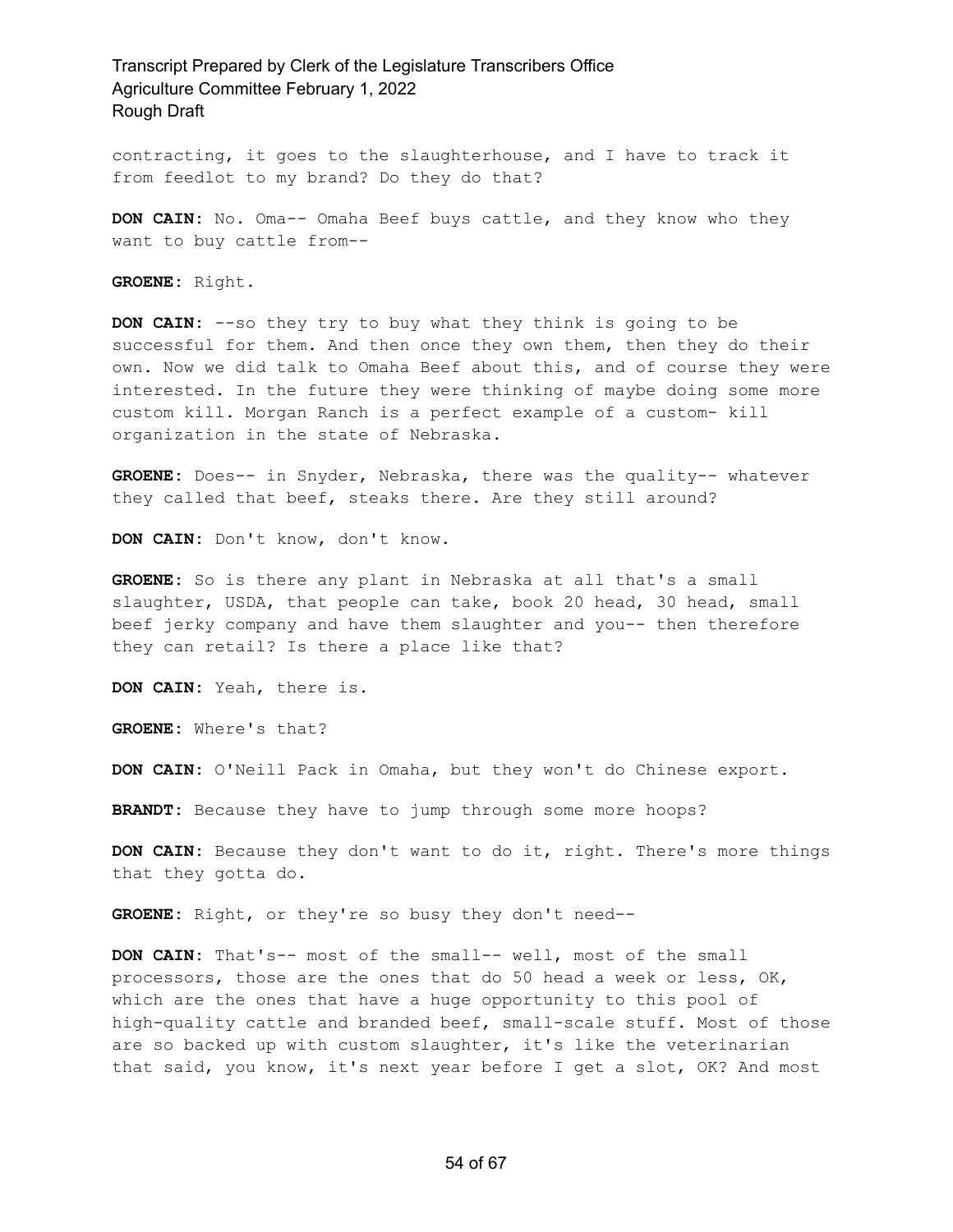contracting, it goes to the slaughterhouse, and I have to track it from feedlot to my brand? Do they do that?

**DON CAIN:** No. Oma-- Omaha Beef buys cattle, and they know who they want to buy cattle from--

**GROENE:** Right.

**DON CAIN:** --so they try to buy what they think is going to be successful for them. And then once they own them, then they do their own. Now we did talk to Omaha Beef about this, and of course they were interested. In the future they were thinking of maybe doing some more custom kill. Morgan Ranch is a perfect example of a custom- kill organization in the state of Nebraska.

**GROENE:** Does-- in Snyder, Nebraska, there was the quality-- whatever they called that beef, steaks there. Are they still around?

**DON CAIN:** Don't know, don't know.

**GROENE:** So is there any plant in Nebraska at all that's a small slaughter, USDA, that people can take, book 20 head, 30 head, small beef jerky company and have them slaughter and you-- then therefore they can retail? Is there a place like that?

**DON CAIN:** Yeah, there is.

**GROENE:** Where's that?

**DON CAIN:** O'Neill Pack in Omaha, but they won't do Chinese export.

**BRANDT:** Because they have to jump through some more hoops?

**DON CAIN:** Because they don't want to do it, right. There's more things that they gotta do.

**GROENE:** Right, or they're so busy they don't need--

**DON CAIN:** That's-- most of the small-- well, most of the small processors, those are the ones that do 50 head a week or less, OK, which are the ones that have a huge opportunity to this pool of high-quality cattle and branded beef, small-scale stuff. Most of those are so backed up with custom slaughter, it's like the veterinarian that said, you know, it's next year before I get a slot, OK? And most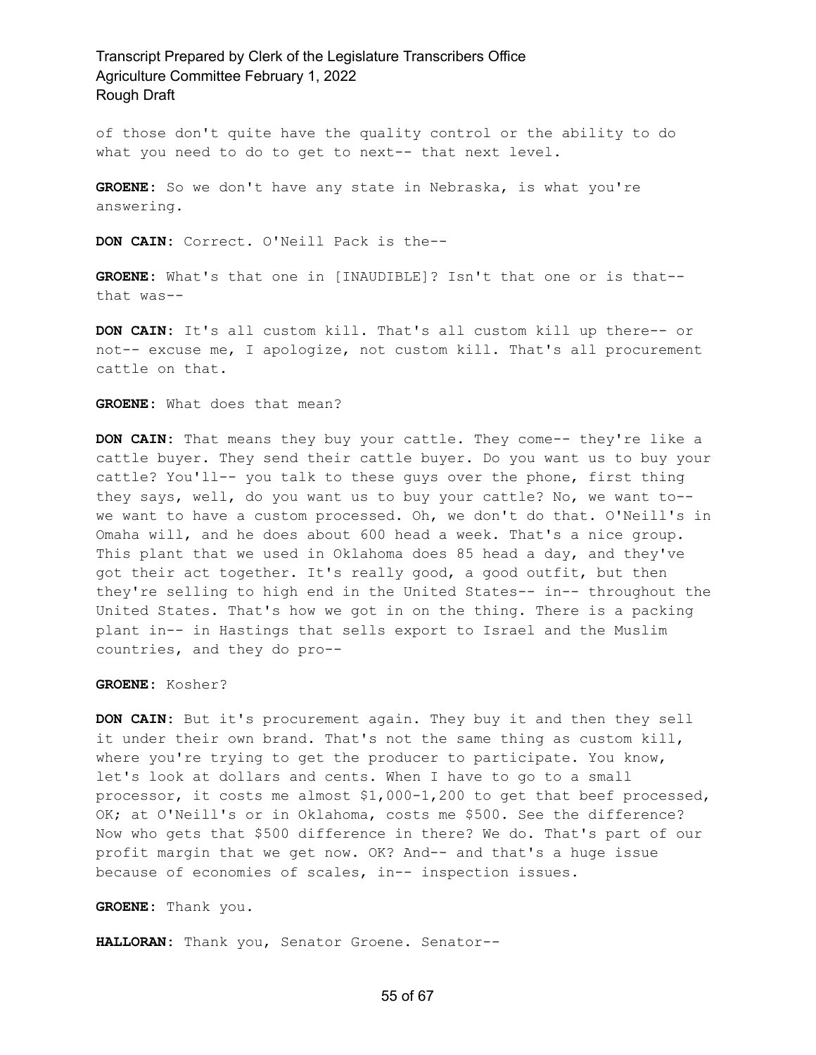of those don't quite have the quality control or the ability to do what you need to do to get to next-- that next level.

**GROENE:** So we don't have any state in Nebraska, is what you're answering.

**DON CAIN:** Correct. O'Neill Pack is the--

**GROENE:** What's that one in [INAUDIBLE]? Isn't that one or is that-- that was--

**DON CAIN:** It's all custom kill. That's all custom kill up there-- or not-- excuse me, I apologize, not custom kill. That's all procurement cattle on that.

**GROENE:** What does that mean?

**DON CAIN:** That means they buy your cattle. They come-- they're like a cattle buyer. They send their cattle buyer. Do you want us to buy your cattle? You'll-- you talk to these guys over the phone, first thing they says, well, do you want us to buy your cattle? No, we want to-- we want to have a custom processed. Oh, we don't do that. O'Neill's in Omaha will, and he does about 600 head a week. That's a nice group. This plant that we used in Oklahoma does 85 head a day, and they've got their act together. It's really good, a good outfit, but then they're selling to high end in the United States-- in-- throughout the United States. That's how we got in on the thing. There is a packing plant in-- in Hastings that sells export to Israel and the Muslim countries, and they do pro--

**GROENE:** Kosher?

**DON CAIN:** But it's procurement again. They buy it and then they sell it under their own brand. That's not the same thing as custom kill, where you're trying to get the producer to participate. You know, let's look at dollars and cents. When I have to go to a small processor, it costs me almost $1,000-1,200 to get that beef processed, OK; at O'Neill's or in Oklahoma, costs me $500. See the difference? Now who gets that $500 difference in there? We do. That's part of our profit margin that we get now. OK? And-- and that's a huge issue because of economies of scales, in-- inspection issues.

**GROENE:** Thank you.

**HALLORAN:** Thank you, Senator Groene. Senator--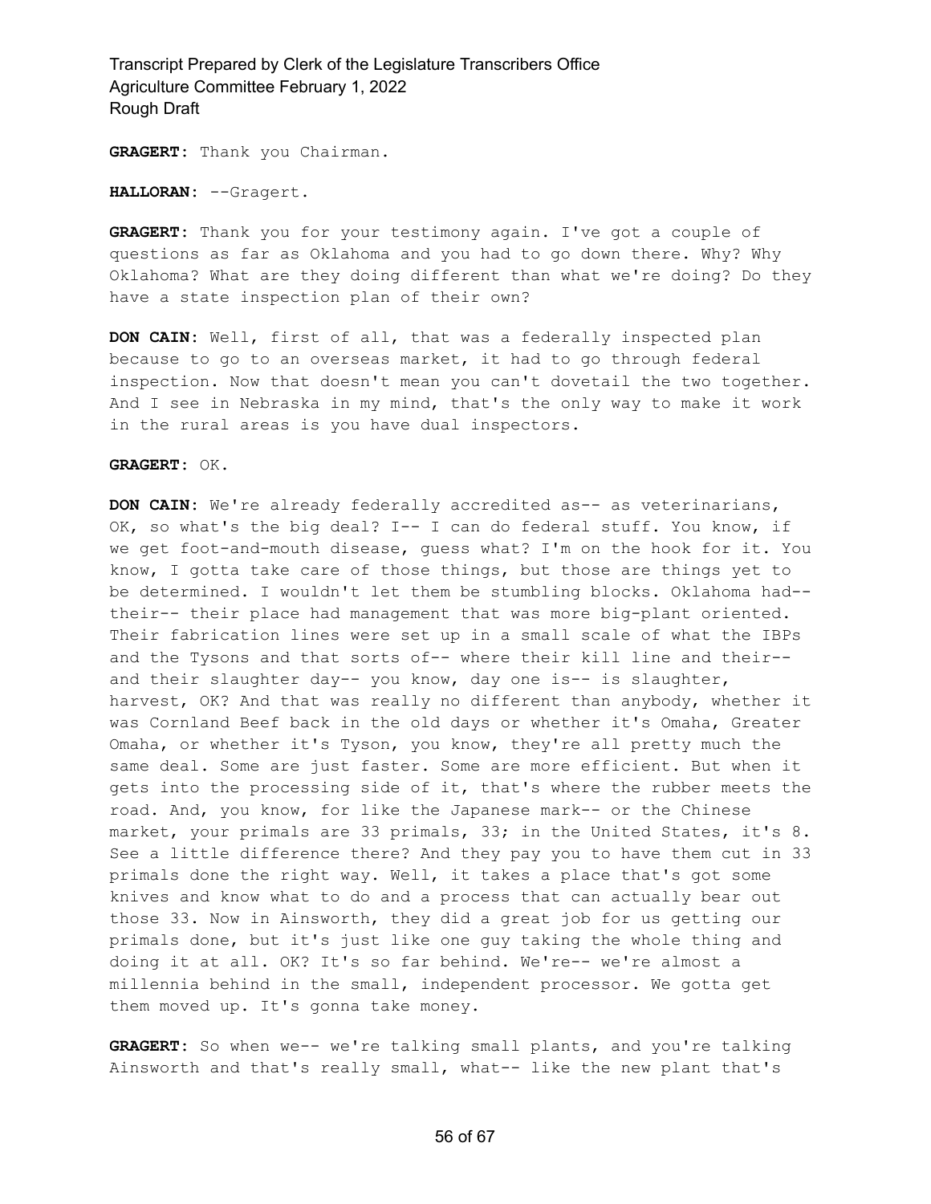**GRAGERT:** Thank you Chairman.

**HALLORAN:** --Gragert.

**GRAGERT:** Thank you for your testimony again. I've got a couple of questions as far as Oklahoma and you had to go down there. Why? Why Oklahoma? What are they doing different than what we're doing? Do they have a state inspection plan of their own?

**DON CAIN:** Well, first of all, that was a federally inspected plan because to go to an overseas market, it had to go through federal inspection. Now that doesn't mean you can't dovetail the two together. And I see in Nebraska in my mind, that's the only way to make it work in the rural areas is you have dual inspectors.

**GRAGERT:** OK.

**DON CAIN:** We're already federally accredited as-- as veterinarians, OK, so what's the big deal? I-- I can do federal stuff. You know, if we get foot-and-mouth disease, guess what? I'm on the hook for it. You know, I gotta take care of those things, but those are things yet to be determined. I wouldn't let them be stumbling blocks. Oklahoma had-- their-- their place had management that was more big-plant oriented. Their fabrication lines were set up in a small scale of what the IBPs and the Tysons and that sorts of-- where their kill line and their-- and their slaughter day-- you know, day one is-- is slaughter, harvest, OK? And that was really no different than anybody, whether it was Cornland Beef back in the old days or whether it's Omaha, Greater Omaha, or whether it's Tyson, you know, they're all pretty much the same deal. Some are just faster. Some are more efficient. But when it gets into the processing side of it, that's where the rubber meets the road. And, you know, for like the Japanese mark-- or the Chinese market, your primals are 33 primals, 33; in the United States, it's 8. See a little difference there? And they pay you to have them cut in 33 primals done the right way. Well, it takes a place that's got some knives and know what to do and a process that can actually bear out those 33. Now in Ainsworth, they did a great job for us getting our primals done, but it's just like one guy taking the whole thing and doing it at all. OK? It's so far behind. We're-- we're almost a millennia behind in the small, independent processor. We gotta get them moved up. It's gonna take money.

**GRAGERT:** So when we-- we're talking small plants, and you're talking Ainsworth and that's really small, what-- like the new plant that's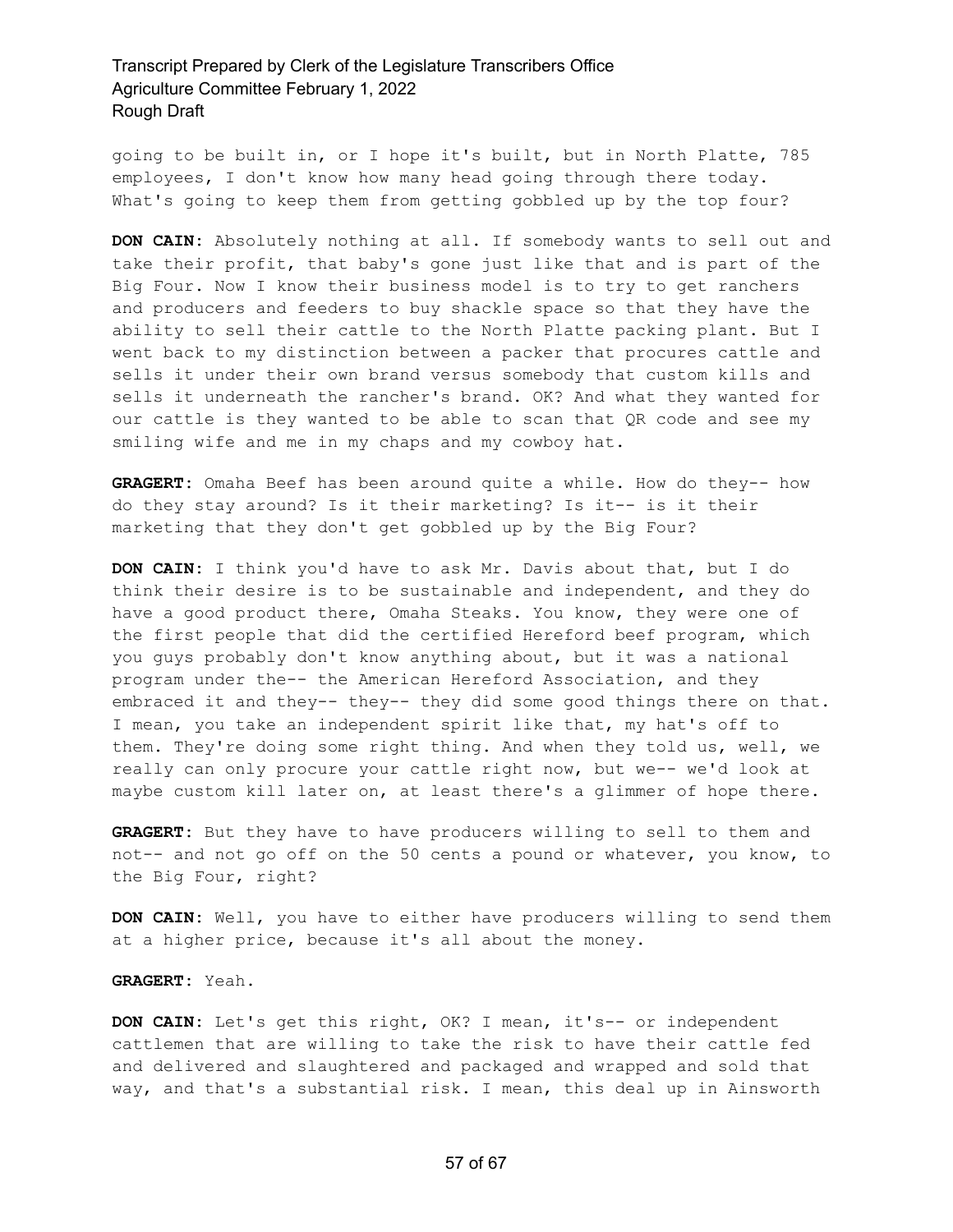going to be built in, or I hope it's built, but in North Platte, 785 employees, I don't know how many head going through there today. What's going to keep them from getting gobbled up by the top four?

**DON CAIN:** Absolutely nothing at all. If somebody wants to sell out and take their profit, that baby's gone just like that and is part of the Big Four. Now I know their business model is to try to get ranchers and producers and feeders to buy shackle space so that they have the ability to sell their cattle to the North Platte packing plant. But I went back to my distinction between a packer that procures cattle and sells it under their own brand versus somebody that custom kills and sells it underneath the rancher's brand. OK? And what they wanted for our cattle is they wanted to be able to scan that QR code and see my smiling wife and me in my chaps and my cowboy hat.

**GRAGERT:** Omaha Beef has been around quite a while. How do they-- how do they stay around? Is it their marketing? Is it-- is it their marketing that they don't get gobbled up by the Big Four?

**DON CAIN:** I think you'd have to ask Mr. Davis about that, but I do think their desire is to be sustainable and independent, and they do have a good product there, Omaha Steaks. You know, they were one of the first people that did the certified Hereford beef program, which you guys probably don't know anything about, but it was a national program under the-- the American Hereford Association, and they embraced it and they-- they-- they did some good things there on that. I mean, you take an independent spirit like that, my hat's off to them. They're doing some right thing. And when they told us, well, we really can only procure your cattle right now, but we-- we'd look at maybe custom kill later on, at least there's a glimmer of hope there.

**GRAGERT:** But they have to have producers willing to sell to them and not-- and not go off on the 50 cents a pound or whatever, you know, to the Big Four, right?

**DON CAIN:** Well, you have to either have producers willing to send them at a higher price, because it's all about the money.

**GRAGERT:** Yeah.

**DON CAIN:** Let's get this right, OK? I mean, it's-- or independent cattlemen that are willing to take the risk to have their cattle fed and delivered and slaughtered and packaged and wrapped and sold that way, and that's a substantial risk. I mean, this deal up in Ainsworth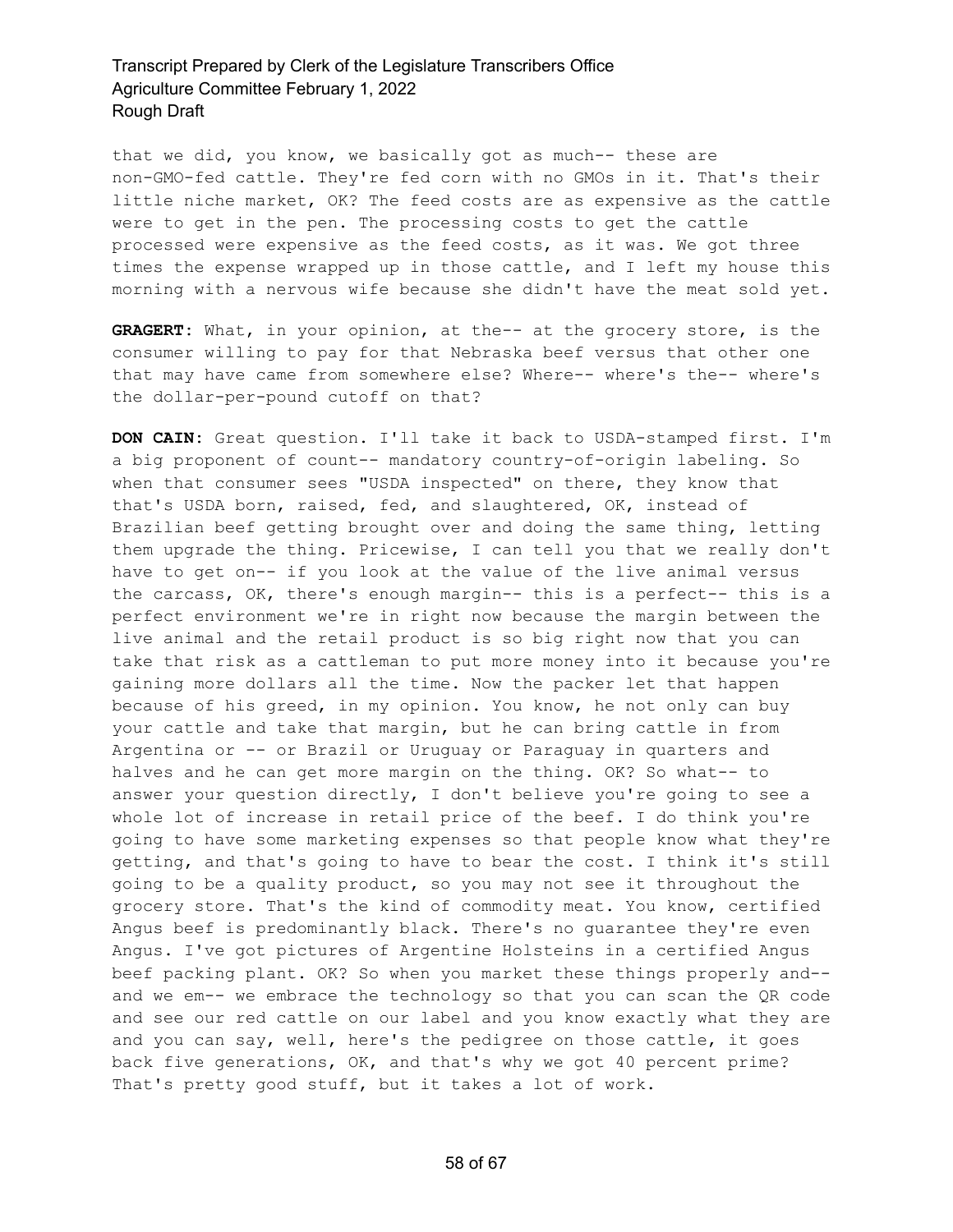that we did, you know, we basically got as much-- these are non-GMO-fed cattle. They're fed corn with no GMOs in it. That's their little niche market, OK? The feed costs are as expensive as the cattle were to get in the pen. The processing costs to get the cattle processed were expensive as the feed costs, as it was. We got three times the expense wrapped up in those cattle, and I left my house this morning with a nervous wife because she didn't have the meat sold yet.

**GRAGERT:** What, in your opinion, at the-- at the grocery store, is the consumer willing to pay for that Nebraska beef versus that other one that may have came from somewhere else? Where-- where's the-- where's the dollar-per-pound cutoff on that?

**DON CAIN:** Great question. I'll take it back to USDA-stamped first. I'm a big proponent of count-- mandatory country-of-origin labeling. So when that consumer sees "USDA inspected" on there, they know that that's USDA born, raised, fed, and slaughtered, OK, instead of Brazilian beef getting brought over and doing the same thing, letting them upgrade the thing. Pricewise, I can tell you that we really don't have to get on-- if you look at the value of the live animal versus the carcass, OK, there's enough margin-- this is a perfect-- this is a perfect environment we're in right now because the margin between the live animal and the retail product is so big right now that you can take that risk as a cattleman to put more money into it because you're gaining more dollars all the time. Now the packer let that happen because of his greed, in my opinion. You know, he not only can buy your cattle and take that margin, but he can bring cattle in from Argentina or -- or Brazil or Uruguay or Paraguay in quarters and halves and he can get more margin on the thing. OK? So what-- to answer your question directly, I don't believe you're going to see a whole lot of increase in retail price of the beef. I do think you're going to have some marketing expenses so that people know what they're getting, and that's going to have to bear the cost. I think it's still going to be a quality product, so you may not see it throughout the grocery store. That's the kind of commodity meat. You know, certified Angus beef is predominantly black. There's no guarantee they're even Angus. I've got pictures of Argentine Holsteins in a certified Angus beef packing plant. OK? So when you market these things properly and-- and we em-- we embrace the technology so that you can scan the QR code and see our red cattle on our label and you know exactly what they are and you can say, well, here's the pedigree on those cattle, it goes back five generations, OK, and that's why we got 40 percent prime? That's pretty good stuff, but it takes a lot of work.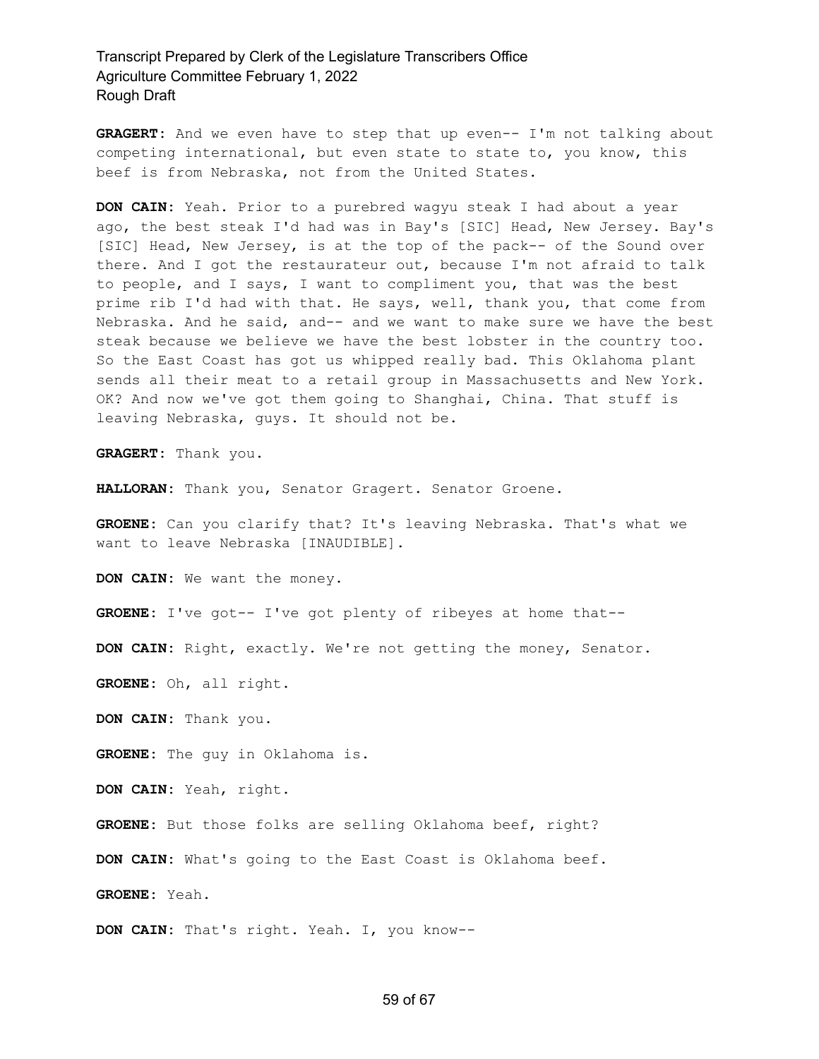**GRAGERT:** And we even have to step that up even-- I'm not talking about competing international, but even state to state to, you know, this beef is from Nebraska, not from the United States.

**DON CAIN:** Yeah. Prior to a purebred wagyu steak I had about a year ago, the best steak I'd had was in Bay's [SIC] Head, New Jersey. Bay's [SIC] Head, New Jersey, is at the top of the pack-- of the Sound over there. And I got the restaurateur out, because I'm not afraid to talk to people, and I says, I want to compliment you, that was the best prime rib I'd had with that. He says, well, thank you, that come from Nebraska. And he said, and-- and we want to make sure we have the best steak because we believe we have the best lobster in the country too. So the East Coast has got us whipped really bad. This Oklahoma plant sends all their meat to a retail group in Massachusetts and New York. OK? And now we've got them going to Shanghai, China. That stuff is leaving Nebraska, guys. It should not be.

**GRAGERT:** Thank you.

**HALLORAN:** Thank you, Senator Gragert. Senator Groene.

**GROENE:** Can you clarify that? It's leaving Nebraska. That's what we want to leave Nebraska [INAUDIBLE].

**DON CAIN:** We want the money.

**GROENE:** I've got-- I've got plenty of ribeyes at home that--

**DON CAIN:** Right, exactly. We're not getting the money, Senator.

**GROENE:** Oh, all right.

**DON CAIN:** Thank you.

**GROENE:** The guy in Oklahoma is.

**DON CAIN:** Yeah, right.

**GROENE:** But those folks are selling Oklahoma beef, right?

**DON CAIN:** What's going to the East Coast is Oklahoma beef.

**GROENE:** Yeah.

**DON CAIN:** That's right. Yeah. I, you know--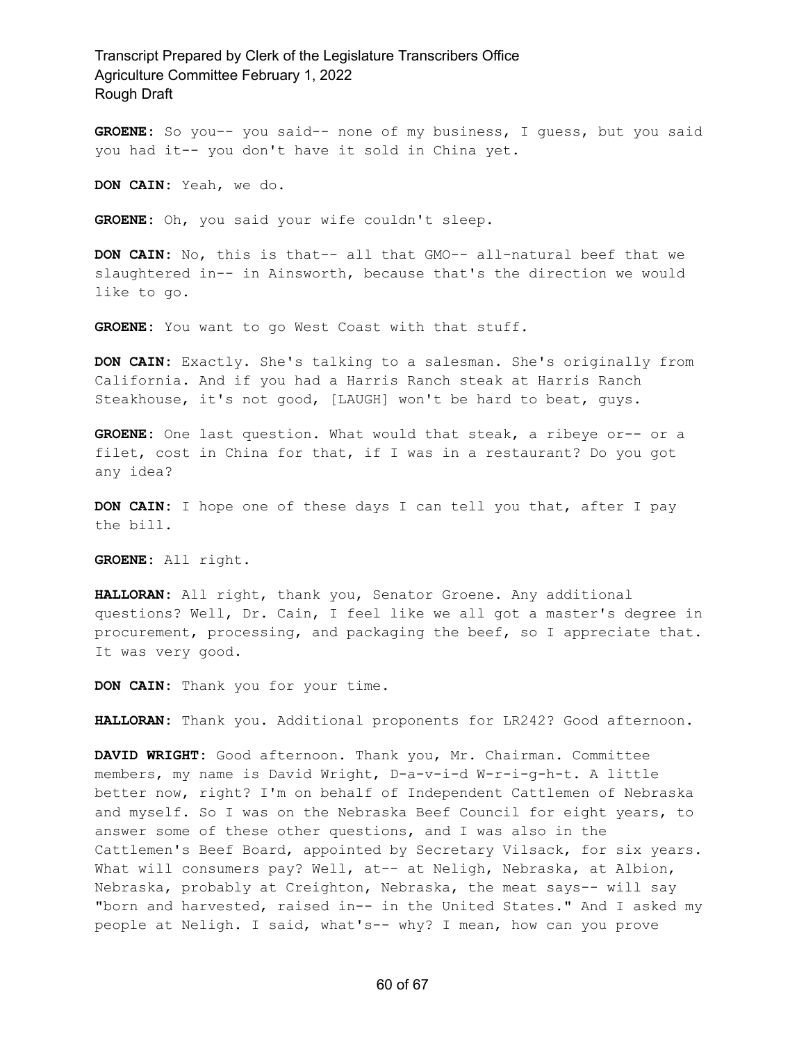**GROENE:** So you-- you said-- none of my business, I guess, but you said you had it-- you don't have it sold in China yet.

**DON CAIN:** Yeah, we do.

**GROENE:** Oh, you said your wife couldn't sleep.

**DON CAIN:** No, this is that-- all that GMO-- all-natural beef that we slaughtered in-- in Ainsworth, because that's the direction we would like to go.

**GROENE:** You want to go West Coast with that stuff.

**DON CAIN:** Exactly. She's talking to a salesman. She's originally from California. And if you had a Harris Ranch steak at Harris Ranch Steakhouse, it's not good, [LAUGH] won't be hard to beat, guys.

**GROENE:** One last question. What would that steak, a ribeye or-- or a filet, cost in China for that, if I was in a restaurant? Do you got any idea?

**DON CAIN:** I hope one of these days I can tell you that, after I pay the bill.

**GROENE:** All right.

**HALLORAN:** All right, thank you, Senator Groene. Any additional questions? Well, Dr. Cain, I feel like we all got a master's degree in procurement, processing, and packaging the beef, so I appreciate that. It was very good.

**DON CAIN:** Thank you for your time.

**HALLORAN:** Thank you. Additional proponents for LR242? Good afternoon.

**DAVID WRIGHT:** Good afternoon. Thank you, Mr. Chairman. Committee members, my name is David Wright, D-a-v-i-d W-r-i-g-h-t. A little better now, right? I'm on behalf of Independent Cattlemen of Nebraska and myself. So I was on the Nebraska Beef Council for eight years, to answer some of these other questions, and I was also in the Cattlemen's Beef Board, appointed by Secretary Vilsack, for six years. What will consumers pay? Well, at-- at Neligh, Nebraska, at Albion, Nebraska, probably at Creighton, Nebraska, the meat says-- will say "born and harvested, raised in-- in the United States." And I asked my people at Neligh. I said, what's-- why? I mean, how can you prove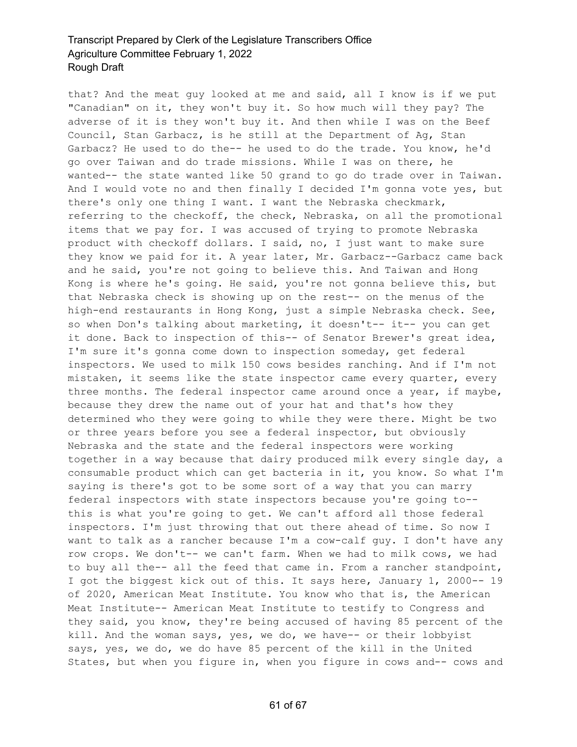that? And the meat guy looked at me and said, all I know is if we put "Canadian" on it, they won't buy it. So how much will they pay? The adverse of it is they won't buy it. And then while I was on the Beef Council, Stan Garbacz, is he still at the Department of Ag, Stan Garbacz? He used to do the-- he used to do the trade. You know, he'd go over Taiwan and do trade missions. While I was on there, he wanted-- the state wanted like 50 grand to go do trade over in Taiwan. And I would vote no and then finally I decided I'm gonna vote yes, but there's only one thing I want. I want the Nebraska checkmark, referring to the checkoff, the check, Nebraska, on all the promotional items that we pay for. I was accused of trying to promote Nebraska product with checkoff dollars. I said, no, I just want to make sure they know we paid for it. A year later, Mr. Garbacz--Garbacz came back and he said, you're not going to believe this. And Taiwan and Hong Kong is where he's going. He said, you're not gonna believe this, but that Nebraska check is showing up on the rest-- on the menus of the high-end restaurants in Hong Kong, just a simple Nebraska check. See, so when Don's talking about marketing, it doesn't-- it-- you can get it done. Back to inspection of this-- of Senator Brewer's great idea, I'm sure it's gonna come down to inspection someday, get federal inspectors. We used to milk 150 cows besides ranching. And if I'm not mistaken, it seems like the state inspector came every quarter, every three months. The federal inspector came around once a year, if maybe, because they drew the name out of your hat and that's how they determined who they were going to while they were there. Might be two or three years before you see a federal inspector, but obviously Nebraska and the state and the federal inspectors were working together in a way because that dairy produced milk every single day, a consumable product which can get bacteria in it, you know. So what I'm saying is there's got to be some sort of a way that you can marry federal inspectors with state inspectors because you're going to-- this is what you're going to get. We can't afford all those federal inspectors. I'm just throwing that out there ahead of time. So now I want to talk as a rancher because I'm a cow-calf guy. I don't have any row crops. We don't-- we can't farm. When we had to milk cows, we had to buy all the-- all the feed that came in. From a rancher standpoint, I got the biggest kick out of this. It says here, January 1, 2000-- 19 of 2020, American Meat Institute. You know who that is, the American Meat Institute-- American Meat Institute to testify to Congress and they said, you know, they're being accused of having 85 percent of the kill. And the woman says, yes, we do, we have-- or their lobbyist says, yes, we do, we do have 85 percent of the kill in the United States, but when you figure in, when you figure in cows and-- cows and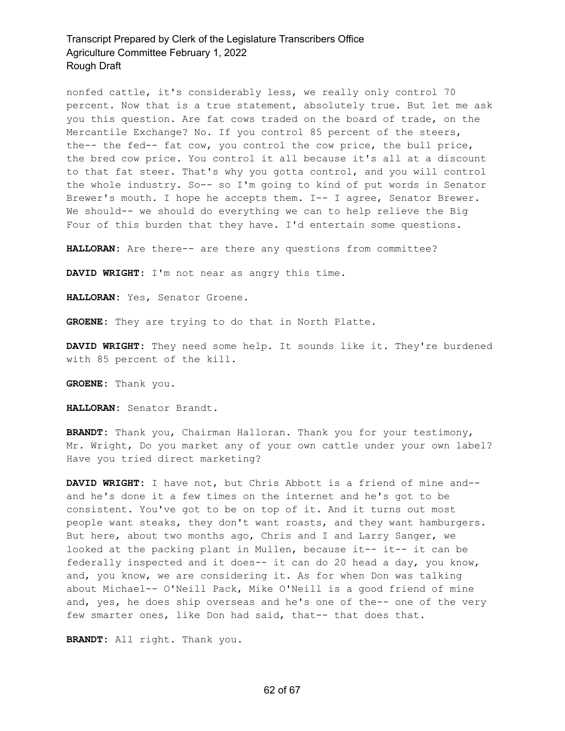nonfed cattle, it's considerably less, we really only control 70 percent. Now that is a true statement, absolutely true. But let me ask you this question. Are fat cows traded on the board of trade, on the Mercantile Exchange? No. If you control 85 percent of the steers, the-- the fed-- fat cow, you control the cow price, the bull price, the bred cow price. You control it all because it's all at a discount to that fat steer. That's why you gotta control, and you will control the whole industry. So-- so I'm going to kind of put words in Senator Brewer's mouth. I hope he accepts them. I-- I agree, Senator Brewer. We should-- we should do everything we can to help relieve the Big Four of this burden that they have. I'd entertain some questions.

**HALLORAN:** Are there-- are there any questions from committee?

**DAVID WRIGHT:** I'm not near as angry this time.

**HALLORAN:** Yes, Senator Groene.

**GROENE:** They are trying to do that in North Platte.

**DAVID WRIGHT:** They need some help. It sounds like it. They're burdened with 85 percent of the kill.

**GROENE:** Thank you.

**HALLORAN:** Senator Brandt.

**BRANDT:** Thank you, Chairman Halloran. Thank you for your testimony, Mr. Wright, Do you market any of your own cattle under your own label? Have you tried direct marketing?

**DAVID WRIGHT:** I have not, but Chris Abbott is a friend of mine and-- and he's done it a few times on the internet and he's got to be consistent. You've got to be on top of it. And it turns out most people want steaks, they don't want roasts, and they want hamburgers. But here, about two months ago, Chris and I and Larry Sanger, we looked at the packing plant in Mullen, because it-- it-- it can be federally inspected and it does-- it can do 20 head a day, you know, and, you know, we are considering it. As for when Don was talking about Michael-- O'Neill Pack, Mike O'Neill is a good friend of mine and, yes, he does ship overseas and he's one of the-- one of the very few smarter ones, like Don had said, that-- that does that.

**BRANDT:** All right. Thank you.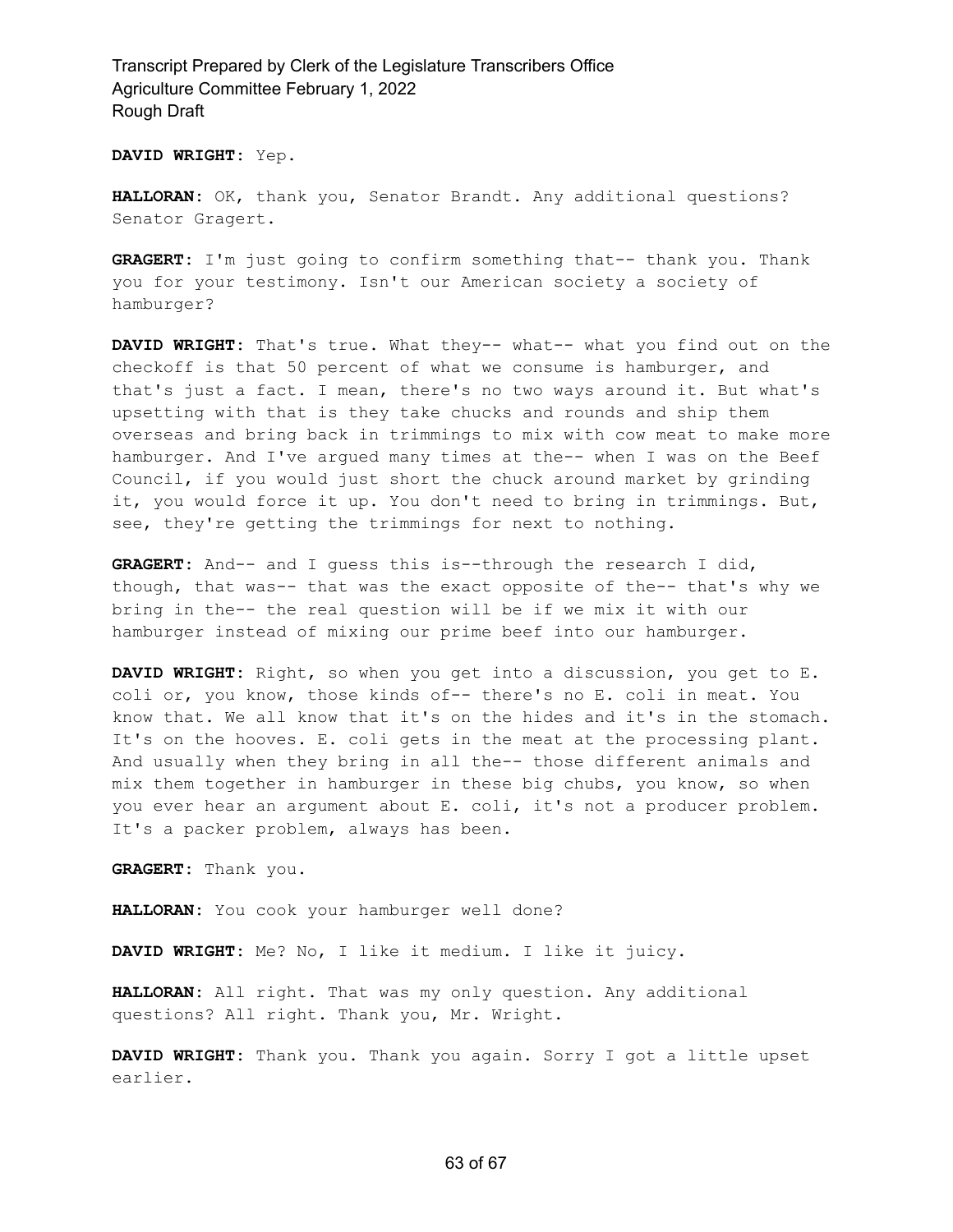**DAVID WRIGHT:** Yep.

**HALLORAN:** OK, thank you, Senator Brandt. Any additional questions? Senator Gragert.

**GRAGERT:** I'm just going to confirm something that-- thank you. Thank you for your testimony. Isn't our American society a society of hamburger?

**DAVID WRIGHT:** That's true. What they-- what-- what you find out on the checkoff is that 50 percent of what we consume is hamburger, and that's just a fact. I mean, there's no two ways around it. But what's upsetting with that is they take chucks and rounds and ship them overseas and bring back in trimmings to mix with cow meat to make more hamburger. And I've argued many times at the-- when I was on the Beef Council, if you would just short the chuck around market by grinding it, you would force it up. You don't need to bring in trimmings. But, see, they're getting the trimmings for next to nothing.

**GRAGERT:** And-- and I guess this is--through the research I did, though, that was-- that was the exact opposite of the-- that's why we bring in the-- the real question will be if we mix it with our hamburger instead of mixing our prime beef into our hamburger.

**DAVID WRIGHT:** Right, so when you get into a discussion, you get to E. coli or, you know, those kinds of-- there's no E. coli in meat. You know that. We all know that it's on the hides and it's in the stomach. It's on the hooves. E. coli gets in the meat at the processing plant. And usually when they bring in all the-- those different animals and mix them together in hamburger in these big chubs, you know, so when you ever hear an argument about E. coli, it's not a producer problem. It's a packer problem, always has been.

**GRAGERT:** Thank you.

**HALLORAN:** You cook your hamburger well done?

**DAVID WRIGHT:** Me? No, I like it medium. I like it juicy.

**HALLORAN:** All right. That was my only question. Any additional questions? All right. Thank you, Mr. Wright.

**DAVID WRIGHT:** Thank you. Thank you again. Sorry I got a little upset earlier.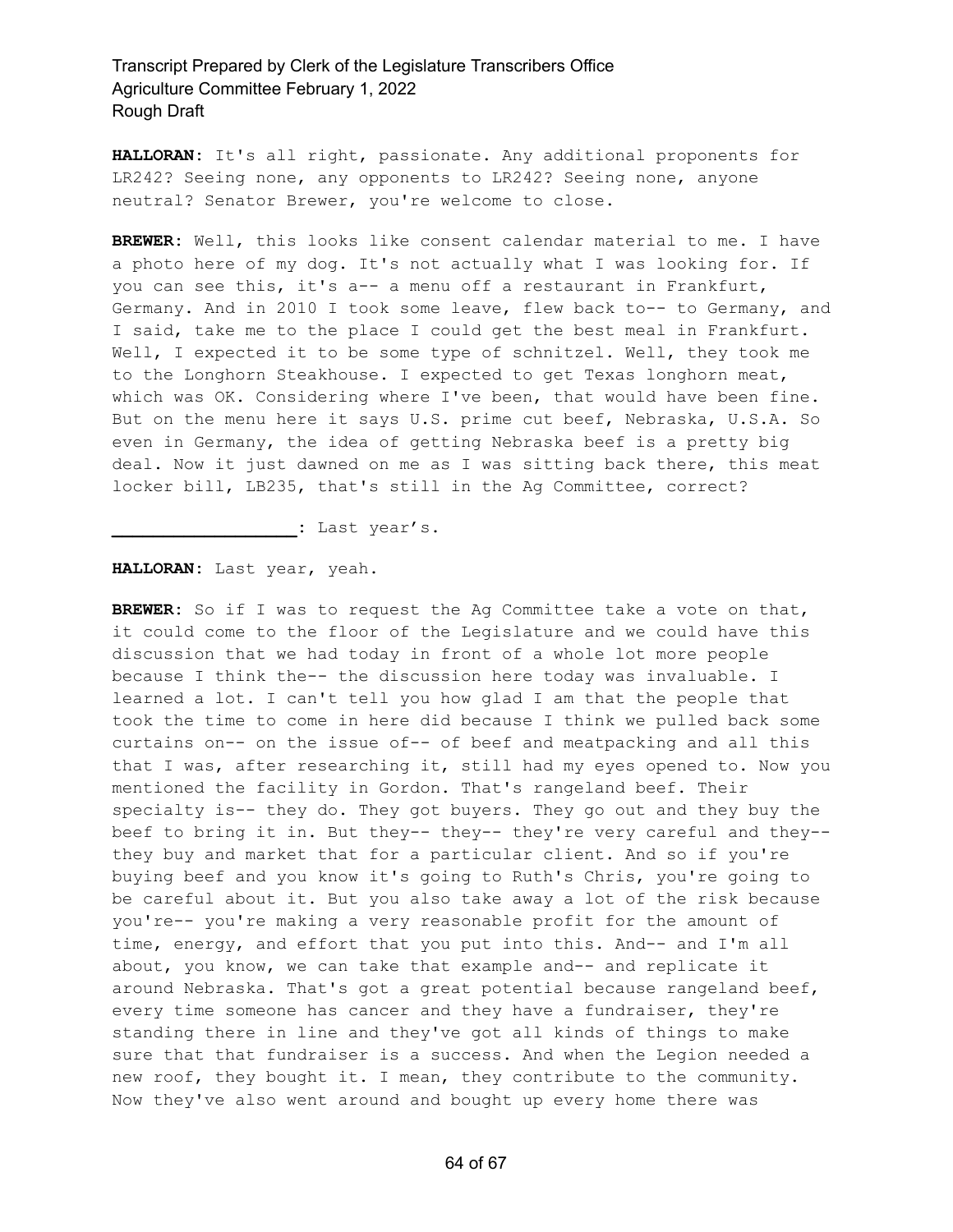**HALLORAN:** It's all right, passionate. Any additional proponents for LR242? Seeing none, any opponents to LR242? Seeing none, anyone neutral? Senator Brewer, you're welcome to close.

**BREWER:** Well, this looks like consent calendar material to me. I have a photo here of my dog. It's not actually what I was looking for. If you can see this, it's a-- a menu off a restaurant in Frankfurt, Germany. And in 2010 I took some leave, flew back to-- to Germany, and I said, take me to the place I could get the best meal in Frankfurt. Well, I expected it to be some type of schnitzel. Well, they took me to the Longhorn Steakhouse. I expected to get Texas longhorn meat, which was OK. Considering where I've been, that would have been fine. But on the menu here it says U.S. prime cut beef, Nebraska, U.S.A. So even in Germany, the idea of getting Nebraska beef is a pretty big deal. Now it just dawned on me as I was sitting back there, this meat locker bill, LB235, that's still in the Ag Committee, correct?

**_________________**: Last year's.

**HALLORAN:** Last year, yeah.

**BREWER:** So if I was to request the Ag Committee take a vote on that, it could come to the floor of the Legislature and we could have this discussion that we had today in front of a whole lot more people because I think the-- the discussion here today was invaluable. I learned a lot. I can't tell you how glad I am that the people that took the time to come in here did because I think we pulled back some curtains on-- on the issue of-- of beef and meatpacking and all this that I was, after researching it, still had my eyes opened to. Now you mentioned the facility in Gordon. That's rangeland beef. Their specialty is-- they do. They got buyers. They go out and they buy the beef to bring it in. But they-- they-- they're very careful and they-- they buy and market that for a particular client. And so if you're buying beef and you know it's going to Ruth's Chris, you're going to be careful about it. But you also take away a lot of the risk because you're-- you're making a very reasonable profit for the amount of time, energy, and effort that you put into this. And-- and I'm all about, you know, we can take that example and-- and replicate it around Nebraska. That's got a great potential because rangeland beef, every time someone has cancer and they have a fundraiser, they're standing there in line and they've got all kinds of things to make sure that that fundraiser is a success. And when the Legion needed a new roof, they bought it. I mean, they contribute to the community. Now they've also went around and bought up every home there was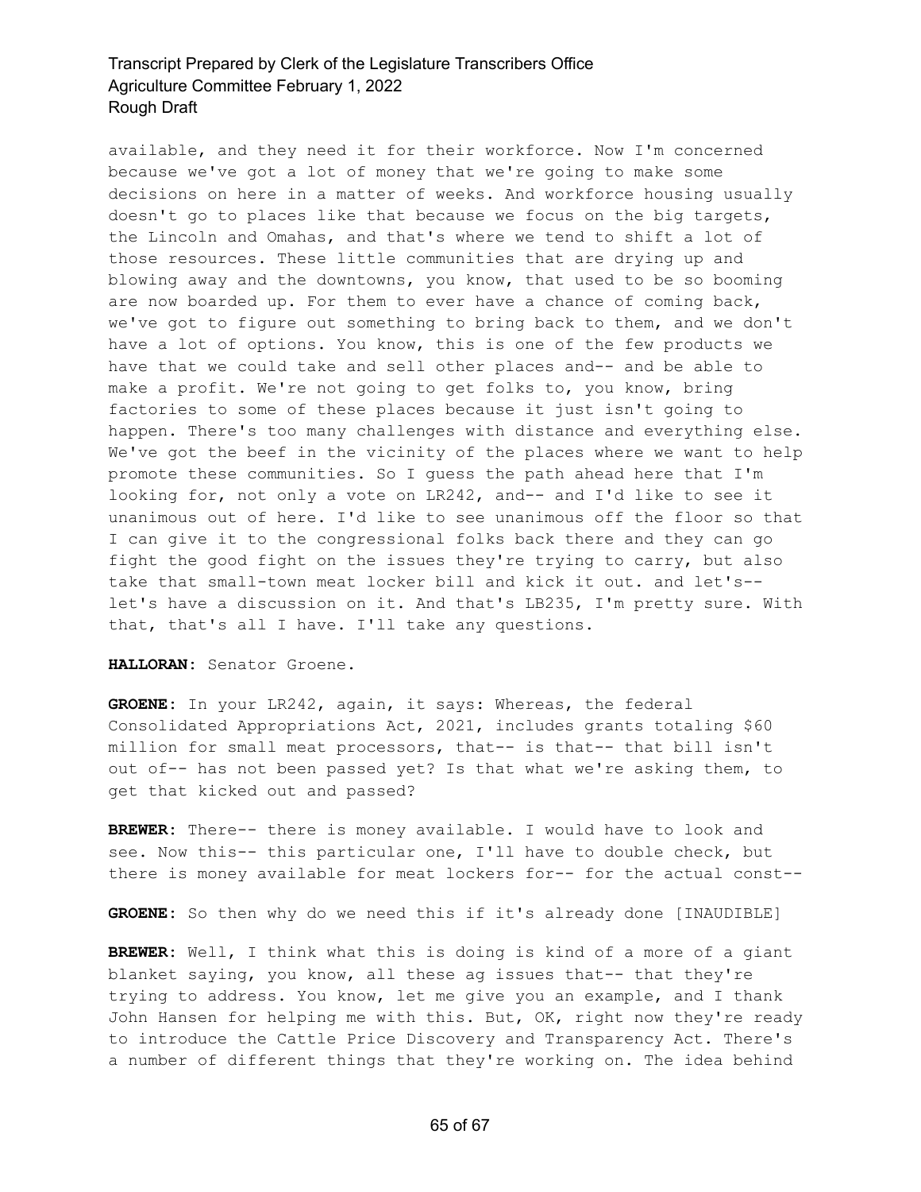available, and they need it for their workforce. Now I'm concerned because we've got a lot of money that we're going to make some decisions on here in a matter of weeks. And workforce housing usually doesn't go to places like that because we focus on the big targets, the Lincoln and Omahas, and that's where we tend to shift a lot of those resources. These little communities that are drying up and blowing away and the downtowns, you know, that used to be so booming are now boarded up. For them to ever have a chance of coming back, we've got to figure out something to bring back to them, and we don't have a lot of options. You know, this is one of the few products we have that we could take and sell other places and-- and be able to make a profit. We're not going to get folks to, you know, bring factories to some of these places because it just isn't going to happen. There's too many challenges with distance and everything else. We've got the beef in the vicinity of the places where we want to help promote these communities. So I guess the path ahead here that I'm looking for, not only a vote on LR242, and-- and I'd like to see it unanimous out of here. I'd like to see unanimous off the floor so that I can give it to the congressional folks back there and they can go fight the good fight on the issues they're trying to carry, but also take that small-town meat locker bill and kick it out. and let's-- let's have a discussion on it. And that's LB235, I'm pretty sure. With that, that's all I have. I'll take any questions.

**HALLORAN:** Senator Groene.

**GROENE:** In your LR242, again, it says: Whereas, the federal Consolidated Appropriations Act, 2021, includes grants totaling $60 million for small meat processors, that-- is that-- that bill isn't out of-- has not been passed yet? Is that what we're asking them, to get that kicked out and passed?

**BREWER:** There-- there is money available. I would have to look and see. Now this-- this particular one, I'll have to double check, but there is money available for meat lockers for-- for the actual const--

**GROENE:** So then why do we need this if it's already done [INAUDIBLE]

**BREWER:** Well, I think what this is doing is kind of a more of a giant blanket saying, you know, all these ag issues that-- that they're trying to address. You know, let me give you an example, and I thank John Hansen for helping me with this. But, OK, right now they're ready to introduce the Cattle Price Discovery and Transparency Act. There's a number of different things that they're working on. The idea behind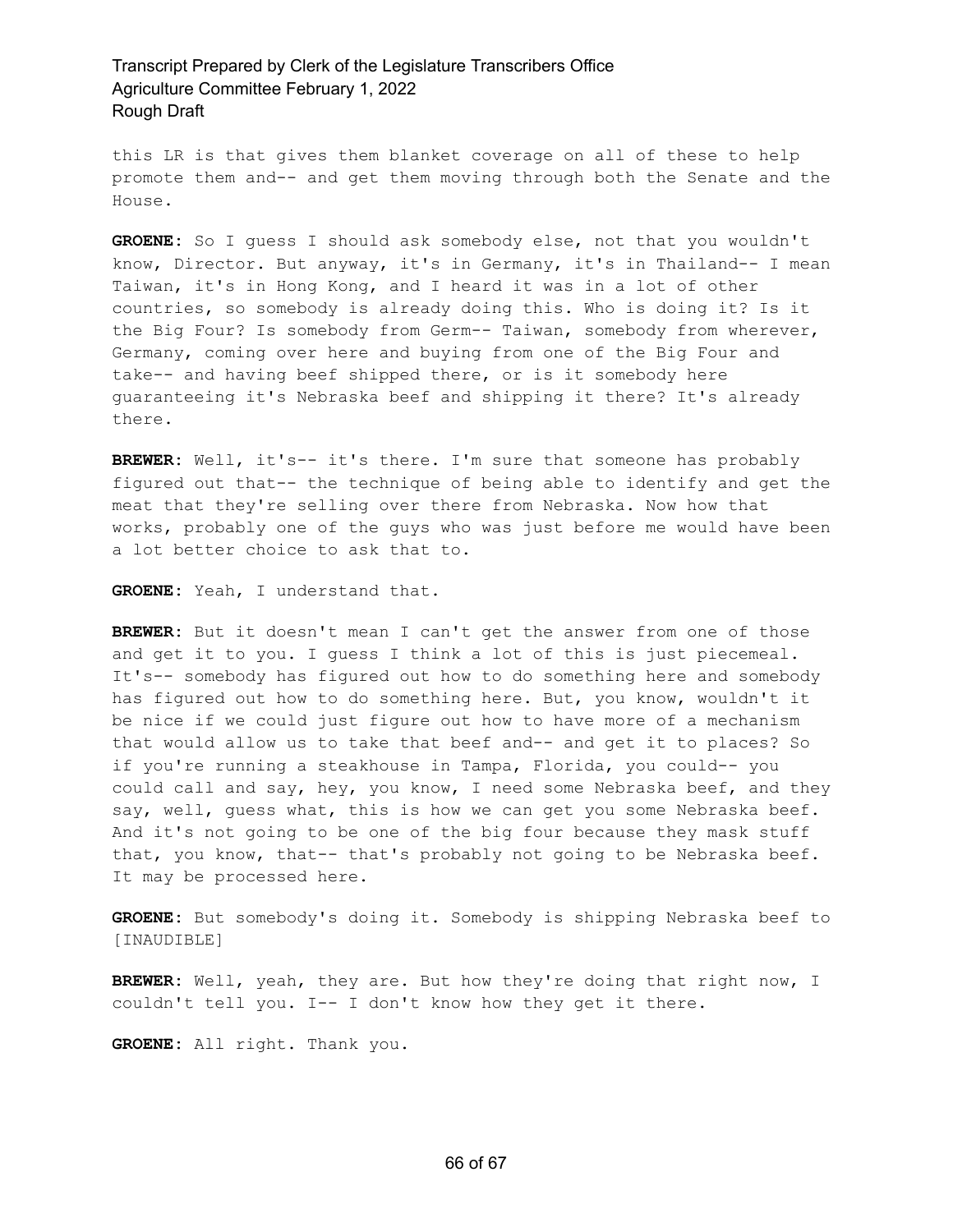this LR is that gives them blanket coverage on all of these to help promote them and-- and get them moving through both the Senate and the House.

**GROENE:** So I guess I should ask somebody else, not that you wouldn't know, Director. But anyway, it's in Germany, it's in Thailand-- I mean Taiwan, it's in Hong Kong, and I heard it was in a lot of other countries, so somebody is already doing this. Who is doing it? Is it the Big Four? Is somebody from Germ-- Taiwan, somebody from wherever, Germany, coming over here and buying from one of the Big Four and take-- and having beef shipped there, or is it somebody here guaranteeing it's Nebraska beef and shipping it there? It's already there.

**BREWER:** Well, it's-- it's there. I'm sure that someone has probably figured out that-- the technique of being able to identify and get the meat that they're selling over there from Nebraska. Now how that works, probably one of the guys who was just before me would have been a lot better choice to ask that to.

**GROENE:** Yeah, I understand that.

**BREWER:** But it doesn't mean I can't get the answer from one of those and get it to you. I guess I think a lot of this is just piecemeal. It's-- somebody has figured out how to do something here and somebody has figured out how to do something here. But, you know, wouldn't it be nice if we could just figure out how to have more of a mechanism that would allow us to take that beef and-- and get it to places? So if you're running a steakhouse in Tampa, Florida, you could-- you could call and say, hey, you know, I need some Nebraska beef, and they say, well, guess what, this is how we can get you some Nebraska beef. And it's not going to be one of the big four because they mask stuff that, you know, that-- that's probably not going to be Nebraska beef. It may be processed here.

**GROENE:** But somebody's doing it. Somebody is shipping Nebraska beef to [INAUDIBLE]

**BREWER:** Well, yeah, they are. But how they're doing that right now, I couldn't tell you. I-- I don't know how they get it there.

**GROENE:** All right. Thank you.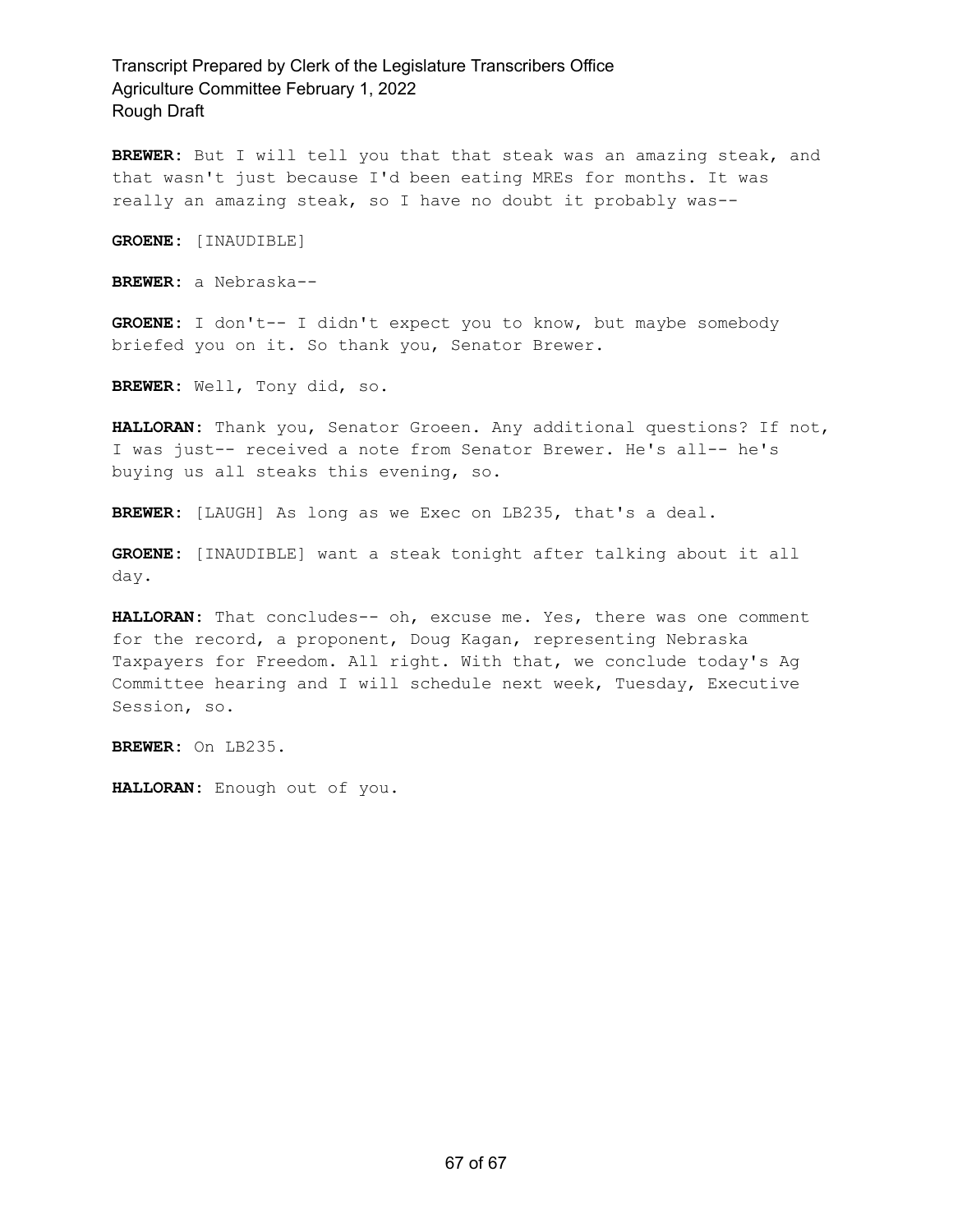**BREWER:** But I will tell you that that steak was an amazing steak, and that wasn't just because I'd been eating MREs for months. It was really an amazing steak, so I have no doubt it probably was--

**GROENE:** [INAUDIBLE]

**BREWER:** a Nebraska--

**GROENE:** I don't-- I didn't expect you to know, but maybe somebody briefed you on it. So thank you, Senator Brewer.

**BREWER:** Well, Tony did, so.

**HALLORAN:** Thank you, Senator Groeen. Any additional questions? If not, I was just-- received a note from Senator Brewer. He's all-- he's buying us all steaks this evening, so.

**BREWER:** [LAUGH] As long as we Exec on LB235, that's a deal.

**GROENE:** [INAUDIBLE] want a steak tonight after talking about it all day.

**HALLORAN:** That concludes-- oh, excuse me. Yes, there was one comment for the record, a proponent, Doug Kagan, representing Nebraska Taxpayers for Freedom. All right. With that, we conclude today's Ag Committee hearing and I will schedule next week, Tuesday, Executive Session, so.

**BREWER:** On LB235.

**HALLORAN:** Enough out of you.